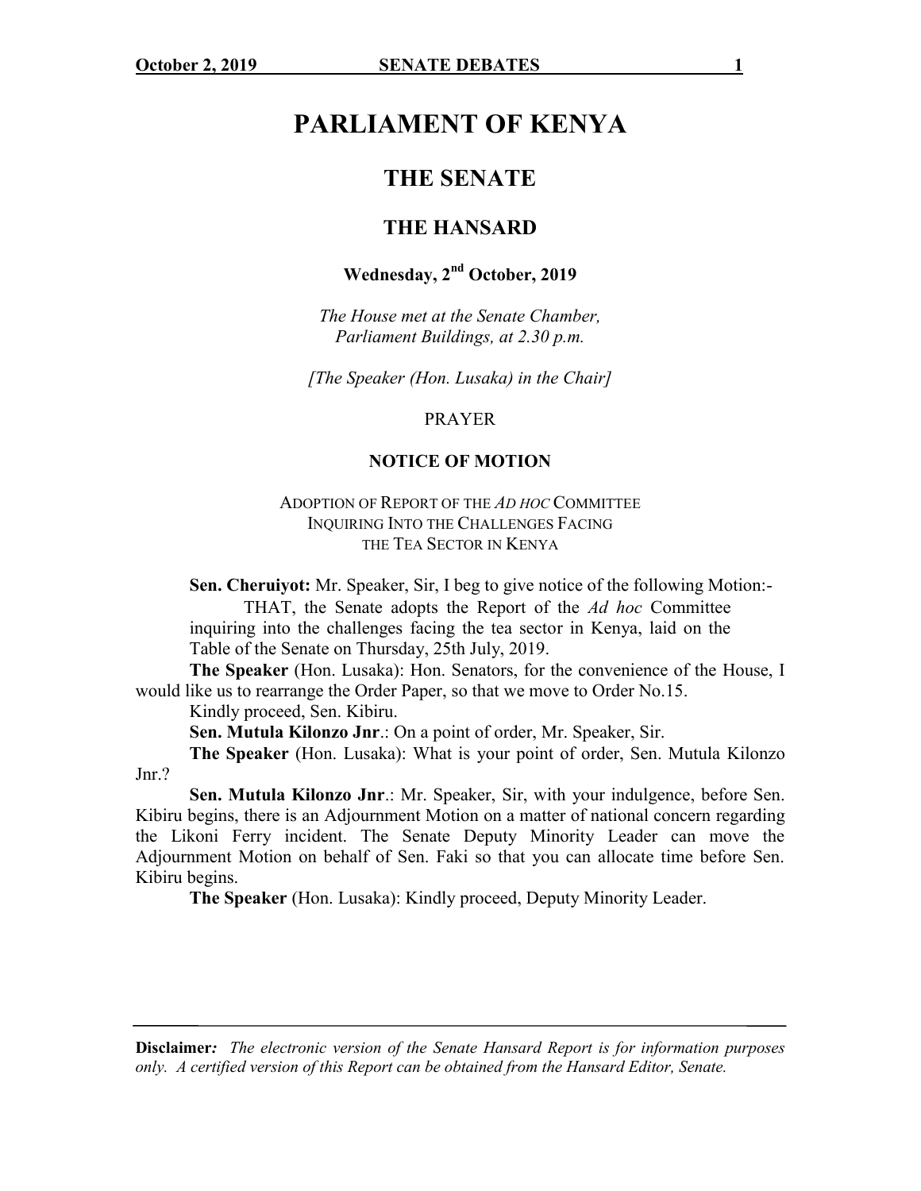# PARLIAMENT OF KENYA

## THE SENATE

## THE HANSARD

**Wednesday, 2nd October, 2019**

*The House met at the Senate Chamber, Parliament Buildings, at 2.30 p.m.*

*[The Speaker (Hon. Lusaka) in the Chair]*

PRAYER

### NOTICE OF MOTION

ADOPTION OF REPORT OF THE *AD HOC* COMMITTEE INQUIRING INTO THE CHALLENGES FACING THE TEA SECTOR IN KENYA

**Sen. Cheruiyot:** Mr. Speaker, Sir, I beg to give notice of the following Motion:-

THAT, the Senate adopts the Report of the *Ad hoc* Committee inquiring into the challenges facing the tea sector in Kenya, laid on the Table of the Senate on Thursday, 25th July, 2019.

**The Speaker** (Hon. Lusaka): Hon. Senators, for the convenience of the House, I would like us to rearrange the Order Paper, so that we move to Order No.15.

Kindly proceed, Sen. Kibiru.

**Sen. Mutula Kilonzo Jnr**.: On a point of order, Mr. Speaker, Sir.

**The Speaker** (Hon. Lusaka): What is your point of order, Sen. Mutula Kilonzo Jnr.?

**Sen. Mutula Kilonzo Jnr**.: Mr. Speaker, Sir, with your indulgence, before Sen. Kibiru begins, there is an Adjournment Motion on a matter of national concern regarding the Likoni Ferry incident. The Senate Deputy Minority Leader can move the Adjournment Motion on behalf of Sen. Faki so that you can allocate time before Sen. Kibiru begins.

**The Speaker** (Hon. Lusaka): Kindly proceed, Deputy Minority Leader.

**Disclaimer***: The electronic version of the Senate Hansard Report is for information purposes only. A certified version of this Report can be obtained from the Hansard Editor, Senate.*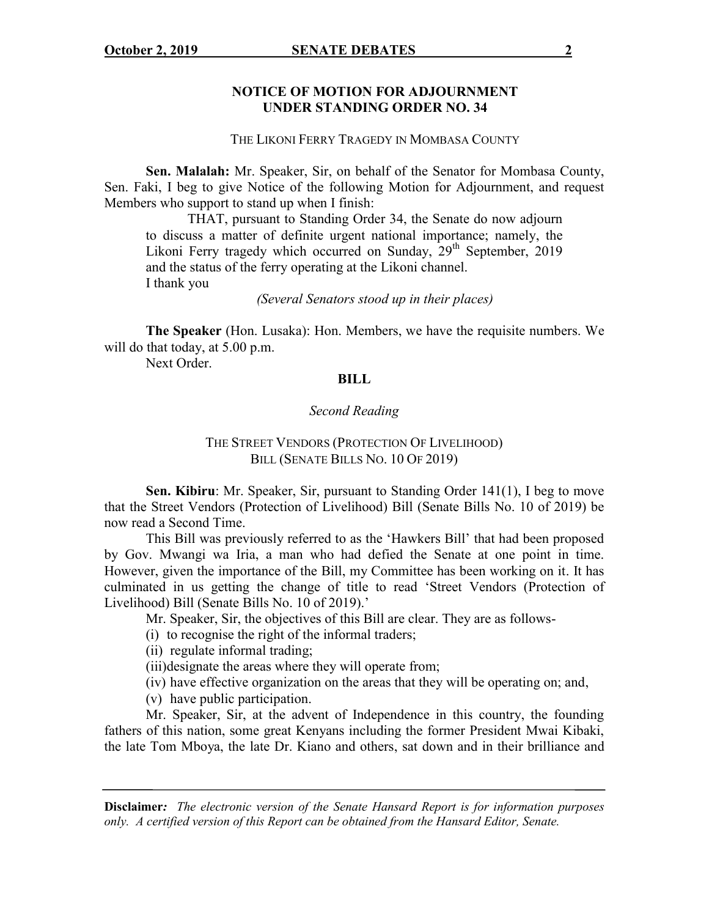## NOTICE OF MOTION FOR ADJOURNMENT UNDER STANDING ORDER NO. 34

THE LIKONI FERRY TRAGEDY IN MOMBASA COUNTY

**Sen. Malalah:** Mr. Speaker, Sir, on behalf of the Senator for Mombasa County, Sen. Faki, I beg to give Notice of the following Motion for Adjournment, and request Members who support to stand up when I finish:

> THAT, pursuant to Standing Order 34, the Senate do now adjourn to discuss a matter of definite urgent national importance; namely, the Likoni Ferry tragedy which occurred on Sunday, 29th September, 2019 and the status of the ferry operating at the Likoni channel.

I thank you

*(Several Senators stood up in their places)*

**The Speaker** (Hon. Lusaka): Hon. Members, we have the requisite numbers. We will do that today, at 5.00 p.m.

Next Order.

## BILL

*Second Reading*

THE STREET VENDORS (PROTECTION OF LIVELIHOOD) BILL (SENATE BILLS NO. 10 OF 2019)

**Sen. Kibiru**: Mr. Speaker, Sir, pursuant to Standing Order 141(1), I beg to move that the Street Vendors (Protection of Livelihood) Bill (Senate Bills No. 10 of 2019) be now read a Second Time.

This Bill was previously referred to as the 'Hawkers Bill' that had been proposed by Gov. Mwangi wa Iria, a man who had defied the Senate at one point in time. However, given the importance of the Bill, my Committee has been working on it. It has culminated in us getting the change of title to read 'Street Vendors (Protection of Livelihood) Bill (Senate Bills No. 10 of 2019).'

Mr. Speaker, Sir, the objectives of this Bill are clear. They are as follows-

(i) to recognise the right of the informal traders;

(ii) regulate informal trading;

(iii) designate the areas where they will operate from;

(iv) have effective organization on the areas that they will be operating on; and,

(v) have public participation.

Mr. Speaker, Sir, at the advent of Independence in this country, the founding fathers of this nation, some great Kenyans including the former President Mwai Kibaki, the late Tom Mboya, the late Dr. Kiano and others, sat down and in their brilliance and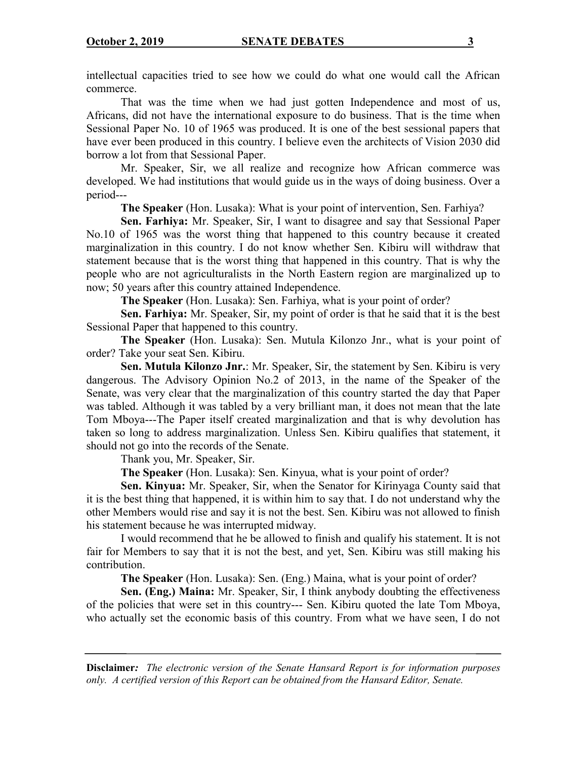intellectual capacities tried to see how we could do what one would call the African commerce.

That was the time when we had just gotten Independence and most of us, Africans, did not have the international exposure to do business. That is the time when Sessional Paper No. 10 of 1965 was produced. It is one of the best sessional papers that have ever been produced in this country. I believe even the architects of Vision 2030 did borrow a lot from that Sessional Paper.

Mr. Speaker, Sir, we all realize and recognize how African commerce was developed. We had institutions that would guide us in the ways of doing business. Over a period---

**The Speaker** (Hon. Lusaka): What is your point of intervention, Sen. Farhiya?

**Sen. Farhiya:** Mr. Speaker, Sir, I want to disagree and say that Sessional Paper No.10 of 1965 was the worst thing that happened to this country because it created marginalization in this country. I do not know whether Sen. Kibiru will withdraw that statement because that is the worst thing that happened in this country. That is why the people who are not agriculturalists in the North Eastern region are marginalized up to now; 50 years after this country attained Independence.

**The Speaker** (Hon. Lusaka): Sen. Farhiya, what is your point of order?

**Sen. Farhiya:** Mr. Speaker, Sir, my point of order is that he said that it is the best Sessional Paper that happened to this country.

**The Speaker** (Hon. Lusaka): Sen. Mutula Kilonzo Jnr., what is your point of order? Take your seat Sen. Kibiru.

**Sen. Mutula Kilonzo Jnr.**: Mr. Speaker, Sir, the statement by Sen. Kibiru is very dangerous. The Advisory Opinion No.2 of 2013, in the name of the Speaker of the Senate, was very clear that the marginalization of this country started the day that Paper was tabled. Although it was tabled by a very brilliant man, it does not mean that the late Tom Mboya---The Paper itself created marginalization and that is why devolution has taken so long to address marginalization. Unless Sen. Kibiru qualifies that statement, it should not go into the records of the Senate.

Thank you, Mr. Speaker, Sir.

**The Speaker** (Hon. Lusaka): Sen. Kinyua, what is your point of order?

**Sen. Kinyua:** Mr. Speaker, Sir, when the Senator for Kirinyaga County said that it is the best thing that happened, it is within him to say that. I do not understand why the other Members would rise and say it is not the best. Sen. Kibiru was not allowed to finish his statement because he was interrupted midway.

I would recommend that he be allowed to finish and qualify his statement. It is not fair for Members to say that it is not the best, and yet, Sen. Kibiru was still making his contribution.

**The Speaker** (Hon. Lusaka): Sen. (Eng.) Maina, what is your point of order?

**Sen. (Eng.) Maina:** Mr. Speaker, Sir, I think anybody doubting the effectiveness of the policies that were set in this country--- Sen. Kibiru quoted the late Tom Mboya, who actually set the economic basis of this country. From what we have seen, I do not

**Disclaimer***:* *The electronic version of the Senate Hansard Report is for information purposes only. A certified version of this Report can be obtained from the Hansard Editor, Senate.*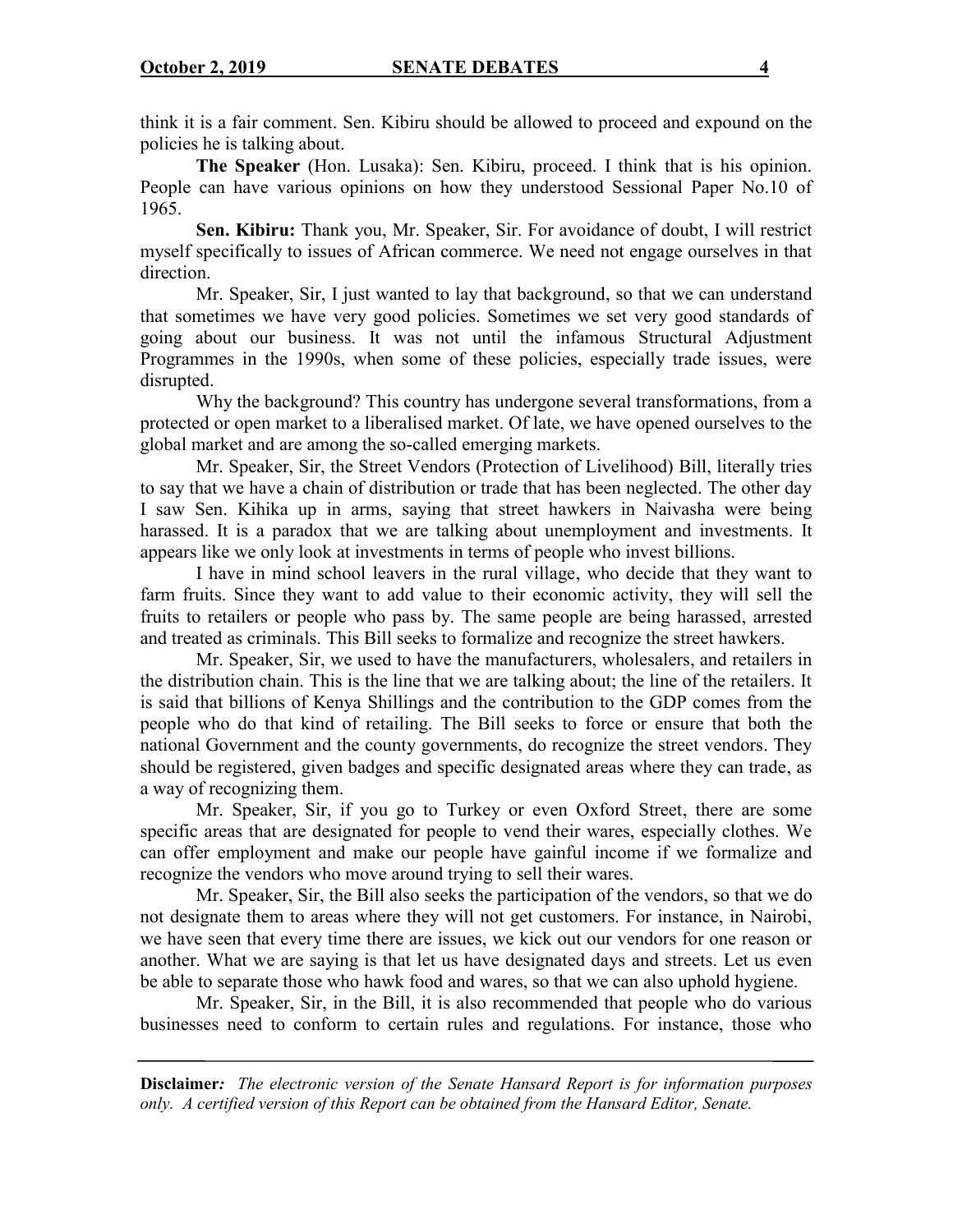think it is a fair comment. Sen. Kibiru should be allowed to proceed and expound on the policies he is talking about.

**The Speaker** (Hon. Lusaka): Sen. Kibiru, proceed. I think that is his opinion. People can have various opinions on how they understood Sessional Paper No.10 of 1965.

**Sen. Kibiru:** Thank you, Mr. Speaker, Sir. For avoidance of doubt, I will restrict myself specifically to issues of African commerce. We need not engage ourselves in that direction.

Mr. Speaker, Sir, I just wanted to lay that background, so that we can understand that sometimes we have very good policies. Sometimes we set very good standards of going about our business. It was not until the infamous Structural Adjustment Programmes in the 1990s, when some of these policies, especially trade issues, were disrupted.

Why the background? This country has undergone several transformations, from a protected or open market to a liberalised market. Of late, we have opened ourselves to the global market and are among the so-called emerging markets.

Mr. Speaker, Sir, the Street Vendors (Protection of Livelihood) Bill, literally tries to say that we have a chain of distribution or trade that has been neglected. The other day I saw Sen. Kihika up in arms, saying that street hawkers in Naivasha were being harassed. It is a paradox that we are talking about unemployment and investments. It appears like we only look at investments in terms of people who invest billions.

I have in mind school leavers in the rural village, who decide that they want to farm fruits. Since they want to add value to their economic activity, they will sell the fruits to retailers or people who pass by. The same people are being harassed, arrested and treated as criminals. This Bill seeks to formalize and recognize the street hawkers.

Mr. Speaker, Sir, we used to have the manufacturers, wholesalers, and retailers in the distribution chain. This is the line that we are talking about; the line of the retailers. It is said that billions of Kenya Shillings and the contribution to the GDP comes from the people who do that kind of retailing. The Bill seeks to force or ensure that both the national Government and the county governments, do recognize the street vendors. They should be registered, given badges and specific designated areas where they can trade, as a way of recognizing them.

Mr. Speaker, Sir, if you go to Turkey or even Oxford Street, there are some specific areas that are designated for people to vend their wares, especially clothes. We can offer employment and make our people have gainful income if we formalize and recognize the vendors who move around trying to sell their wares.

Mr. Speaker, Sir, the Bill also seeks the participation of the vendors, so that we do not designate them to areas where they will not get customers. For instance, in Nairobi, we have seen that every time there are issues, we kick out our vendors for one reason or another. What we are saying is that let us have designated days and streets. Let us even be able to separate those who hawk food and wares, so that we can also uphold hygiene.

Mr. Speaker, Sir, in the Bill, it is also recommended that people who do various businesses need to conform to certain rules and regulations. For instance, those who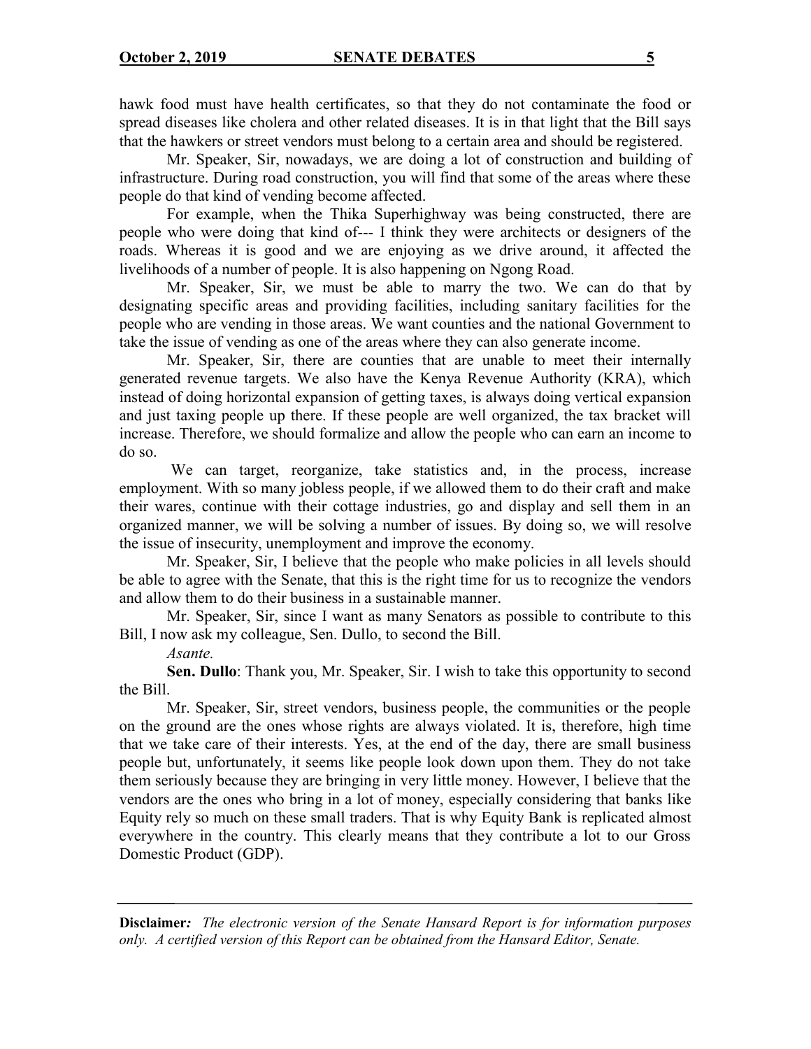hawk food must have health certificates, so that they do not contaminate the food or spread diseases like cholera and other related diseases. It is in that light that the Bill says that the hawkers or street vendors must belong to a certain area and should be registered.

Mr. Speaker, Sir, nowadays, we are doing a lot of construction and building of infrastructure. During road construction, you will find that some of the areas where these people do that kind of vending become affected.

For example, when the Thika Superhighway was being constructed, there are people who were doing that kind of--- I think they were architects or designers of the roads. Whereas it is good and we are enjoying as we drive around, it affected the livelihoods of a number of people. It is also happening on Ngong Road.

Mr. Speaker, Sir, we must be able to marry the two. We can do that by designating specific areas and providing facilities, including sanitary facilities for the people who are vending in those areas. We want counties and the national Government to take the issue of vending as one of the areas where they can also generate income.

Mr. Speaker, Sir, there are counties that are unable to meet their internally generated revenue targets. We also have the Kenya Revenue Authority (KRA), which instead of doing horizontal expansion of getting taxes, is always doing vertical expansion and just taxing people up there. If these people are well organized, the tax bracket will increase. Therefore, we should formalize and allow the people who can earn an income to do so.

We can target, reorganize, take statistics and, in the process, increase employment. With so many jobless people, if we allowed them to do their craft and make their wares, continue with their cottage industries, go and display and sell them in an organized manner, we will be solving a number of issues. By doing so, we will resolve the issue of insecurity, unemployment and improve the economy.

Mr. Speaker, Sir, I believe that the people who make policies in all levels should be able to agree with the Senate, that this is the right time for us to recognize the vendors and allow them to do their business in a sustainable manner.

Mr. Speaker, Sir, since I want as many Senators as possible to contribute to this Bill, I now ask my colleague, Sen. Dullo, to second the Bill.

*Asante.*

**Sen. Dullo**: Thank you, Mr. Speaker, Sir. I wish to take this opportunity to second the Bill.

Mr. Speaker, Sir, street vendors, business people, the communities or the people on the ground are the ones whose rights are always violated. It is, therefore, high time that we take care of their interests. Yes, at the end of the day, there are small business people but, unfortunately, it seems like people look down upon them. They do not take them seriously because they are bringing in very little money. However, I believe that the vendors are the ones who bring in a lot of money, especially considering that banks like Equity rely so much on these small traders. That is why Equity Bank is replicated almost everywhere in the country. This clearly means that they contribute a lot to our Gross Domestic Product (GDP).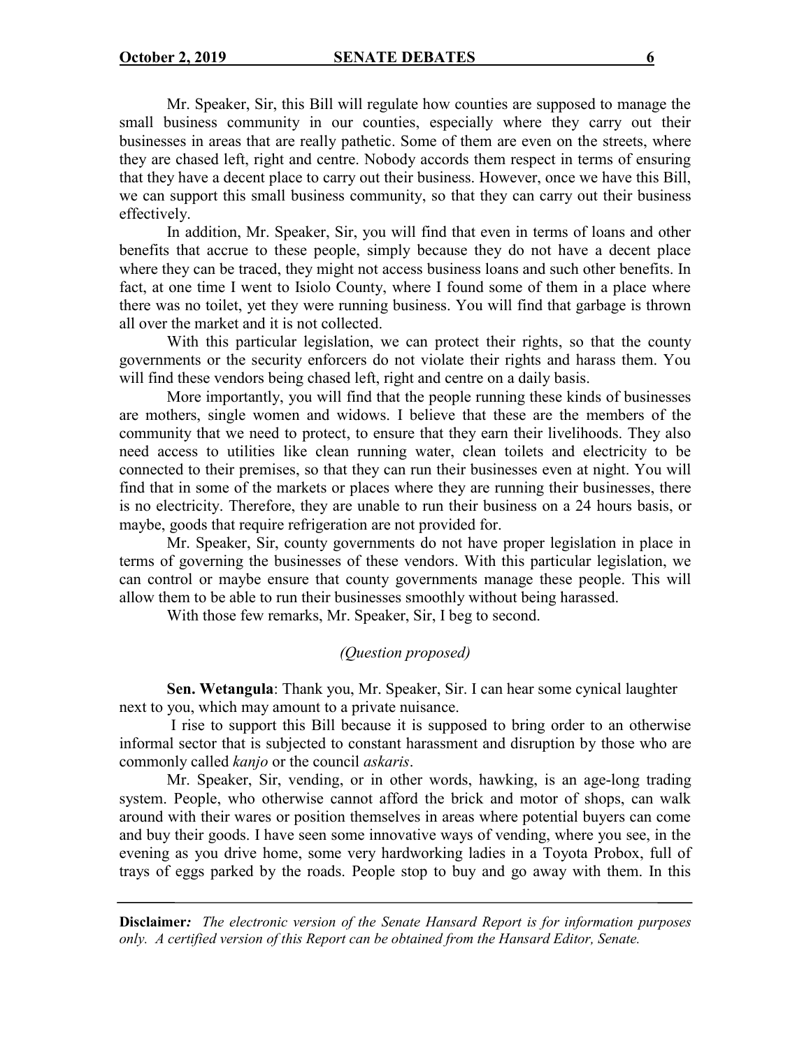Mr. Speaker, Sir, this Bill will regulate how counties are supposed to manage the small business community in our counties, especially where they carry out their businesses in areas that are really pathetic. Some of them are even on the streets, where they are chased left, right and centre. Nobody accords them respect in terms of ensuring that they have a decent place to carry out their business. However, once we have this Bill, we can support this small business community, so that they can carry out their business effectively.

In addition, Mr. Speaker, Sir, you will find that even in terms of loans and other benefits that accrue to these people, simply because they do not have a decent place where they can be traced, they might not access business loans and such other benefits. In fact, at one time I went to Isiolo County, where I found some of them in a place where there was no toilet, yet they were running business. You will find that garbage is thrown all over the market and it is not collected.

With this particular legislation, we can protect their rights, so that the county governments or the security enforcers do not violate their rights and harass them. You will find these vendors being chased left, right and centre on a daily basis.

More importantly, you will find that the people running these kinds of businesses are mothers, single women and widows. I believe that these are the members of the community that we need to protect, to ensure that they earn their livelihoods. They also need access to utilities like clean running water, clean toilets and electricity to be connected to their premises, so that they can run their businesses even at night. You will find that in some of the markets or places where they are running their businesses, there is no electricity. Therefore, they are unable to run their business on a 24 hours basis, or maybe, goods that require refrigeration are not provided for.

Mr. Speaker, Sir, county governments do not have proper legislation in place in terms of governing the businesses of these vendors. With this particular legislation, we can control or maybe ensure that county governments manage these people. This will allow them to be able to run their businesses smoothly without being harassed.

With those few remarks, Mr. Speaker, Sir, I beg to second.

*(Question proposed)*

**Sen. Wetangula**: Thank you, Mr. Speaker, Sir. I can hear some cynical laughter next to you, which may amount to a private nuisance.

I rise to support this Bill because it is supposed to bring order to an otherwise informal sector that is subjected to constant harassment and disruption by those who are commonly called *kanjo* or the council *askaris*.

Mr. Speaker, Sir, vending, or in other words, hawking, is an age-long trading system. People, who otherwise cannot afford the brick and motor of shops, can walk around with their wares or position themselves in areas where potential buyers can come and buy their goods. I have seen some innovative ways of vending, where you see, in the evening as you drive home, some very hardworking ladies in a Toyota Probox, full of trays of eggs parked by the roads. People stop to buy and go away with them. In this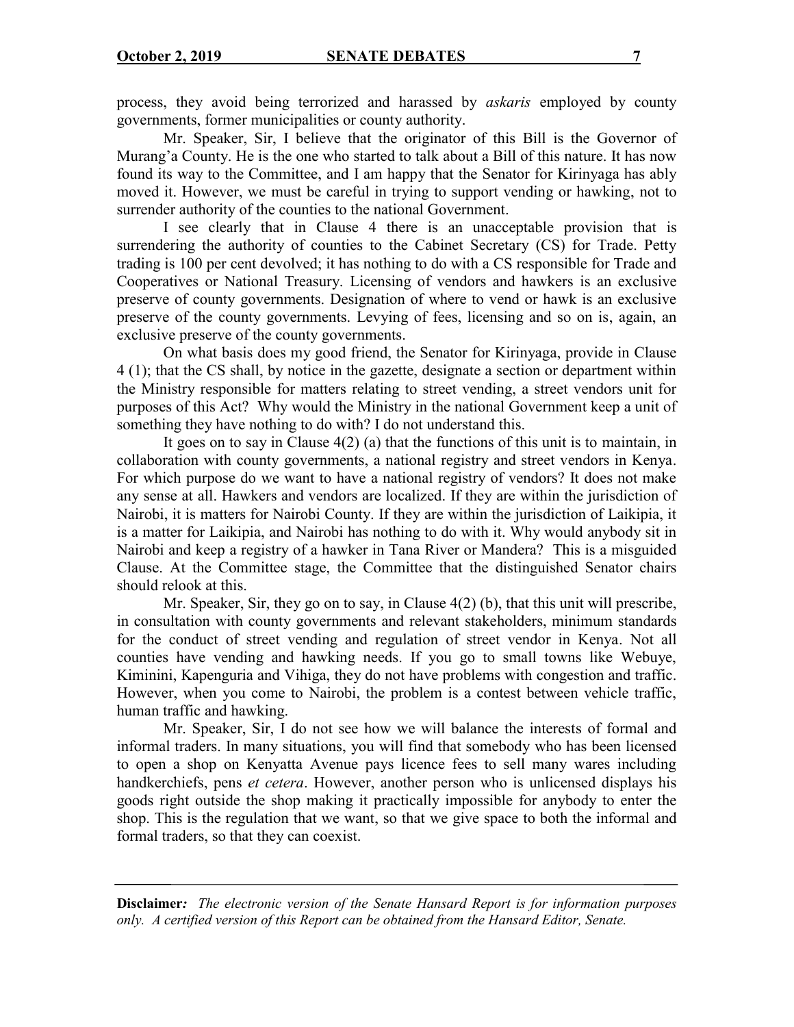process, they avoid being terrorized and harassed by *askaris* employed by county governments, former municipalities or county authority.

Mr. Speaker, Sir, I believe that the originator of this Bill is the Governor of Murang'a County. He is the one who started to talk about a Bill of this nature. It has now found its way to the Committee, and I am happy that the Senator for Kirinyaga has ably moved it. However, we must be careful in trying to support vending or hawking, not to surrender authority of the counties to the national Government.

I see clearly that in Clause 4 there is an unacceptable provision that is surrendering the authority of counties to the Cabinet Secretary (CS) for Trade. Petty trading is 100 per cent devolved; it has nothing to do with a CS responsible for Trade and Cooperatives or National Treasury. Licensing of vendors and hawkers is an exclusive preserve of county governments. Designation of where to vend or hawk is an exclusive preserve of the county governments. Levying of fees, licensing and so on is, again, an exclusive preserve of the county governments.

On what basis does my good friend, the Senator for Kirinyaga, provide in Clause 4 (1); that the CS shall, by notice in the gazette, designate a section or department within the Ministry responsible for matters relating to street vending, a street vendors unit for purposes of this Act? Why would the Ministry in the national Government keep a unit of something they have nothing to do with? I do not understand this.

It goes on to say in Clause 4(2) (a) that the functions of this unit is to maintain, in collaboration with county governments, a national registry and street vendors in Kenya. For which purpose do we want to have a national registry of vendors? It does not make any sense at all. Hawkers and vendors are localized. If they are within the jurisdiction of Nairobi, it is matters for Nairobi County. If they are within the jurisdiction of Laikipia, it is a matter for Laikipia, and Nairobi has nothing to do with it. Why would anybody sit in Nairobi and keep a registry of a hawker in Tana River or Mandera? This is a misguided Clause. At the Committee stage, the Committee that the distinguished Senator chairs should relook at this.

Mr. Speaker, Sir, they go on to say, in Clause 4(2) (b), that this unit will prescribe, in consultation with county governments and relevant stakeholders, minimum standards for the conduct of street vending and regulation of street vendor in Kenya. Not all counties have vending and hawking needs. If you go to small towns like Webuye, Kiminini, Kapenguria and Vihiga, they do not have problems with congestion and traffic. However, when you come to Nairobi, the problem is a contest between vehicle traffic, human traffic and hawking.

Mr. Speaker, Sir, I do not see how we will balance the interests of formal and informal traders. In many situations, you will find that somebody who has been licensed to open a shop on Kenyatta Avenue pays licence fees to sell many wares including handkerchiefs, pens *et cetera*. However, another person who is unlicensed displays his goods right outside the shop making it practically impossible for anybody to enter the shop. This is the regulation that we want, so that we give space to both the informal and formal traders, so that they can coexist.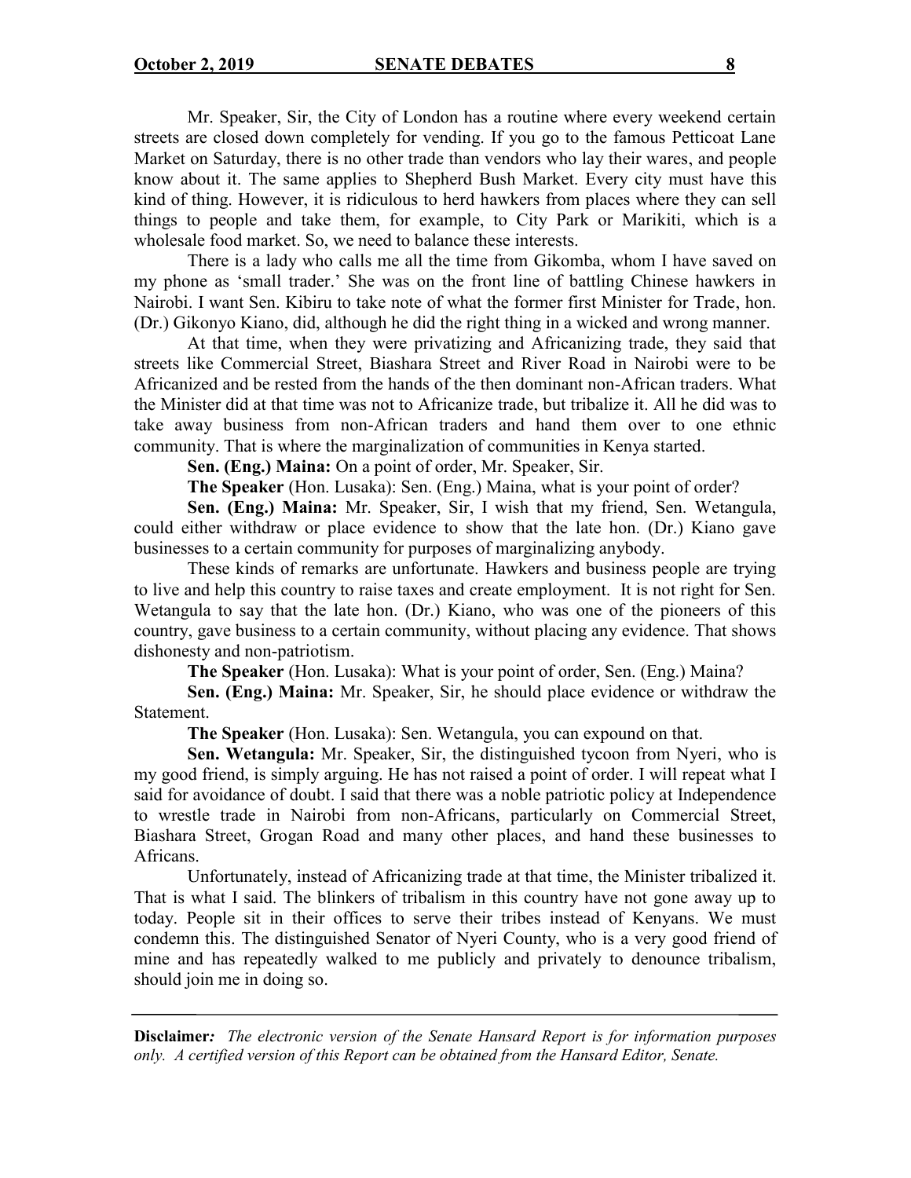Mr. Speaker, Sir, the City of London has a routine where every weekend certain streets are closed down completely for vending. If you go to the famous Petticoat Lane Market on Saturday, there is no other trade than vendors who lay their wares, and people know about it. The same applies to Shepherd Bush Market. Every city must have this kind of thing. However, it is ridiculous to herd hawkers from places where they can sell things to people and take them, for example, to City Park or Marikiti, which is a wholesale food market. So, we need to balance these interests.

There is a lady who calls me all the time from Gikomba, whom I have saved on my phone as 'small trader.' She was on the front line of battling Chinese hawkers in Nairobi. I want Sen. Kibiru to take note of what the former first Minister for Trade, hon. (Dr.) Gikonyo Kiano, did, although he did the right thing in a wicked and wrong manner.

At that time, when they were privatizing and Africanizing trade, they said that streets like Commercial Street, Biashara Street and River Road in Nairobi were to be Africanized and be rested from the hands of the then dominant non-African traders. What the Minister did at that time was not to Africanize trade, but tribalize it. All he did was to take away business from non-African traders and hand them over to one ethnic community. That is where the marginalization of communities in Kenya started.

**Sen. (Eng.) Maina:** On a point of order, Mr. Speaker, Sir.

**The Speaker** (Hon. Lusaka): Sen. (Eng.) Maina, what is your point of order?

**Sen. (Eng.) Maina:** Mr. Speaker, Sir, I wish that my friend, Sen. Wetangula, could either withdraw or place evidence to show that the late hon. (Dr.) Kiano gave businesses to a certain community for purposes of marginalizing anybody.

These kinds of remarks are unfortunate. Hawkers and business people are trying to live and help this country to raise taxes and create employment. It is not right for Sen. Wetangula to say that the late hon. (Dr.) Kiano, who was one of the pioneers of this country, gave business to a certain community, without placing any evidence. That shows dishonesty and non-patriotism.

**The Speaker** (Hon. Lusaka): What is your point of order, Sen. (Eng.) Maina?

**Sen. (Eng.) Maina:** Mr. Speaker, Sir, he should place evidence or withdraw the Statement.

**The Speaker** (Hon. Lusaka): Sen. Wetangula, you can expound on that.

**Sen. Wetangula:** Mr. Speaker, Sir, the distinguished tycoon from Nyeri, who is my good friend, is simply arguing. He has not raised a point of order. I will repeat what I said for avoidance of doubt. I said that there was a noble patriotic policy at Independence to wrestle trade in Nairobi from non-Africans, particularly on Commercial Street, Biashara Street, Grogan Road and many other places, and hand these businesses to Africans.

Unfortunately, instead of Africanizing trade at that time, the Minister tribalized it. That is what I said. The blinkers of tribalism in this country have not gone away up to today. People sit in their offices to serve their tribes instead of Kenyans. We must condemn this. The distinguished Senator of Nyeri County, who is a very good friend of mine and has repeatedly walked to me publicly and privately to denounce tribalism, should join me in doing so.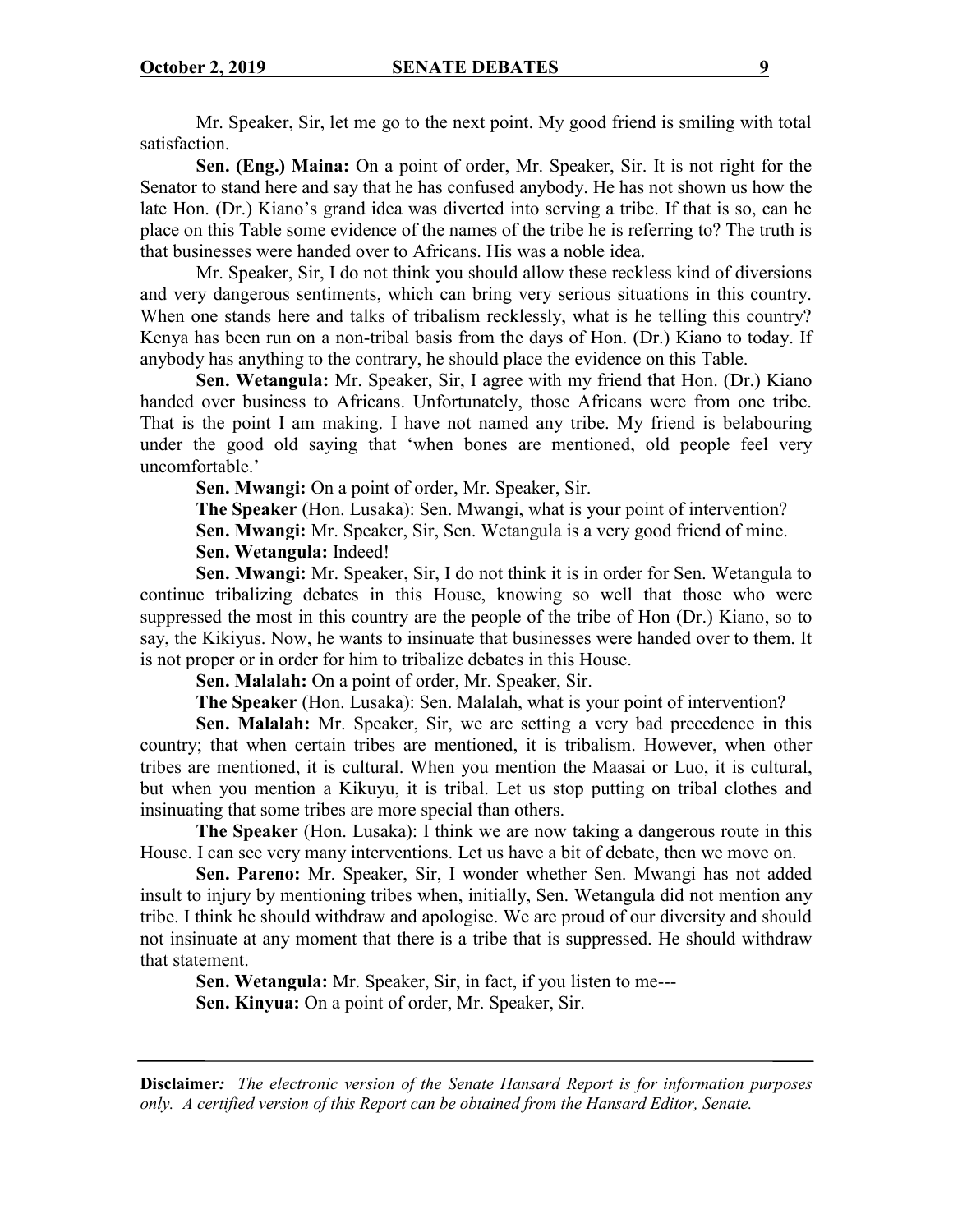Mr. Speaker, Sir, let me go to the next point. My good friend is smiling with total satisfaction.

**Sen. (Eng.) Maina:** On a point of order, Mr. Speaker, Sir. It is not right for the Senator to stand here and say that he has confused anybody. He has not shown us how the late Hon. (Dr.) Kiano's grand idea was diverted into serving a tribe. If that is so, can he place on this Table some evidence of the names of the tribe he is referring to? The truth is that businesses were handed over to Africans. His was a noble idea.

Mr. Speaker, Sir, I do not think you should allow these reckless kind of diversions and very dangerous sentiments, which can bring very serious situations in this country. When one stands here and talks of tribalism recklessly, what is he telling this country? Kenya has been run on a non-tribal basis from the days of Hon. (Dr.) Kiano to today. If anybody has anything to the contrary, he should place the evidence on this Table.

**Sen. Wetangula:** Mr. Speaker, Sir, I agree with my friend that Hon. (Dr.) Kiano handed over business to Africans. Unfortunately, those Africans were from one tribe. That is the point I am making. I have not named any tribe. My friend is belabouring under the good old saying that 'when bones are mentioned, old people feel very uncomfortable.'

**Sen. Mwangi:** On a point of order, Mr. Speaker, Sir.

**The Speaker** (Hon. Lusaka): Sen. Mwangi, what is your point of intervention?

**Sen. Mwangi:** Mr. Speaker, Sir, Sen. Wetangula is a very good friend of mine.

**Sen. Wetangula:** Indeed!

**Sen. Mwangi:** Mr. Speaker, Sir, I do not think it is in order for Sen. Wetangula to continue tribalizing debates in this House, knowing so well that those who were suppressed the most in this country are the people of the tribe of Hon (Dr.) Kiano, so to say, the Kikiyus. Now, he wants to insinuate that businesses were handed over to them. It is not proper or in order for him to tribalize debates in this House.

**Sen. Malalah:** On a point of order, Mr. Speaker, Sir.

**The Speaker** (Hon. Lusaka): Sen. Malalah, what is your point of intervention?

**Sen. Malalah:** Mr. Speaker, Sir, we are setting a very bad precedence in this country; that when certain tribes are mentioned, it is tribalism. However, when other tribes are mentioned, it is cultural. When you mention the Maasai or Luo, it is cultural, but when you mention a Kikuyu, it is tribal. Let us stop putting on tribal clothes and insinuating that some tribes are more special than others.

**The Speaker** (Hon. Lusaka): I think we are now taking a dangerous route in this House. I can see very many interventions. Let us have a bit of debate, then we move on.

**Sen. Pareno:** Mr. Speaker, Sir, I wonder whether Sen. Mwangi has not added insult to injury by mentioning tribes when, initially, Sen. Wetangula did not mention any tribe. I think he should withdraw and apologise. We are proud of our diversity and should not insinuate at any moment that there is a tribe that is suppressed. He should withdraw that statement.

**Sen. Wetangula:** Mr. Speaker, Sir, in fact, if you listen to me---

**Sen. Kinyua:** On a point of order, Mr. Speaker, Sir.

**Disclaimer***:* *The electronic version of the Senate Hansard Report is for information purposes only. A certified version of this Report can be obtained from the Hansard Editor, Senate.*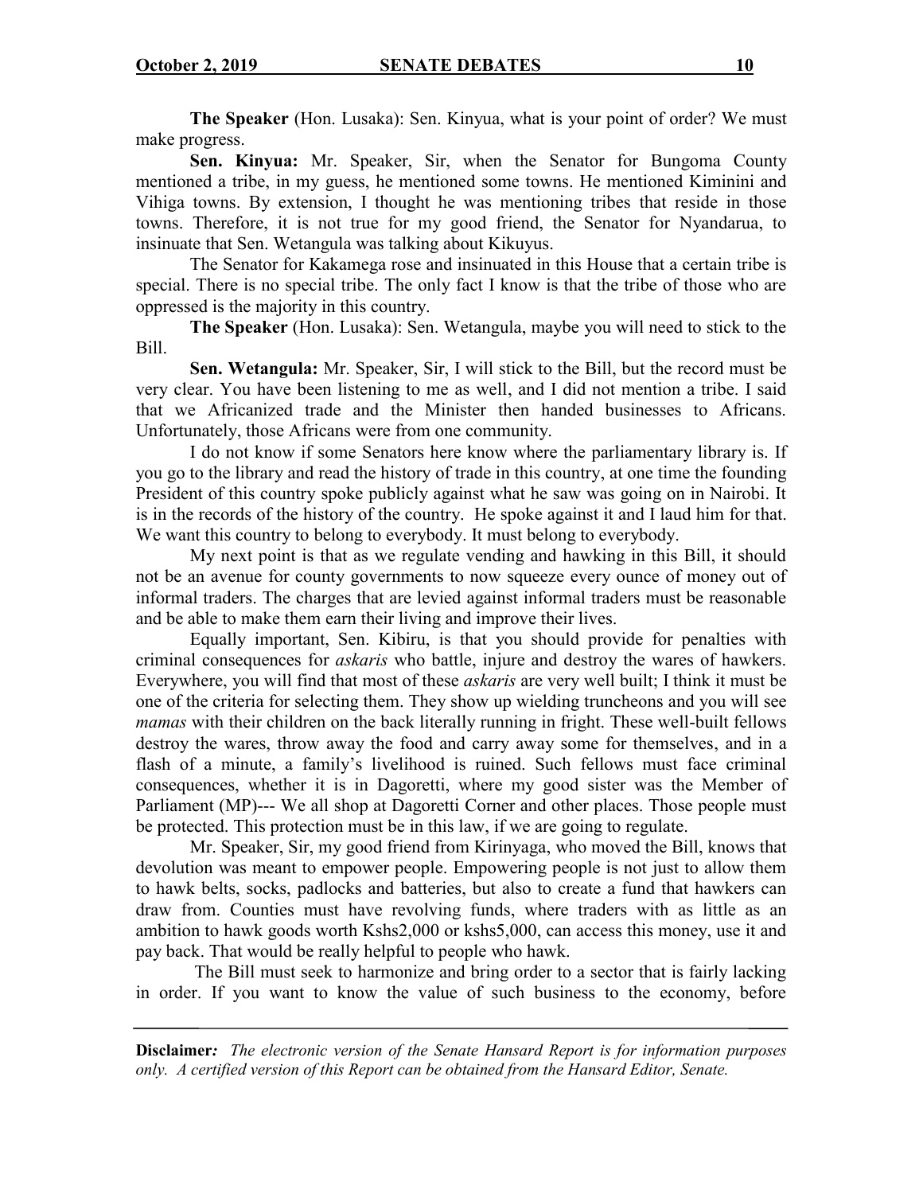**The Speaker** (Hon. Lusaka): Sen. Kinyua, what is your point of order? We must make progress.

**Sen. Kinyua:** Mr. Speaker, Sir, when the Senator for Bungoma County mentioned a tribe, in my guess, he mentioned some towns. He mentioned Kiminini and Vihiga towns. By extension, I thought he was mentioning tribes that reside in those towns. Therefore, it is not true for my good friend, the Senator for Nyandarua, to insinuate that Sen. Wetangula was talking about Kikuyus.

The Senator for Kakamega rose and insinuated in this House that a certain tribe is special. There is no special tribe. The only fact I know is that the tribe of those who are oppressed is the majority in this country.

**The Speaker** (Hon. Lusaka): Sen. Wetangula, maybe you will need to stick to the Bill.

**Sen. Wetangula:** Mr. Speaker, Sir, I will stick to the Bill, but the record must be very clear. You have been listening to me as well, and I did not mention a tribe. I said that we Africanized trade and the Minister then handed businesses to Africans. Unfortunately, those Africans were from one community.

I do not know if some Senators here know where the parliamentary library is. If you go to the library and read the history of trade in this country, at one time the founding President of this country spoke publicly against what he saw was going on in Nairobi. It is in the records of the history of the country. He spoke against it and I laud him for that. We want this country to belong to everybody. It must belong to everybody.

My next point is that as we regulate vending and hawking in this Bill, it should not be an avenue for county governments to now squeeze every ounce of money out of informal traders. The charges that are levied against informal traders must be reasonable and be able to make them earn their living and improve their lives.

Equally important, Sen. Kibiru, is that you should provide for penalties with criminal consequences for *askaris* who battle, injure and destroy the wares of hawkers. Everywhere, you will find that most of these *askaris* are very well built; I think it must be one of the criteria for selecting them. They show up wielding truncheons and you will see *mamas* with their children on the back literally running in fright. These well-built fellows destroy the wares, throw away the food and carry away some for themselves, and in a flash of a minute, a family's livelihood is ruined. Such fellows must face criminal consequences, whether it is in Dagoretti, where my good sister was the Member of Parliament (MP)--- We all shop at Dagoretti Corner and other places. Those people must be protected. This protection must be in this law, if we are going to regulate.

Mr. Speaker, Sir, my good friend from Kirinyaga, who moved the Bill, knows that devolution was meant to empower people. Empowering people is not just to allow them to hawk belts, socks, padlocks and batteries, but also to create a fund that hawkers can draw from. Counties must have revolving funds, where traders with as little as an ambition to hawk goods worth Kshs2,000 or kshs5,000, can access this money, use it and pay back. That would be really helpful to people who hawk.

The Bill must seek to harmonize and bring order to a sector that is fairly lacking in order. If you want to know the value of such business to the economy, before

**Disclaimer***:* *The electronic version of the Senate Hansard Report is for information purposes only. A certified version of this Report can be obtained from the Hansard Editor, Senate.*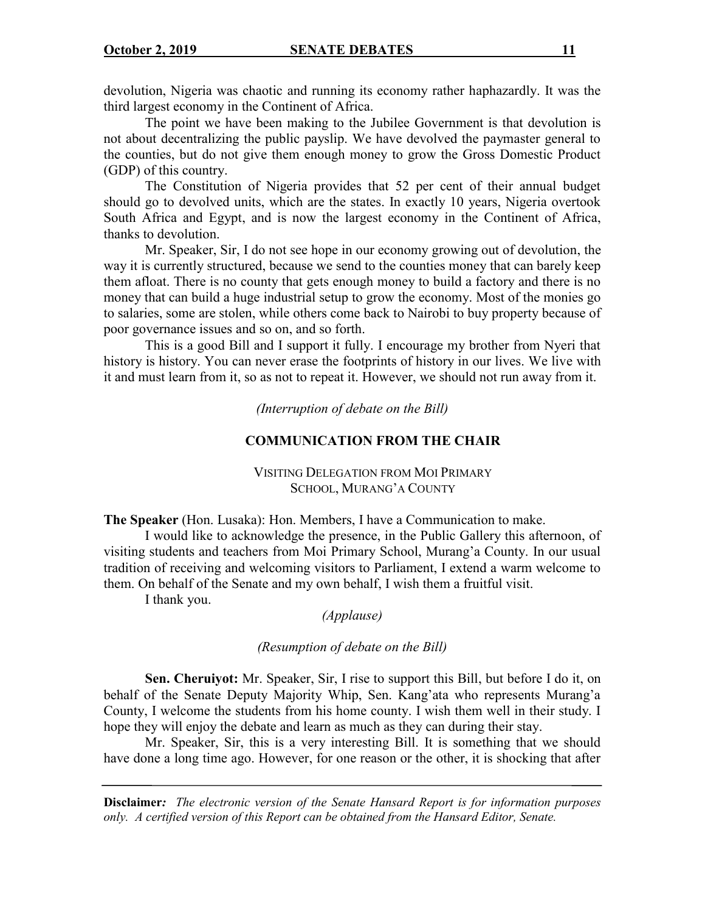devolution, Nigeria was chaotic and running its economy rather haphazardly. It was the third largest economy in the Continent of Africa.

The point we have been making to the Jubilee Government is that devolution is not about decentralizing the public payslip. We have devolved the paymaster general to the counties, but do not give them enough money to grow the Gross Domestic Product (GDP) of this country.

The Constitution of Nigeria provides that 52 per cent of their annual budget should go to devolved units, which are the states. In exactly 10 years, Nigeria overtook South Africa and Egypt, and is now the largest economy in the Continent of Africa, thanks to devolution.

Mr. Speaker, Sir, I do not see hope in our economy growing out of devolution, the way it is currently structured, because we send to the counties money that can barely keep them afloat. There is no county that gets enough money to build a factory and there is no money that can build a huge industrial setup to grow the economy. Most of the monies go to salaries, some are stolen, while others come back to Nairobi to buy property because of poor governance issues and so on, and so forth.

This is a good Bill and I support it fully. I encourage my brother from Nyeri that history is history. You can never erase the footprints of history in our lives. We live with it and must learn from it, so as not to repeat it. However, we should not run away from it.

*(Interruption of debate on the Bill)*

## COMMUNICATION FROM THE CHAIR

### VISITING DELEGATION FROM MOI PRIMARY SCHOOL, MURANG'A COUNTY

**The Speaker** (Hon. Lusaka): Hon. Members, I have a Communication to make.

I would like to acknowledge the presence, in the Public Gallery this afternoon, of visiting students and teachers from Moi Primary School, Murang'a County. In our usual tradition of receiving and welcoming visitors to Parliament, I extend a warm welcome to them. On behalf of the Senate and my own behalf, I wish them a fruitful visit.

I thank you.

*(Applause)*

*(Resumption of debate on the Bill)*

**Sen. Cheruiyot:** Mr. Speaker, Sir, I rise to support this Bill, but before I do it, on behalf of the Senate Deputy Majority Whip, Sen. Kang'ata who represents Murang'a County, I welcome the students from his home county. I wish them well in their study. I hope they will enjoy the debate and learn as much as they can during their stay.

Mr. Speaker, Sir, this is a very interesting Bill. It is something that we should have done a long time ago. However, for one reason or the other, it is shocking that after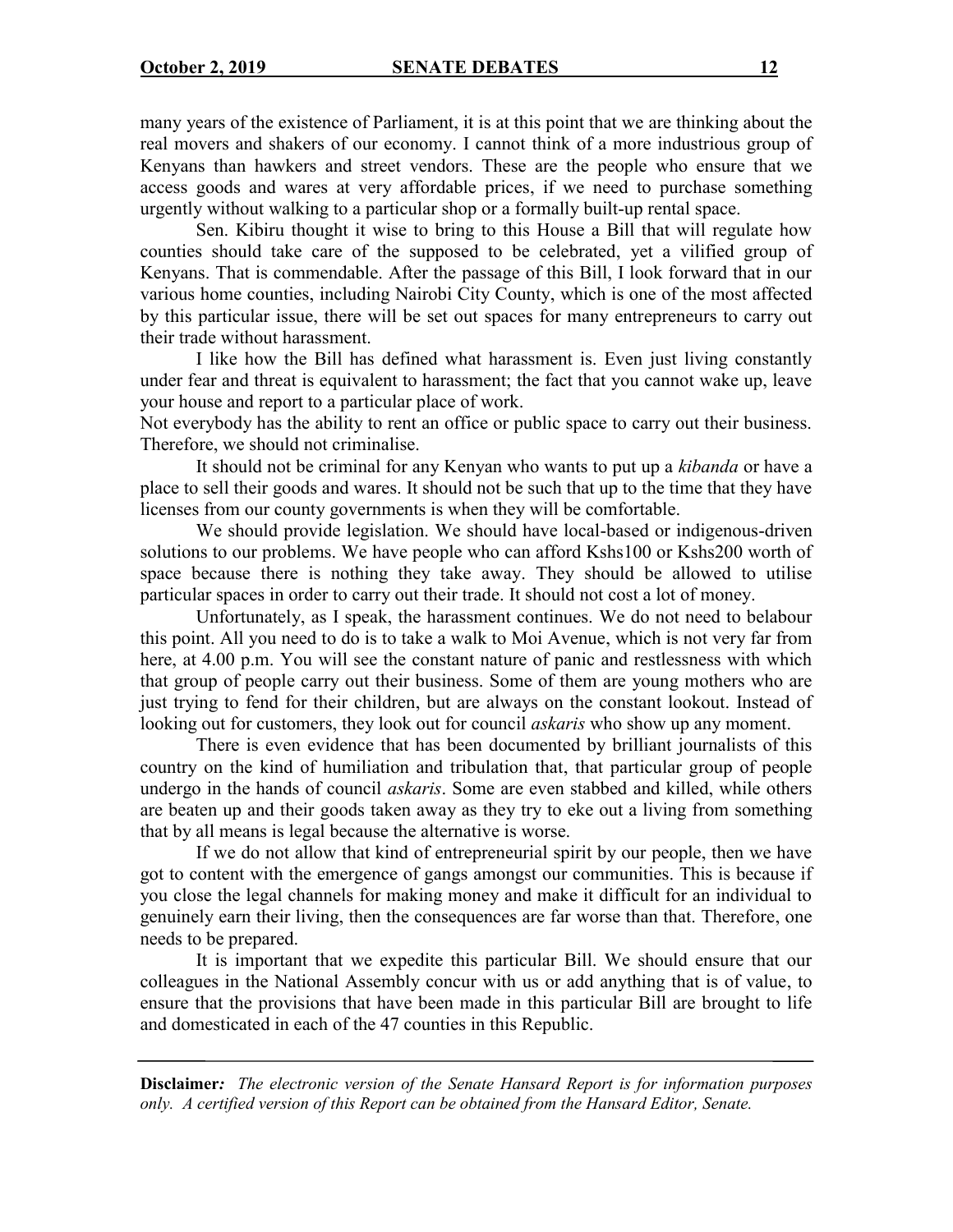many years of the existence of Parliament, it is at this point that we are thinking about the real movers and shakers of our economy. I cannot think of a more industrious group of Kenyans than hawkers and street vendors. These are the people who ensure that we access goods and wares at very affordable prices, if we need to purchase something urgently without walking to a particular shop or a formally built-up rental space.

Sen. Kibiru thought it wise to bring to this House a Bill that will regulate how counties should take care of the supposed to be celebrated, yet a vilified group of Kenyans. That is commendable. After the passage of this Bill, I look forward that in our various home counties, including Nairobi City County, which is one of the most affected by this particular issue, there will be set out spaces for many entrepreneurs to carry out their trade without harassment.

I like how the Bill has defined what harassment is. Even just living constantly under fear and threat is equivalent to harassment; the fact that you cannot wake up, leave your house and report to a particular place of work.

Not everybody has the ability to rent an office or public space to carry out their business. Therefore, we should not criminalise.

It should not be criminal for any Kenyan who wants to put up a *kibanda* or have a place to sell their goods and wares. It should not be such that up to the time that they have licenses from our county governments is when they will be comfortable.

We should provide legislation. We should have local-based or indigenous-driven solutions to our problems. We have people who can afford Kshs100 or Kshs200 worth of space because there is nothing they take away. They should be allowed to utilise particular spaces in order to carry out their trade. It should not cost a lot of money.

Unfortunately, as I speak, the harassment continues. We do not need to belabour this point. All you need to do is to take a walk to Moi Avenue, which is not very far from here, at 4.00 p.m. You will see the constant nature of panic and restlessness with which that group of people carry out their business. Some of them are young mothers who are just trying to fend for their children, but are always on the constant lookout. Instead of looking out for customers, they look out for council *askaris* who show up any moment.

There is even evidence that has been documented by brilliant journalists of this country on the kind of humiliation and tribulation that, that particular group of people undergo in the hands of council *askaris*. Some are even stabbed and killed, while others are beaten up and their goods taken away as they try to eke out a living from something that by all means is legal because the alternative is worse.

If we do not allow that kind of entrepreneurial spirit by our people, then we have got to content with the emergence of gangs amongst our communities. This is because if you close the legal channels for making money and make it difficult for an individual to genuinely earn their living, then the consequences are far worse than that. Therefore, one needs to be prepared.

It is important that we expedite this particular Bill. We should ensure that our colleagues in the National Assembly concur with us or add anything that is of value, to ensure that the provisions that have been made in this particular Bill are brought to life and domesticated in each of the 47 counties in this Republic.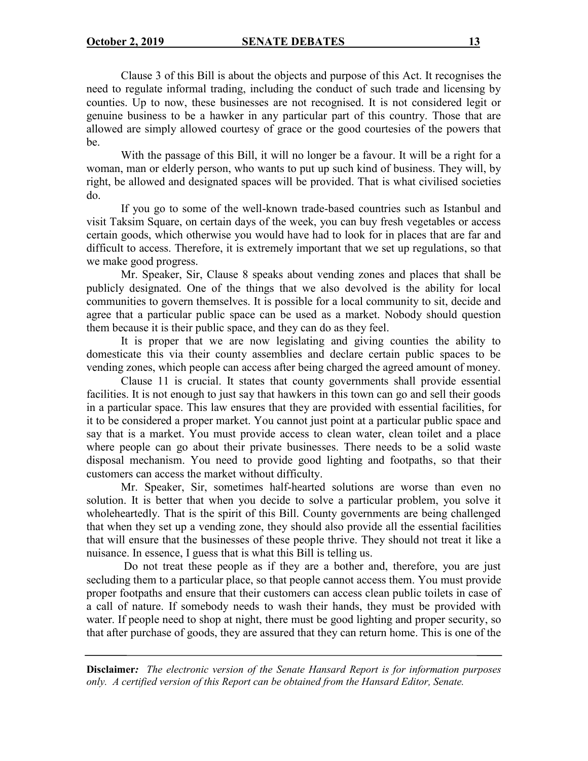Clause 3 of this Bill is about the objects and purpose of this Act. It recognises the need to regulate informal trading, including the conduct of such trade and licensing by counties. Up to now, these businesses are not recognised. It is not considered legit or genuine business to be a hawker in any particular part of this country. Those that are allowed are simply allowed courtesy of grace or the good courtesies of the powers that be.

With the passage of this Bill, it will no longer be a favour. It will be a right for a woman, man or elderly person, who wants to put up such kind of business. They will, by right, be allowed and designated spaces will be provided. That is what civilised societies do.

If you go to some of the well-known trade-based countries such as Istanbul and visit Taksim Square, on certain days of the week, you can buy fresh vegetables or access certain goods, which otherwise you would have had to look for in places that are far and difficult to access. Therefore, it is extremely important that we set up regulations, so that we make good progress.

Mr. Speaker, Sir, Clause 8 speaks about vending zones and places that shall be publicly designated. One of the things that we also devolved is the ability for local communities to govern themselves. It is possible for a local community to sit, decide and agree that a particular public space can be used as a market. Nobody should question them because it is their public space, and they can do as they feel.

It is proper that we are now legislating and giving counties the ability to domesticate this via their county assemblies and declare certain public spaces to be vending zones, which people can access after being charged the agreed amount of money.

Clause 11 is crucial. It states that county governments shall provide essential facilities. It is not enough to just say that hawkers in this town can go and sell their goods in a particular space. This law ensures that they are provided with essential facilities, for it to be considered a proper market. You cannot just point at a particular public space and say that is a market. You must provide access to clean water, clean toilet and a place where people can go about their private businesses. There needs to be a solid waste disposal mechanism. You need to provide good lighting and footpaths, so that their customers can access the market without difficulty.

Mr. Speaker, Sir, sometimes half-hearted solutions are worse than even no solution. It is better that when you decide to solve a particular problem, you solve it wholeheartedly. That is the spirit of this Bill. County governments are being challenged that when they set up a vending zone, they should also provide all the essential facilities that will ensure that the businesses of these people thrive. They should not treat it like a nuisance. In essence, I guess that is what this Bill is telling us.

Do not treat these people as if they are a bother and, therefore, you are just secluding them to a particular place, so that people cannot access them. You must provide proper footpaths and ensure that their customers can access clean public toilets in case of a call of nature. If somebody needs to wash their hands, they must be provided with water. If people need to shop at night, there must be good lighting and proper security, so that after purchase of goods, they are assured that they can return home. This is one of the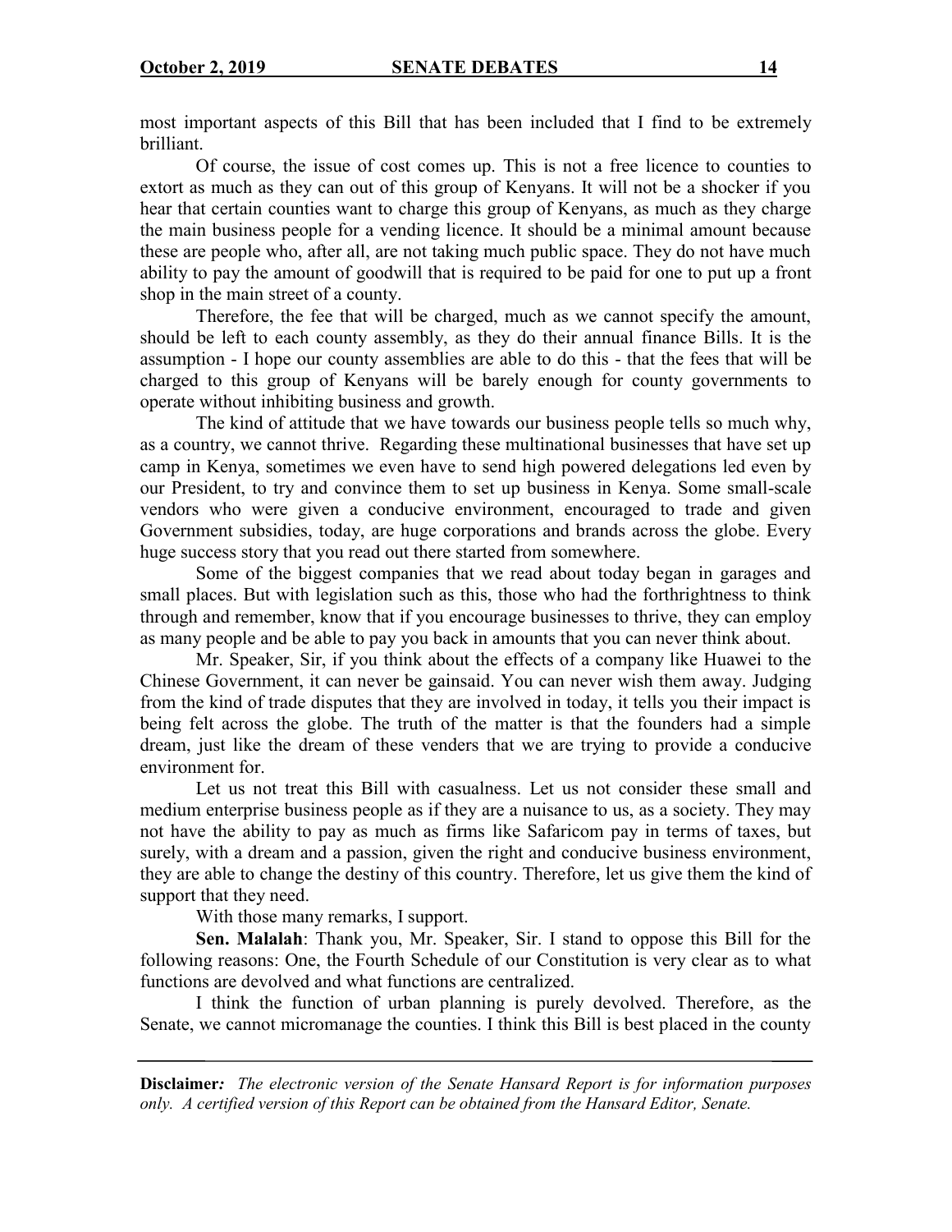most important aspects of this Bill that has been included that I find to be extremely brilliant.

Of course, the issue of cost comes up. This is not a free licence to counties to extort as much as they can out of this group of Kenyans. It will not be a shocker if you hear that certain counties want to charge this group of Kenyans, as much as they charge the main business people for a vending licence. It should be a minimal amount because these are people who, after all, are not taking much public space. They do not have much ability to pay the amount of goodwill that is required to be paid for one to put up a front shop in the main street of a county.

Therefore, the fee that will be charged, much as we cannot specify the amount, should be left to each county assembly, as they do their annual finance Bills. It is the assumption - I hope our county assemblies are able to do this - that the fees that will be charged to this group of Kenyans will be barely enough for county governments to operate without inhibiting business and growth.

The kind of attitude that we have towards our business people tells so much why, as a country, we cannot thrive. Regarding these multinational businesses that have set up camp in Kenya, sometimes we even have to send high powered delegations led even by our President, to try and convince them to set up business in Kenya. Some small-scale vendors who were given a conducive environment, encouraged to trade and given Government subsidies, today, are huge corporations and brands across the globe. Every huge success story that you read out there started from somewhere.

Some of the biggest companies that we read about today began in garages and small places. But with legislation such as this, those who had the forthrightness to think through and remember, know that if you encourage businesses to thrive, they can employ as many people and be able to pay you back in amounts that you can never think about.

Mr. Speaker, Sir, if you think about the effects of a company like Huawei to the Chinese Government, it can never be gainsaid. You can never wish them away. Judging from the kind of trade disputes that they are involved in today, it tells you their impact is being felt across the globe. The truth of the matter is that the founders had a simple dream, just like the dream of these venders that we are trying to provide a conducive environment for.

Let us not treat this Bill with casualness. Let us not consider these small and medium enterprise business people as if they are a nuisance to us, as a society. They may not have the ability to pay as much as firms like Safaricom pay in terms of taxes, but surely, with a dream and a passion, given the right and conducive business environment, they are able to change the destiny of this country. Therefore, let us give them the kind of support that they need.

With those many remarks, I support.

**Sen. Malalah**: Thank you, Mr. Speaker, Sir. I stand to oppose this Bill for the following reasons: One, the Fourth Schedule of our Constitution is very clear as to what functions are devolved and what functions are centralized.

I think the function of urban planning is purely devolved. Therefore, as the Senate, we cannot micromanage the counties. I think this Bill is best placed in the county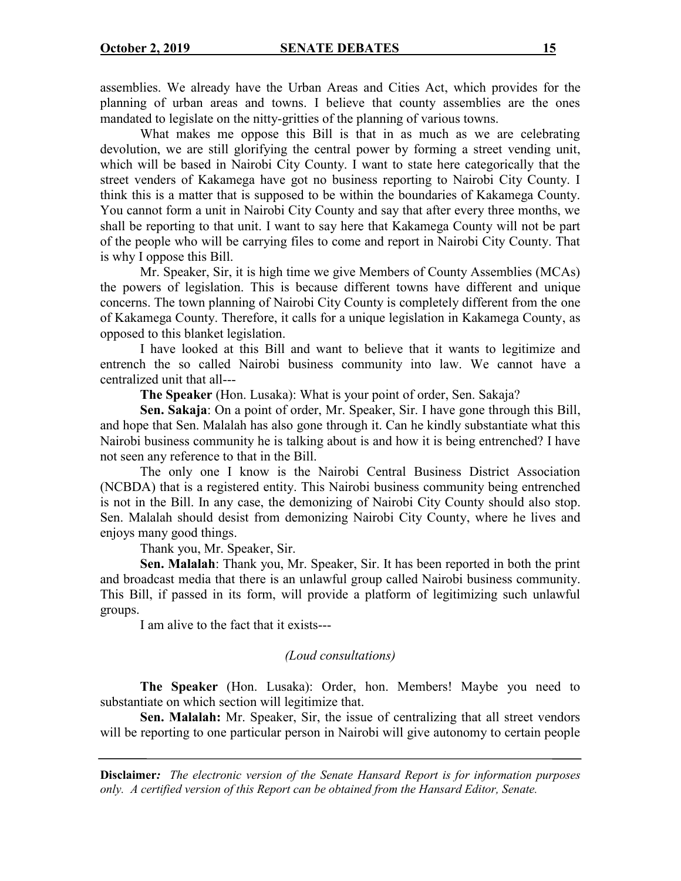assemblies. We already have the Urban Areas and Cities Act, which provides for the planning of urban areas and towns. I believe that county assemblies are the ones mandated to legislate on the nitty-gritties of the planning of various towns.

What makes me oppose this Bill is that in as much as we are celebrating devolution, we are still glorifying the central power by forming a street vending unit, which will be based in Nairobi City County. I want to state here categorically that the street venders of Kakamega have got no business reporting to Nairobi City County. I think this is a matter that is supposed to be within the boundaries of Kakamega County. You cannot form a unit in Nairobi City County and say that after every three months, we shall be reporting to that unit. I want to say here that Kakamega County will not be part of the people who will be carrying files to come and report in Nairobi City County. That is why I oppose this Bill.

Mr. Speaker, Sir, it is high time we give Members of County Assemblies (MCAs) the powers of legislation. This is because different towns have different and unique concerns. The town planning of Nairobi City County is completely different from the one of Kakamega County. Therefore, it calls for a unique legislation in Kakamega County, as opposed to this blanket legislation.

I have looked at this Bill and want to believe that it wants to legitimize and entrench the so called Nairobi business community into law. We cannot have a centralized unit that all---

**The Speaker** (Hon. Lusaka): What is your point of order, Sen. Sakaja?

**Sen. Sakaja**: On a point of order, Mr. Speaker, Sir. I have gone through this Bill, and hope that Sen. Malalah has also gone through it. Can he kindly substantiate what this Nairobi business community he is talking about is and how it is being entrenched? I have not seen any reference to that in the Bill.

The only one I know is the Nairobi Central Business District Association (NCBDA) that is a registered entity. This Nairobi business community being entrenched is not in the Bill. In any case, the demonizing of Nairobi City County should also stop. Sen. Malalah should desist from demonizing Nairobi City County, where he lives and enjoys many good things.

Thank you, Mr. Speaker, Sir.

**Sen. Malalah**: Thank you, Mr. Speaker, Sir. It has been reported in both the print and broadcast media that there is an unlawful group called Nairobi business community. This Bill, if passed in its form, will provide a platform of legitimizing such unlawful groups.

I am alive to the fact that it exists---

*(Loud consultations)*

**The Speaker** (Hon. Lusaka): Order, hon. Members! Maybe you need to substantiate on which section will legitimize that.

**Sen. Malalah:** Mr. Speaker, Sir, the issue of centralizing that all street vendors will be reporting to one particular person in Nairobi will give autonomy to certain people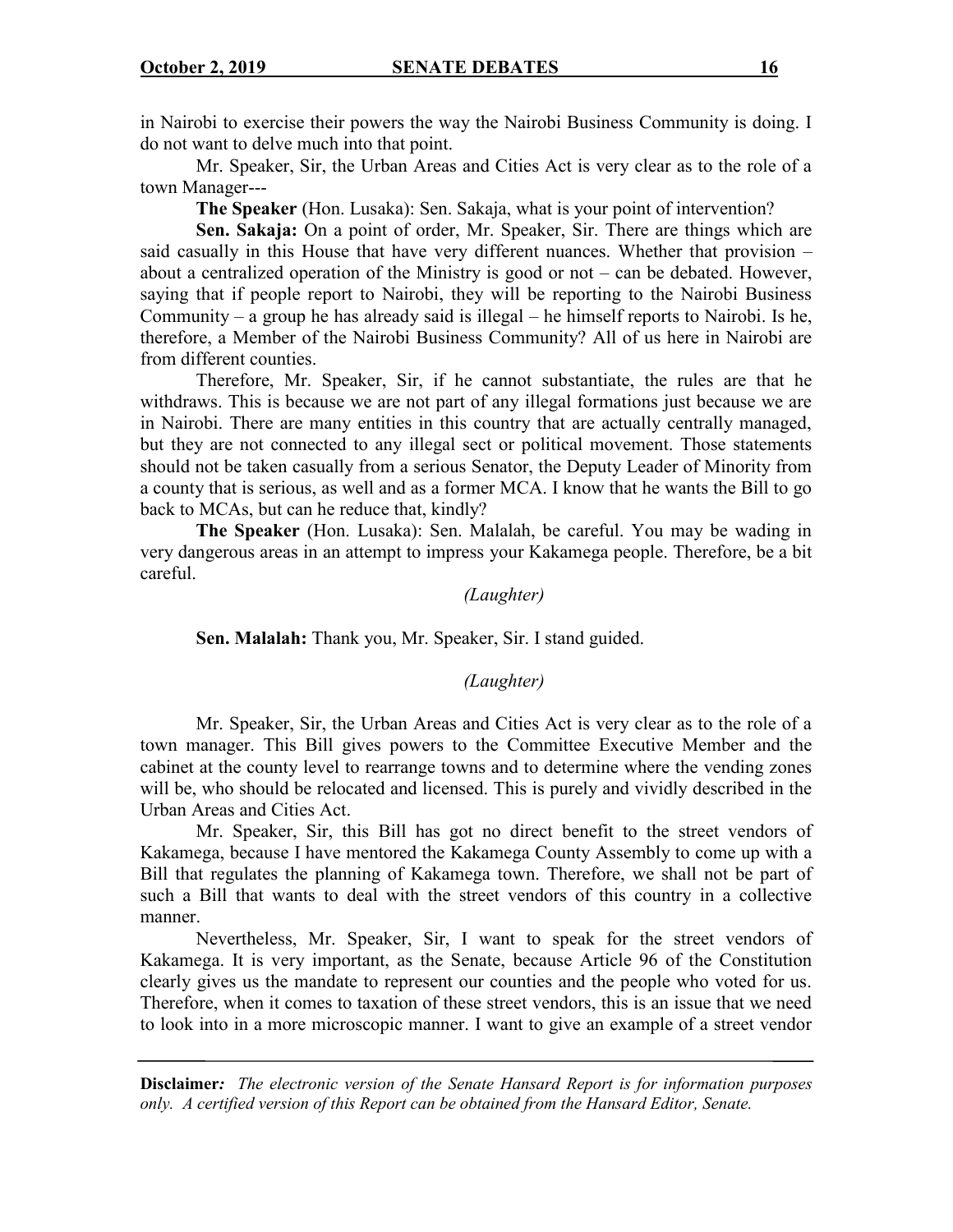in Nairobi to exercise their powers the way the Nairobi Business Community is doing. I do not want to delve much into that point.

Mr. Speaker, Sir, the Urban Areas and Cities Act is very clear as to the role of a town Manager---

**The Speaker** (Hon. Lusaka): Sen. Sakaja, what is your point of intervention?

**Sen. Sakaja:** On a point of order, Mr. Speaker, Sir. There are things which are said casually in this House that have very different nuances. Whether that provision – about a centralized operation of the Ministry is good or not – can be debated. However, saying that if people report to Nairobi, they will be reporting to the Nairobi Business Community – a group he has already said is illegal – he himself reports to Nairobi. Is he, therefore, a Member of the Nairobi Business Community? All of us here in Nairobi are from different counties.

Therefore, Mr. Speaker, Sir, if he cannot substantiate, the rules are that he withdraws. This is because we are not part of any illegal formations just because we are in Nairobi. There are many entities in this country that are actually centrally managed, but they are not connected to any illegal sect or political movement. Those statements should not be taken casually from a serious Senator, the Deputy Leader of Minority from a county that is serious, as well and as a former MCA. I know that he wants the Bill to go back to MCAs, but can he reduce that, kindly?

**The Speaker** (Hon. Lusaka): Sen. Malalah, be careful. You may be wading in very dangerous areas in an attempt to impress your Kakamega people. Therefore, be a bit careful.

*(Laughter)*

**Sen. Malalah:** Thank you, Mr. Speaker, Sir. I stand guided.

*(Laughter)*

Mr. Speaker, Sir, the Urban Areas and Cities Act is very clear as to the role of a town manager. This Bill gives powers to the Committee Executive Member and the cabinet at the county level to rearrange towns and to determine where the vending zones will be, who should be relocated and licensed. This is purely and vividly described in the Urban Areas and Cities Act.

Mr. Speaker, Sir, this Bill has got no direct benefit to the street vendors of Kakamega, because I have mentored the Kakamega County Assembly to come up with a Bill that regulates the planning of Kakamega town. Therefore, we shall not be part of such a Bill that wants to deal with the street vendors of this country in a collective manner.

Nevertheless, Mr. Speaker, Sir, I want to speak for the street vendors of Kakamega. It is very important, as the Senate, because Article 96 of the Constitution clearly gives us the mandate to represent our counties and the people who voted for us. Therefore, when it comes to taxation of these street vendors, this is an issue that we need to look into in a more microscopic manner. I want to give an example of a street vendor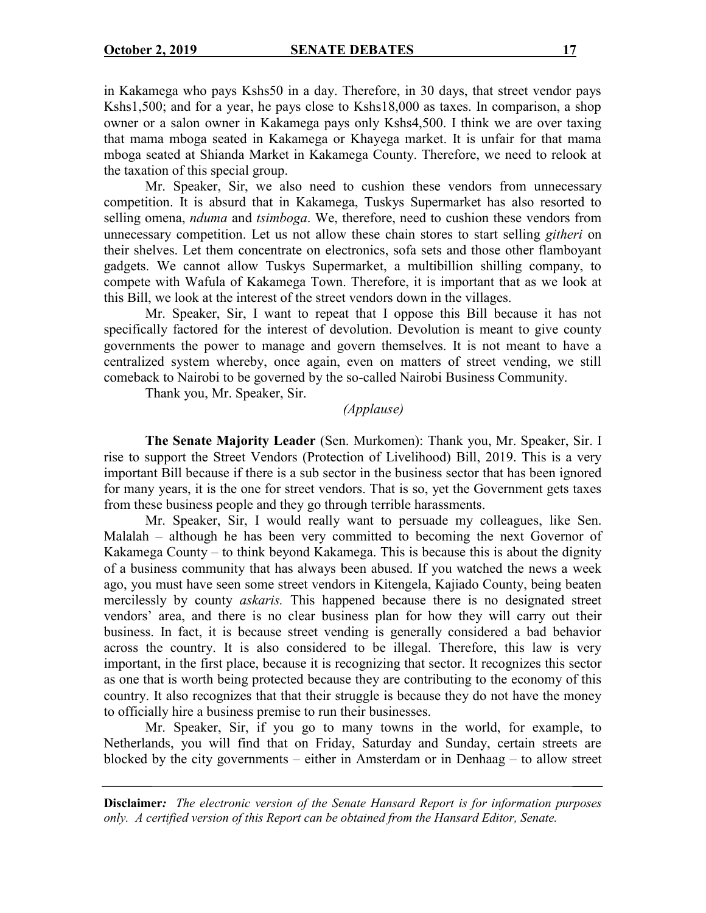in Kakamega who pays Kshs50 in a day. Therefore, in 30 days, that street vendor pays Kshs1,500; and for a year, he pays close to Kshs18,000 as taxes. In comparison, a shop owner or a salon owner in Kakamega pays only Kshs4,500. I think we are over taxing that mama mboga seated in Kakamega or Khayega market. It is unfair for that mama mboga seated at Shianda Market in Kakamega County. Therefore, we need to relook at the taxation of this special group.

Mr. Speaker, Sir, we also need to cushion these vendors from unnecessary competition. It is absurd that in Kakamega, Tuskys Supermarket has also resorted to selling omena, *nduma* and *tsimboga*. We, therefore, need to cushion these vendors from unnecessary competition. Let us not allow these chain stores to start selling *githeri* on their shelves. Let them concentrate on electronics, sofa sets and those other flamboyant gadgets. We cannot allow Tuskys Supermarket, a multibillion shilling company, to compete with Wafula of Kakamega Town. Therefore, it is important that as we look at this Bill, we look at the interest of the street vendors down in the villages.

Mr. Speaker, Sir, I want to repeat that I oppose this Bill because it has not specifically factored for the interest of devolution. Devolution is meant to give county governments the power to manage and govern themselves. It is not meant to have a centralized system whereby, once again, even on matters of street vending, we still comeback to Nairobi to be governed by the so-called Nairobi Business Community.

Thank you, Mr. Speaker, Sir.

*(Applause)*

**The Senate Majority Leader** (Sen. Murkomen): Thank you, Mr. Speaker, Sir. I rise to support the Street Vendors (Protection of Livelihood) Bill, 2019. This is a very important Bill because if there is a sub sector in the business sector that has been ignored for many years, it is the one for street vendors. That is so, yet the Government gets taxes from these business people and they go through terrible harassments.

Mr. Speaker, Sir, I would really want to persuade my colleagues, like Sen. Malalah – although he has been very committed to becoming the next Governor of Kakamega County – to think beyond Kakamega. This is because this is about the dignity of a business community that has always been abused. If you watched the news a week ago, you must have seen some street vendors in Kitengela, Kajiado County, being beaten mercilessly by county *askaris.* This happened because there is no designated street vendors' area, and there is no clear business plan for how they will carry out their business. In fact, it is because street vending is generally considered a bad behavior across the country. It is also considered to be illegal. Therefore, this law is very important, in the first place, because it is recognizing that sector. It recognizes this sector as one that is worth being protected because they are contributing to the economy of this country. It also recognizes that that their struggle is because they do not have the money to officially hire a business premise to run their businesses.

Mr. Speaker, Sir, if you go to many towns in the world, for example, to Netherlands, you will find that on Friday, Saturday and Sunday, certain streets are blocked by the city governments – either in Amsterdam or in Denhaag – to allow street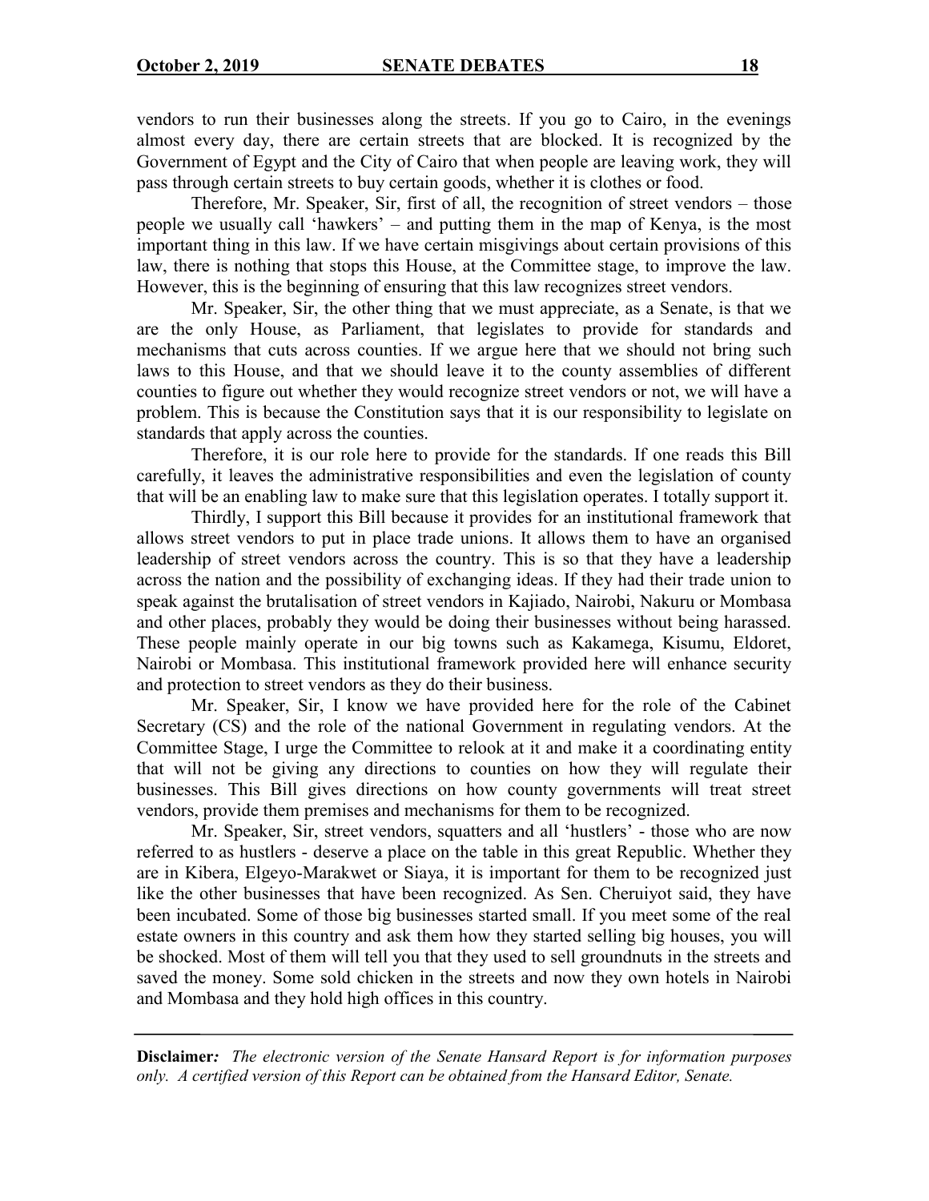vendors to run their businesses along the streets. If you go to Cairo, in the evenings almost every day, there are certain streets that are blocked. It is recognized by the Government of Egypt and the City of Cairo that when people are leaving work, they will pass through certain streets to buy certain goods, whether it is clothes or food.

Therefore, Mr. Speaker, Sir, first of all, the recognition of street vendors – those people we usually call 'hawkers' – and putting them in the map of Kenya, is the most important thing in this law. If we have certain misgivings about certain provisions of this law, there is nothing that stops this House, at the Committee stage, to improve the law. However, this is the beginning of ensuring that this law recognizes street vendors.

Mr. Speaker, Sir, the other thing that we must appreciate, as a Senate, is that we are the only House, as Parliament, that legislates to provide for standards and mechanisms that cuts across counties. If we argue here that we should not bring such laws to this House, and that we should leave it to the county assemblies of different counties to figure out whether they would recognize street vendors or not, we will have a problem. This is because the Constitution says that it is our responsibility to legislate on standards that apply across the counties.

Therefore, it is our role here to provide for the standards. If one reads this Bill carefully, it leaves the administrative responsibilities and even the legislation of county that will be an enabling law to make sure that this legislation operates. I totally support it.

Thirdly, I support this Bill because it provides for an institutional framework that allows street vendors to put in place trade unions. It allows them to have an organised leadership of street vendors across the country. This is so that they have a leadership across the nation and the possibility of exchanging ideas. If they had their trade union to speak against the brutalisation of street vendors in Kajiado, Nairobi, Nakuru or Mombasa and other places, probably they would be doing their businesses without being harassed. These people mainly operate in our big towns such as Kakamega, Kisumu, Eldoret, Nairobi or Mombasa. This institutional framework provided here will enhance security and protection to street vendors as they do their business.

Mr. Speaker, Sir, I know we have provided here for the role of the Cabinet Secretary (CS) and the role of the national Government in regulating vendors. At the Committee Stage, I urge the Committee to relook at it and make it a coordinating entity that will not be giving any directions to counties on how they will regulate their businesses. This Bill gives directions on how county governments will treat street vendors, provide them premises and mechanisms for them to be recognized.

Mr. Speaker, Sir, street vendors, squatters and all 'hustlers' - those who are now referred to as hustlers - deserve a place on the table in this great Republic. Whether they are in Kibera, Elgeyo-Marakwet or Siaya, it is important for them to be recognized just like the other businesses that have been recognized. As Sen. Cheruiyot said, they have been incubated. Some of those big businesses started small. If you meet some of the real estate owners in this country and ask them how they started selling big houses, you will be shocked. Most of them will tell you that they used to sell groundnuts in the streets and saved the money. Some sold chicken in the streets and now they own hotels in Nairobi and Mombasa and they hold high offices in this country.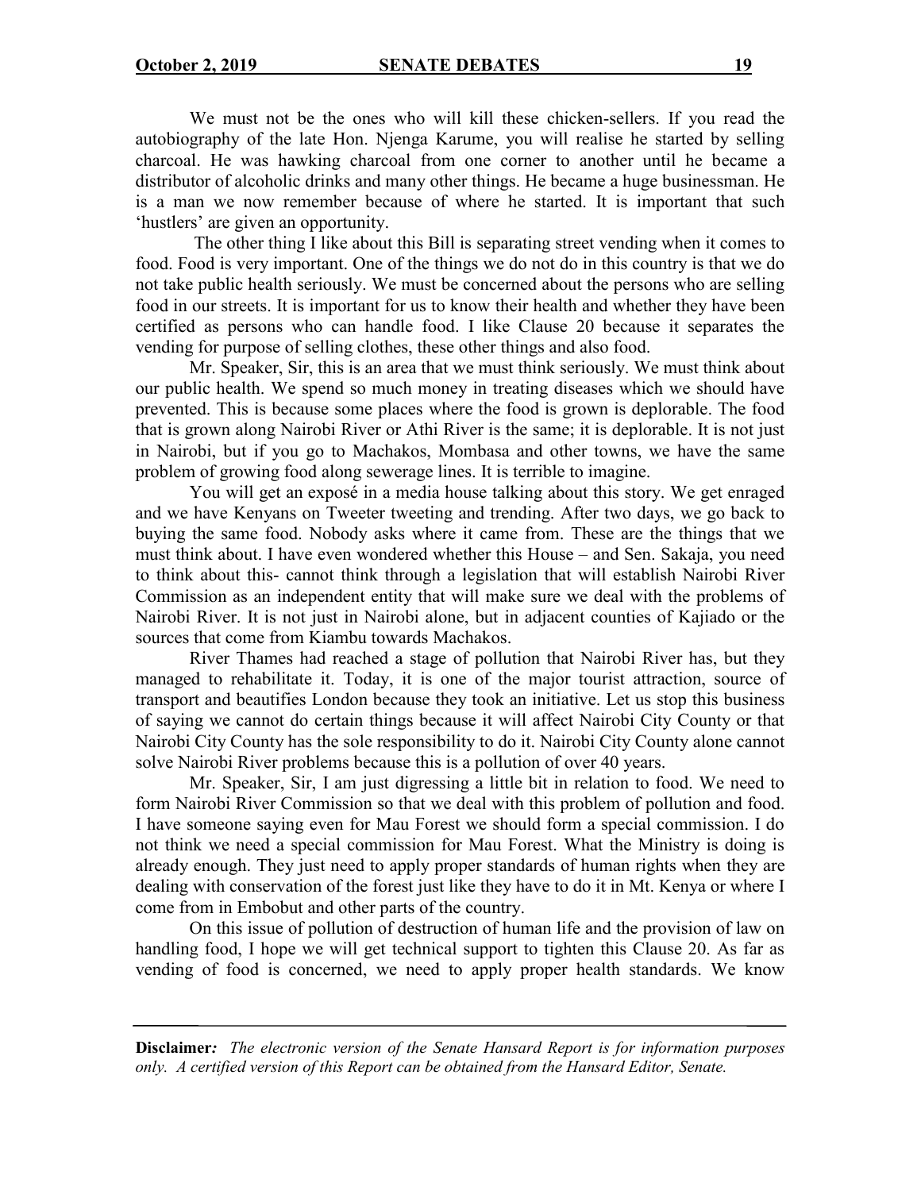We must not be the ones who will kill these chicken-sellers. If you read the autobiography of the late Hon. Njenga Karume, you will realise he started by selling charcoal. He was hawking charcoal from one corner to another until he became a distributor of alcoholic drinks and many other things. He became a huge businessman. He is a man we now remember because of where he started. It is important that such 'hustlers' are given an opportunity.

The other thing I like about this Bill is separating street vending when it comes to food. Food is very important. One of the things we do not do in this country is that we do not take public health seriously. We must be concerned about the persons who are selling food in our streets. It is important for us to know their health and whether they have been certified as persons who can handle food. I like Clause 20 because it separates the vending for purpose of selling clothes, these other things and also food.

Mr. Speaker, Sir, this is an area that we must think seriously. We must think about our public health. We spend so much money in treating diseases which we should have prevented. This is because some places where the food is grown is deplorable. The food that is grown along Nairobi River or Athi River is the same; it is deplorable. It is not just in Nairobi, but if you go to Machakos, Mombasa and other towns, we have the same problem of growing food along sewerage lines. It is terrible to imagine.

You will get an exposé in a media house talking about this story. We get enraged and we have Kenyans on Tweeter tweeting and trending. After two days, we go back to buying the same food. Nobody asks where it came from. These are the things that we must think about. I have even wondered whether this House – and Sen. Sakaja, you need to think about this- cannot think through a legislation that will establish Nairobi River Commission as an independent entity that will make sure we deal with the problems of Nairobi River. It is not just in Nairobi alone, but in adjacent counties of Kajiado or the sources that come from Kiambu towards Machakos.

River Thames had reached a stage of pollution that Nairobi River has, but they managed to rehabilitate it. Today, it is one of the major tourist attraction, source of transport and beautifies London because they took an initiative. Let us stop this business of saying we cannot do certain things because it will affect Nairobi City County or that Nairobi City County has the sole responsibility to do it. Nairobi City County alone cannot solve Nairobi River problems because this is a pollution of over 40 years.

Mr. Speaker, Sir, I am just digressing a little bit in relation to food. We need to form Nairobi River Commission so that we deal with this problem of pollution and food. I have someone saying even for Mau Forest we should form a special commission. I do not think we need a special commission for Mau Forest. What the Ministry is doing is already enough. They just need to apply proper standards of human rights when they are dealing with conservation of the forest just like they have to do it in Mt. Kenya or where I come from in Embobut and other parts of the country.

On this issue of pollution of destruction of human life and the provision of law on handling food, I hope we will get technical support to tighten this Clause 20. As far as vending of food is concerned, we need to apply proper health standards. We know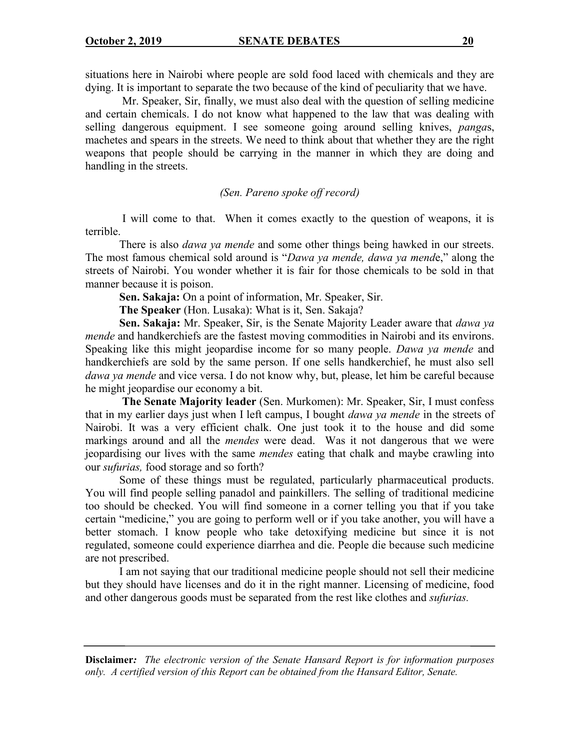situations here in Nairobi where people are sold food laced with chemicals and they are dying. It is important to separate the two because of the kind of peculiarity that we have.

Mr. Speaker, Sir, finally, we must also deal with the question of selling medicine and certain chemicals. I do not know what happened to the law that was dealing with selling dangerous equipment. I see someone going around selling knives, *panga*s, machetes and spears in the streets. We need to think about that whether they are the right weapons that people should be carrying in the manner in which they are doing and handling in the streets.

*(Sen. Pareno spoke off record)*

I will come to that. When it comes exactly to the question of weapons, it is terrible.

There is also *dawa ya mende* and some other things being hawked in our streets. The most famous chemical sold around is "*Dawa ya mende, dawa ya mend*e," along the streets of Nairobi. You wonder whether it is fair for those chemicals to be sold in that manner because it is poison.

**Sen. Sakaja:** On a point of information, Mr. Speaker, Sir.

**The Speaker** (Hon. Lusaka): What is it, Sen. Sakaja?

**Sen. Sakaja:** Mr. Speaker, Sir, is the Senate Majority Leader aware that *dawa ya mende* and handkerchiefs are the fastest moving commodities in Nairobi and its environs. Speaking like this might jeopardise income for so many people. *Dawa ya mende* and handkerchiefs are sold by the same person. If one sells handkerchief, he must also sell *dawa ya mende* and vice versa. I do not know why, but, please, let him be careful because he might jeopardise our economy a bit.

**The Senate Majority leader** (Sen. Murkomen): Mr. Speaker, Sir, I must confess that in my earlier days just when I left campus, I bought *dawa ya mende* in the streets of Nairobi. It was a very efficient chalk. One just took it to the house and did some markings around and all the *mendes* were dead. Was it not dangerous that we were jeopardising our lives with the same *mendes* eating that chalk and maybe crawling into our *sufurias,* food storage and so forth?

Some of these things must be regulated, particularly pharmaceutical products. You will find people selling panadol and painkillers. The selling of traditional medicine too should be checked. You will find someone in a corner telling you that if you take certain "medicine," you are going to perform well or if you take another, you will have a better stomach. I know people who take detoxifying medicine but since it is not regulated, someone could experience diarrhea and die. People die because such medicine are not prescribed.

I am not saying that our traditional medicine people should not sell their medicine but they should have licenses and do it in the right manner. Licensing of medicine, food and other dangerous goods must be separated from the rest like clothes and *sufurias.*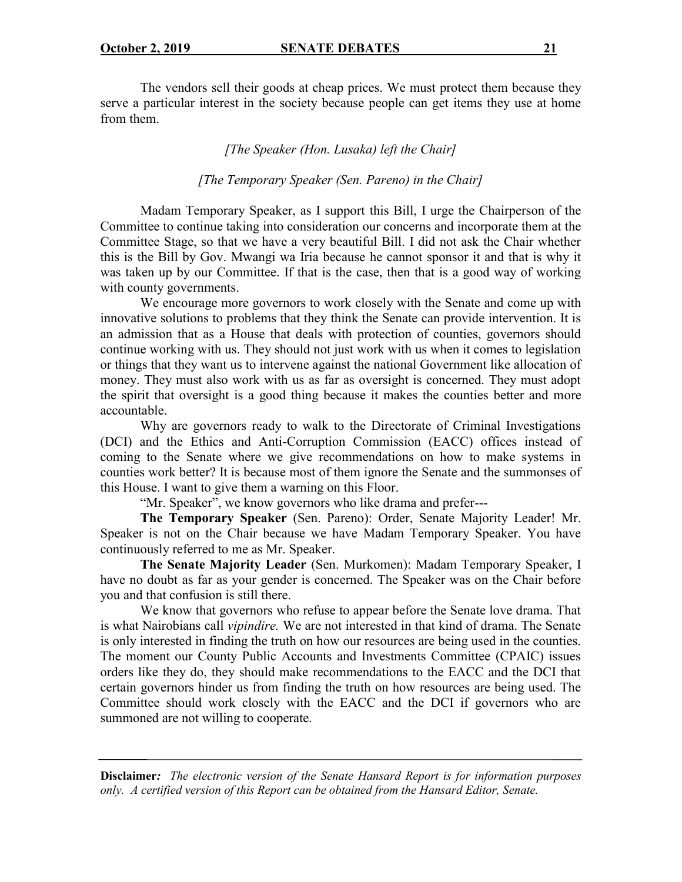The vendors sell their goods at cheap prices. We must protect them because they serve a particular interest in the society because people can get items they use at home from them.

*[The Speaker (Hon. Lusaka) left the Chair]*

*[The Temporary Speaker (Sen. Pareno) in the Chair]*

Madam Temporary Speaker, as I support this Bill, I urge the Chairperson of the Committee to continue taking into consideration our concerns and incorporate them at the Committee Stage, so that we have a very beautiful Bill. I did not ask the Chair whether this is the Bill by Gov. Mwangi wa Iria because he cannot sponsor it and that is why it was taken up by our Committee. If that is the case, then that is a good way of working with county governments.

We encourage more governors to work closely with the Senate and come up with innovative solutions to problems that they think the Senate can provide intervention. It is an admission that as a House that deals with protection of counties, governors should continue working with us. They should not just work with us when it comes to legislation or things that they want us to intervene against the national Government like allocation of money. They must also work with us as far as oversight is concerned. They must adopt the spirit that oversight is a good thing because it makes the counties better and more accountable.

Why are governors ready to walk to the Directorate of Criminal Investigations (DCI) and the Ethics and Anti-Corruption Commission (EACC) offices instead of coming to the Senate where we give recommendations on how to make systems in counties work better? It is because most of them ignore the Senate and the summonses of this House. I want to give them a warning on this Floor.

"Mr. Speaker", we know governors who like drama and prefer---

**The Temporary Speaker** (Sen. Pareno): Order, Senate Majority Leader! Mr. Speaker is not on the Chair because we have Madam Temporary Speaker. You have continuously referred to me as Mr. Speaker.

**The Senate Majority Leader** (Sen. Murkomen): Madam Temporary Speaker, I have no doubt as far as your gender is concerned. The Speaker was on the Chair before you and that confusion is still there.

We know that governors who refuse to appear before the Senate love drama. That is what Nairobians call *vipindire.* We are not interested in that kind of drama. The Senate is only interested in finding the truth on how our resources are being used in the counties. The moment our County Public Accounts and Investments Committee (CPAIC) issues orders like they do, they should make recommendations to the EACC and the DCI that certain governors hinder us from finding the truth on how resources are being used. The Committee should work closely with the EACC and the DCI if governors who are summoned are not willing to cooperate.

**Disclaimer***: The electronic version of the Senate Hansard Report is for information purposes only. A certified version of this Report can be obtained from the Hansard Editor, Senate.*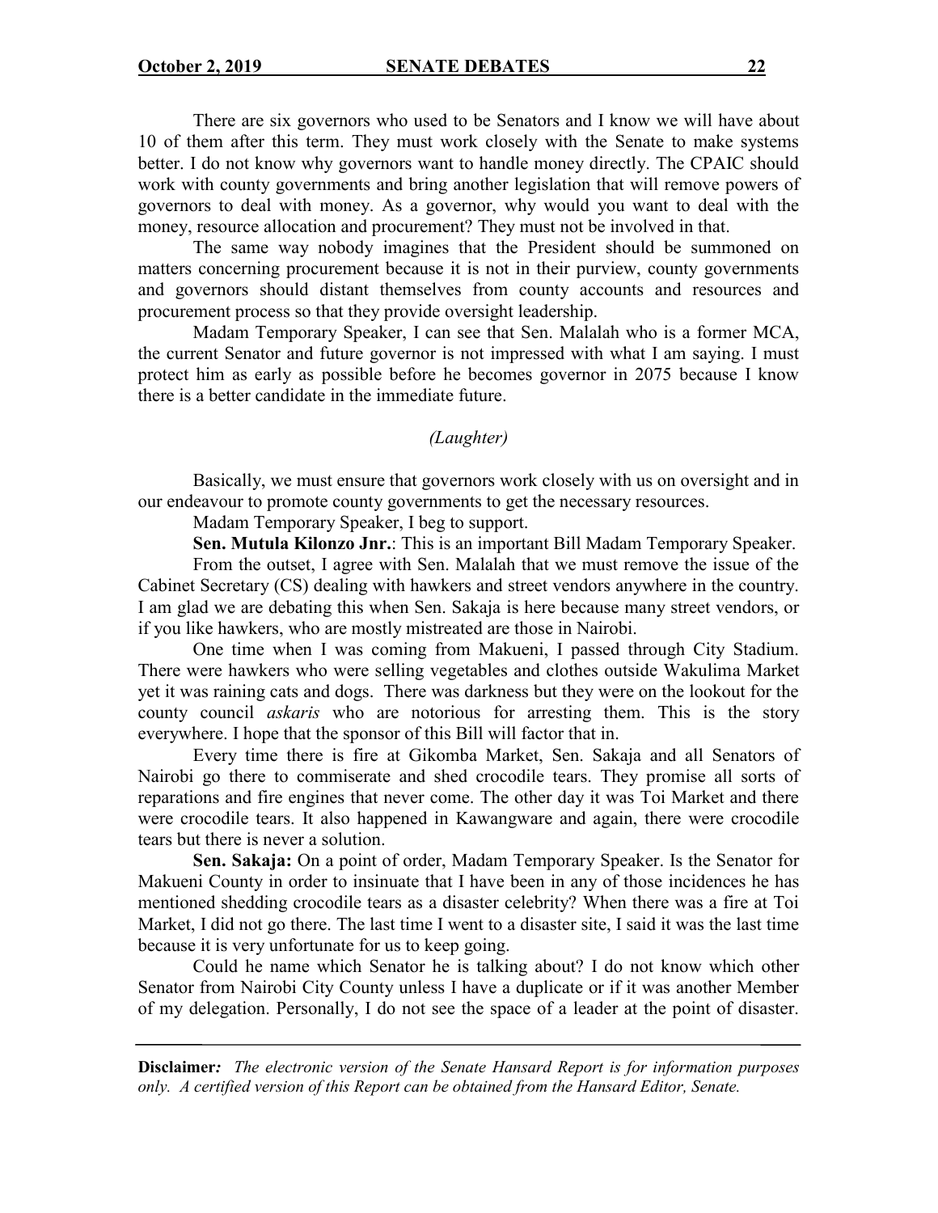There are six governors who used to be Senators and I know we will have about 10 of them after this term. They must work closely with the Senate to make systems better. I do not know why governors want to handle money directly. The CPAIC should work with county governments and bring another legislation that will remove powers of governors to deal with money. As a governor, why would you want to deal with the money, resource allocation and procurement? They must not be involved in that.

The same way nobody imagines that the President should be summoned on matters concerning procurement because it is not in their purview, county governments and governors should distant themselves from county accounts and resources and procurement process so that they provide oversight leadership.

Madam Temporary Speaker, I can see that Sen. Malalah who is a former MCA, the current Senator and future governor is not impressed with what I am saying. I must protect him as early as possible before he becomes governor in 2075 because I know there is a better candidate in the immediate future.

*(Laughter)*

Basically, we must ensure that governors work closely with us on oversight and in our endeavour to promote county governments to get the necessary resources.

Madam Temporary Speaker, I beg to support.

**Sen. Mutula Kilonzo Jnr.**: This is an important Bill Madam Temporary Speaker.

From the outset, I agree with Sen. Malalah that we must remove the issue of the Cabinet Secretary (CS) dealing with hawkers and street vendors anywhere in the country. I am glad we are debating this when Sen. Sakaja is here because many street vendors, or if you like hawkers, who are mostly mistreated are those in Nairobi.

One time when I was coming from Makueni, I passed through City Stadium. There were hawkers who were selling vegetables and clothes outside Wakulima Market yet it was raining cats and dogs. There was darkness but they were on the lookout for the county council *askaris* who are notorious for arresting them. This is the story everywhere. I hope that the sponsor of this Bill will factor that in.

Every time there is fire at Gikomba Market, Sen. Sakaja and all Senators of Nairobi go there to commiserate and shed crocodile tears. They promise all sorts of reparations and fire engines that never come. The other day it was Toi Market and there were crocodile tears. It also happened in Kawangware and again, there were crocodile tears but there is never a solution.

**Sen. Sakaja:** On a point of order, Madam Temporary Speaker. Is the Senator for Makueni County in order to insinuate that I have been in any of those incidences he has mentioned shedding crocodile tears as a disaster celebrity? When there was a fire at Toi Market, I did not go there. The last time I went to a disaster site, I said it was the last time because it is very unfortunate for us to keep going.

Could he name which Senator he is talking about? I do not know which other Senator from Nairobi City County unless I have a duplicate or if it was another Member of my delegation. Personally, I do not see the space of a leader at the point of disaster.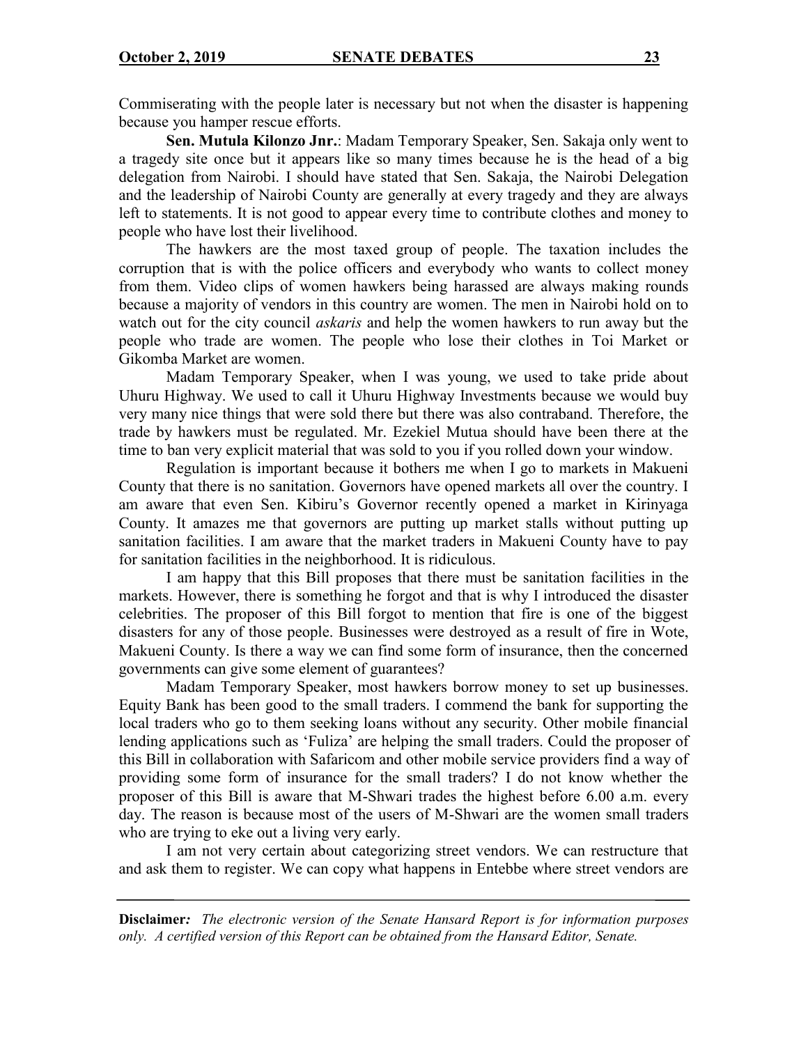Commiserating with the people later is necessary but not when the disaster is happening because you hamper rescue efforts.

**Sen. Mutula Kilonzo Jnr.**: Madam Temporary Speaker, Sen. Sakaja only went to a tragedy site once but it appears like so many times because he is the head of a big delegation from Nairobi. I should have stated that Sen. Sakaja, the Nairobi Delegation and the leadership of Nairobi County are generally at every tragedy and they are always left to statements. It is not good to appear every time to contribute clothes and money to people who have lost their livelihood.

The hawkers are the most taxed group of people. The taxation includes the corruption that is with the police officers and everybody who wants to collect money from them. Video clips of women hawkers being harassed are always making rounds because a majority of vendors in this country are women. The men in Nairobi hold on to watch out for the city council *askaris* and help the women hawkers to run away but the people who trade are women. The people who lose their clothes in Toi Market or Gikomba Market are women.

Madam Temporary Speaker, when I was young, we used to take pride about Uhuru Highway. We used to call it Uhuru Highway Investments because we would buy very many nice things that were sold there but there was also contraband. Therefore, the trade by hawkers must be regulated. Mr. Ezekiel Mutua should have been there at the time to ban very explicit material that was sold to you if you rolled down your window.

Regulation is important because it bothers me when I go to markets in Makueni County that there is no sanitation. Governors have opened markets all over the country. I am aware that even Sen. Kibiru's Governor recently opened a market in Kirinyaga County. It amazes me that governors are putting up market stalls without putting up sanitation facilities. I am aware that the market traders in Makueni County have to pay for sanitation facilities in the neighborhood. It is ridiculous.

I am happy that this Bill proposes that there must be sanitation facilities in the markets. However, there is something he forgot and that is why I introduced the disaster celebrities. The proposer of this Bill forgot to mention that fire is one of the biggest disasters for any of those people. Businesses were destroyed as a result of fire in Wote, Makueni County. Is there a way we can find some form of insurance, then the concerned governments can give some element of guarantees?

Madam Temporary Speaker, most hawkers borrow money to set up businesses. Equity Bank has been good to the small traders. I commend the bank for supporting the local traders who go to them seeking loans without any security. Other mobile financial lending applications such as 'Fuliza' are helping the small traders. Could the proposer of this Bill in collaboration with Safaricom and other mobile service providers find a way of providing some form of insurance for the small traders? I do not know whether the proposer of this Bill is aware that M-Shwari trades the highest before 6.00 a.m. every day. The reason is because most of the users of M-Shwari are the women small traders who are trying to eke out a living very early.

I am not very certain about categorizing street vendors. We can restructure that and ask them to register. We can copy what happens in Entebbe where street vendors are

**Disclaimer***: The electronic version of the Senate Hansard Report is for information purposes only. A certified version of this Report can be obtained from the Hansard Editor, Senate.*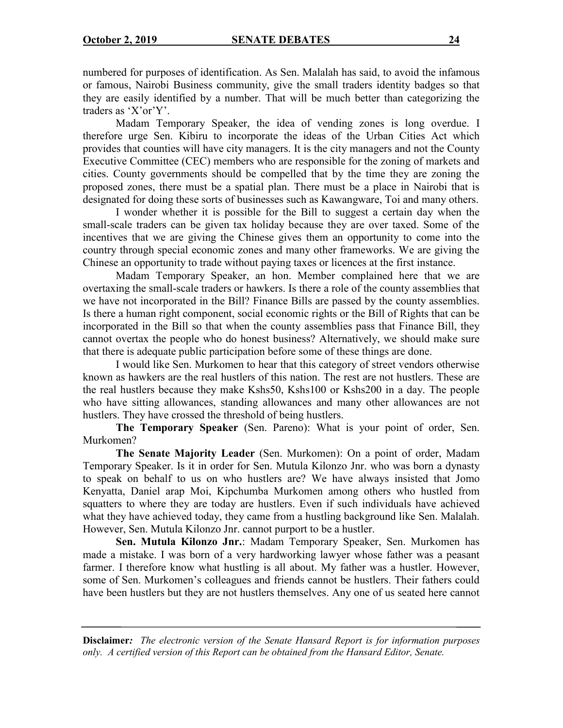numbered for purposes of identification. As Sen. Malalah has said, to avoid the infamous or famous, Nairobi Business community, give the small traders identity badges so that they are easily identified by a number. That will be much better than categorizing the traders as 'X'or'Y'.

Madam Temporary Speaker, the idea of vending zones is long overdue. I therefore urge Sen. Kibiru to incorporate the ideas of the Urban Cities Act which provides that counties will have city managers. It is the city managers and not the County Executive Committee (CEC) members who are responsible for the zoning of markets and cities. County governments should be compelled that by the time they are zoning the proposed zones, there must be a spatial plan. There must be a place in Nairobi that is designated for doing these sorts of businesses such as Kawangware, Toi and many others.

I wonder whether it is possible for the Bill to suggest a certain day when the small-scale traders can be given tax holiday because they are over taxed. Some of the incentives that we are giving the Chinese gives them an opportunity to come into the country through special economic zones and many other frameworks. We are giving the Chinese an opportunity to trade without paying taxes or licences at the first instance.

Madam Temporary Speaker, an hon. Member complained here that we are overtaxing the small-scale traders or hawkers. Is there a role of the county assemblies that we have not incorporated in the Bill? Finance Bills are passed by the county assemblies. Is there a human right component, social economic rights or the Bill of Rights that can be incorporated in the Bill so that when the county assemblies pass that Finance Bill, they cannot overtax the people who do honest business? Alternatively, we should make sure that there is adequate public participation before some of these things are done.

I would like Sen. Murkomen to hear that this category of street vendors otherwise known as hawkers are the real hustlers of this nation. The rest are not hustlers. These are the real hustlers because they make Kshs50, Kshs100 or Kshs200 in a day. The people who have sitting allowances, standing allowances and many other allowances are not hustlers. They have crossed the threshold of being hustlers.

**The Temporary Speaker** (Sen. Pareno): What is your point of order, Sen. Murkomen?

**The Senate Majority Leader** (Sen. Murkomen): On a point of order, Madam Temporary Speaker. Is it in order for Sen. Mutula Kilonzo Jnr. who was born a dynasty to speak on behalf to us on who hustlers are? We have always insisted that Jomo Kenyatta, Daniel arap Moi, Kipchumba Murkomen among others who hustled from squatters to where they are today are hustlers. Even if such individuals have achieved what they have achieved today, they came from a hustling background like Sen. Malalah. However, Sen. Mutula Kilonzo Jnr. cannot purport to be a hustler.

**Sen. Mutula Kilonzo Jnr.**: Madam Temporary Speaker, Sen. Murkomen has made a mistake. I was born of a very hardworking lawyer whose father was a peasant farmer. I therefore know what hustling is all about. My father was a hustler. However, some of Sen. Murkomen's colleagues and friends cannot be hustlers. Their fathers could have been hustlers but they are not hustlers themselves. Any one of us seated here cannot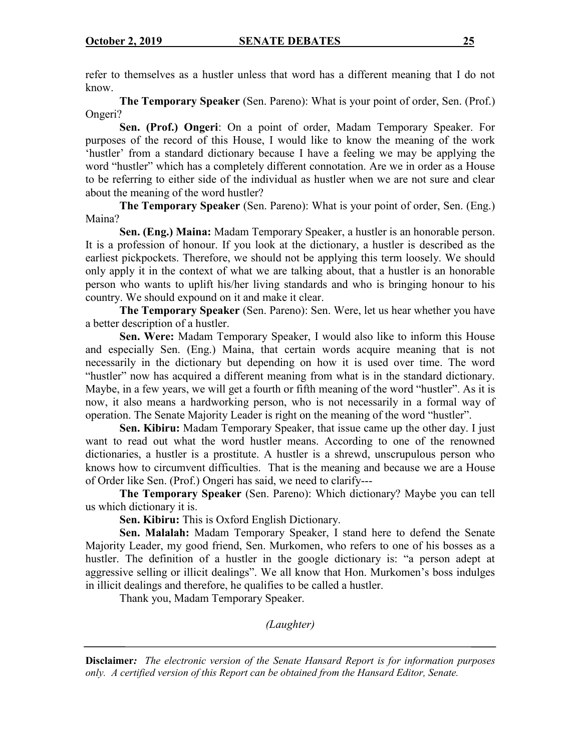refer to themselves as a hustler unless that word has a different meaning that I do not know.

**The Temporary Speaker** (Sen. Pareno): What is your point of order, Sen. (Prof.) Ongeri?

**Sen. (Prof.) Ongeri**: On a point of order, Madam Temporary Speaker. For purposes of the record of this House, I would like to know the meaning of the work 'hustler' from a standard dictionary because I have a feeling we may be applying the word "hustler" which has a completely different connotation. Are we in order as a House to be referring to either side of the individual as hustler when we are not sure and clear about the meaning of the word hustler?

**The Temporary Speaker** (Sen. Pareno): What is your point of order, Sen. (Eng.) Maina?

**Sen. (Eng.) Maina:** Madam Temporary Speaker, a hustler is an honorable person. It is a profession of honour. If you look at the dictionary, a hustler is described as the earliest pickpockets. Therefore, we should not be applying this term loosely. We should only apply it in the context of what we are talking about, that a hustler is an honorable person who wants to uplift his/her living standards and who is bringing honour to his country. We should expound on it and make it clear.

**The Temporary Speaker** (Sen. Pareno): Sen. Were, let us hear whether you have a better description of a hustler.

**Sen. Were:** Madam Temporary Speaker, I would also like to inform this House and especially Sen. (Eng.) Maina, that certain words acquire meaning that is not necessarily in the dictionary but depending on how it is used over time. The word "hustler" now has acquired a different meaning from what is in the standard dictionary. Maybe, in a few years, we will get a fourth or fifth meaning of the word "hustler". As it is now, it also means a hardworking person, who is not necessarily in a formal way of operation. The Senate Majority Leader is right on the meaning of the word "hustler".

**Sen. Kibiru:** Madam Temporary Speaker, that issue came up the other day. I just want to read out what the word hustler means. According to one of the renowned dictionaries, a hustler is a prostitute. A hustler is a shrewd, unscrupulous person who knows how to circumvent difficulties. That is the meaning and because we are a House of Order like Sen. (Prof.) Ongeri has said, we need to clarify---

**The Temporary Speaker** (Sen. Pareno): Which dictionary? Maybe you can tell us which dictionary it is.

**Sen. Kibiru:** This is Oxford English Dictionary.

**Sen. Malalah:** Madam Temporary Speaker, I stand here to defend the Senate Majority Leader, my good friend, Sen. Murkomen, who refers to one of his bosses as a hustler. The definition of a hustler in the google dictionary is: "a person adept at aggressive selling or illicit dealings". We all know that Hon. Murkomen's boss indulges in illicit dealings and therefore, he qualifies to be called a hustler.

Thank you, Madam Temporary Speaker.

*(Laughter)*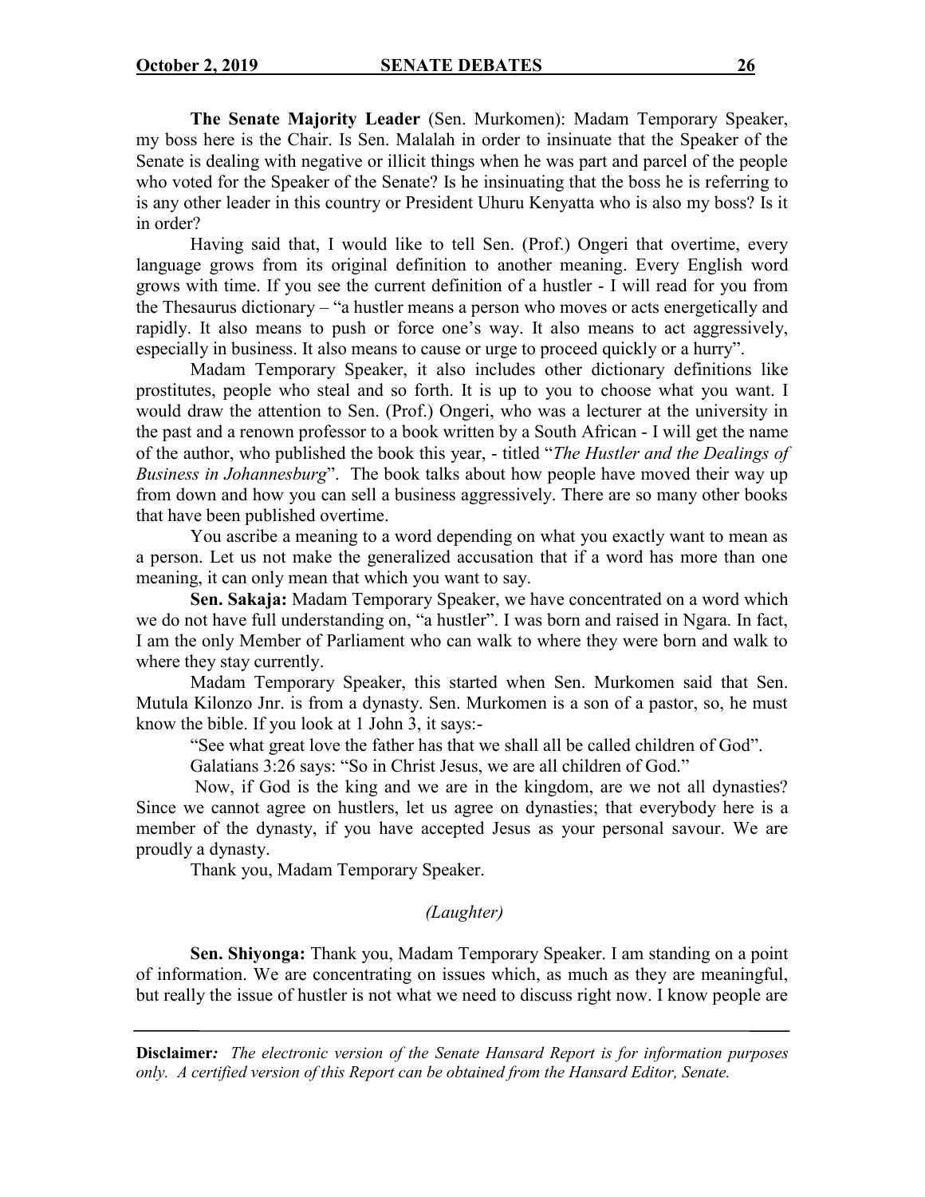**The Senate Majority Leader** (Sen. Murkomen): Madam Temporary Speaker, my boss here is the Chair. Is Sen. Malalah in order to insinuate that the Speaker of the Senate is dealing with negative or illicit things when he was part and parcel of the people who voted for the Speaker of the Senate? Is he insinuating that the boss he is referring to is any other leader in this country or President Uhuru Kenyatta who is also my boss? Is it in order?

Having said that, I would like to tell Sen. (Prof.) Ongeri that overtime, every language grows from its original definition to another meaning. Every English word grows with time. If you see the current definition of a hustler - I will read for you from the Thesaurus dictionary – "a hustler means a person who moves or acts energetically and rapidly. It also means to push or force one's way. It also means to act aggressively, especially in business. It also means to cause or urge to proceed quickly or a hurry".

Madam Temporary Speaker, it also includes other dictionary definitions like prostitutes, people who steal and so forth. It is up to you to choose what you want. I would draw the attention to Sen. (Prof.) Ongeri, who was a lecturer at the university in the past and a renown professor to a book written by a South African - I will get the name of the author, who published the book this year, - titled "*The Hustler and the Dealings of Business in Johannesburg*". The book talks about how people have moved their way up from down and how you can sell a business aggressively. There are so many other books that have been published overtime.

You ascribe a meaning to a word depending on what you exactly want to mean as a person. Let us not make the generalized accusation that if a word has more than one meaning, it can only mean that which you want to say.

**Sen. Sakaja:** Madam Temporary Speaker, we have concentrated on a word which we do not have full understanding on, "a hustler". I was born and raised in Ngara. In fact, I am the only Member of Parliament who can walk to where they were born and walk to where they stay currently.

Madam Temporary Speaker, this started when Sen. Murkomen said that Sen. Mutula Kilonzo Jnr. is from a dynasty. Sen. Murkomen is a son of a pastor, so, he must know the bible. If you look at 1 John 3, it says:-

"See what great love the father has that we shall all be called children of God".

Galatians 3:26 says: "So in Christ Jesus, we are all children of God."

Now, if God is the king and we are in the kingdom, are we not all dynasties? Since we cannot agree on hustlers, let us agree on dynasties; that everybody here is a member of the dynasty, if you have accepted Jesus as your personal savour. We are proudly a dynasty.

Thank you, Madam Temporary Speaker.

*(Laughter)*

**Sen. Shiyonga:** Thank you, Madam Temporary Speaker. I am standing on a point of information. We are concentrating on issues which, as much as they are meaningful, but really the issue of hustler is not what we need to discuss right now. I know people are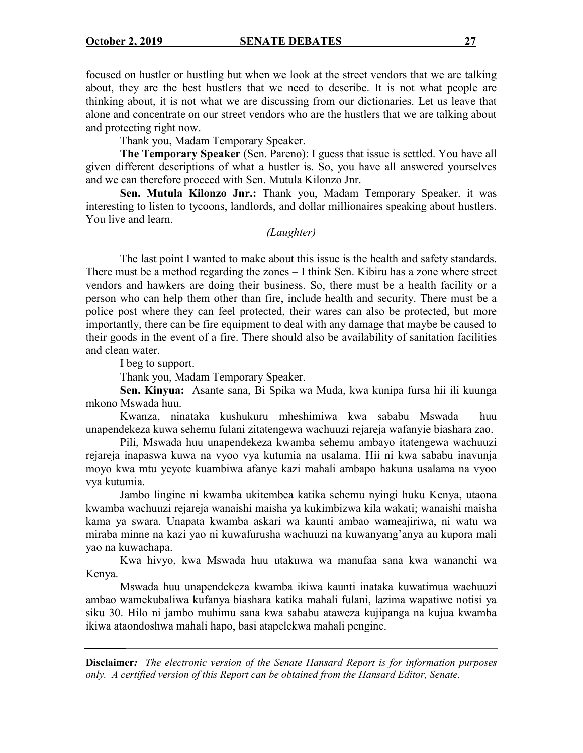focused on hustler or hustling but when we look at the street vendors that we are talking about, they are the best hustlers that we need to describe. It is not what people are thinking about, it is not what we are discussing from our dictionaries. Let us leave that alone and concentrate on our street vendors who are the hustlers that we are talking about and protecting right now.

Thank you, Madam Temporary Speaker.

**The Temporary Speaker** (Sen. Pareno): I guess that issue is settled. You have all given different descriptions of what a hustler is. So, you have all answered yourselves and we can therefore proceed with Sen. Mutula Kilonzo Jnr.

**Sen. Mutula Kilonzo Jnr.:** Thank you, Madam Temporary Speaker. it was interesting to listen to tycoons, landlords, and dollar millionaires speaking about hustlers. You live and learn.

*(Laughter)*

The last point I wanted to make about this issue is the health and safety standards. There must be a method regarding the zones – I think Sen. Kibiru has a zone where street vendors and hawkers are doing their business. So, there must be a health facility or a person who can help them other than fire, include health and security. There must be a police post where they can feel protected, their wares can also be protected, but more importantly, there can be fire equipment to deal with any damage that maybe be caused to their goods in the event of a fire. There should also be availability of sanitation facilities and clean water.

I beg to support.

Thank you, Madam Temporary Speaker.

**Sen. Kinyua:** Asante sana, Bi Spika wa Muda, kwa kunipa fursa hii ili kuunga mkono Mswada huu.

Kwanza, ninataka kushukuru mheshimiwa kwa sababu Mswada huu unapendekeza kuwa sehemu fulani zitatengewa wachuuzi rejareja wafanyie biashara zao.

Pili, Mswada huu unapendekeza kwamba sehemu ambayo itatengewa wachuuzi rejareja inapaswa kuwa na vyoo vya kutumia na usalama. Hii ni kwa sababu inavunja moyo kwa mtu yeyote kuambiwa afanye kazi mahali ambapo hakuna usalama na vyoo vya kutumia.

Jambo lingine ni kwamba ukitembea katika sehemu nyingi huku Kenya, utaona kwamba wachuuzi rejareja wanaishi maisha ya kukimbizwa kila wakati; wanaishi maisha kama ya swara. Unapata kwamba askari wa kaunti ambao wameajiriwa, ni watu wa miraba minne na kazi yao ni kuwafurusha wachuuzi na kuwanyang'anya au kupora mali yao na kuwachapa.

Kwa hivyo, kwa Mswada huu utakuwa wa manufaa sana kwa wananchi wa Kenya.

Mswada huu unapendekeza kwamba ikiwa kaunti inataka kuwatimua wachuuzi ambao wamekubaliwa kufanya biashara katika mahali fulani, lazima wapatiwe notisi ya siku 30. Hilo ni jambo muhimu sana kwa sababu ataweza kujipanga na kujua kwamba ikiwa ataondoshwa mahali hapo, basi atapelekwa mahali pengine.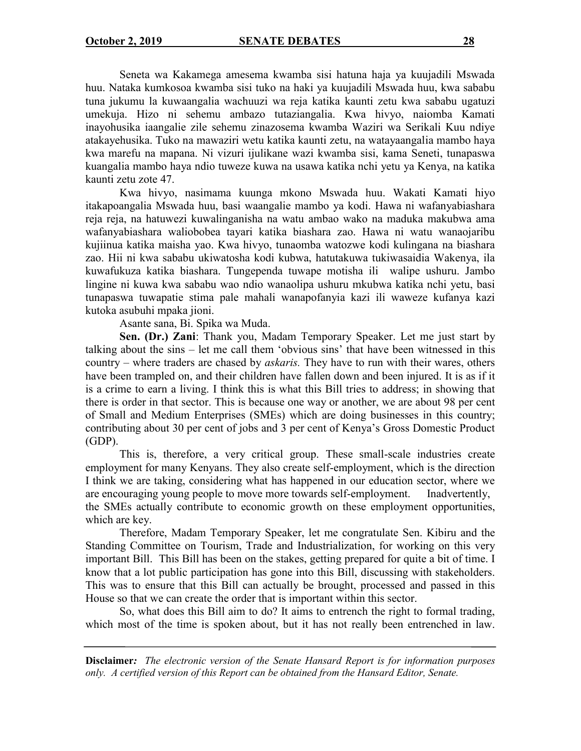Seneta wa Kakamega amesema kwamba sisi hatuna haja ya kuujadili Mswada huu. Nataka kumkosoa kwamba sisi tuko na haki ya kuujadili Mswada huu, kwa sababu tuna jukumu la kuwaangalia wachuuzi wa reja katika kaunti zetu kwa sababu ugatuzi umekuja. Hizo ni sehemu ambazo tutaziangalia. Kwa hivyo, naiomba Kamati inayohusika iaangalie zile sehemu zinazosema kwamba Waziri wa Serikali Kuu ndiye atakayehusika. Tuko na mawaziri wetu katika kaunti zetu, na watayaangalia mambo haya kwa marefu na mapana. Ni vizuri ijulikane wazi kwamba sisi, kama Seneti, tunapaswa kuangalia mambo haya ndio tuweze kuwa na usawa katika nchi yetu ya Kenya, na katika kaunti zetu zote 47.

Kwa hivyo, nasimama kuunga mkono Mswada huu. Wakati Kamati hiyo itakapoangalia Mswada huu, basi waangalie mambo ya kodi. Hawa ni wafanyabiashara reja reja, na hatuwezi kuwalinganisha na watu ambao wako na maduka makubwa ama wafanyabiashara waliobobea tayari katika biashara zao. Hawa ni watu wanaojaribu kujiinua katika maisha yao. Kwa hivyo, tunaomba watozwe kodi kulingana na biashara zao. Hii ni kwa sababu ukiwatosha kodi kubwa, hatutakuwa tukiwasaidia Wakenya, ila kuwafukuza katika biashara. Tungependa tuwape motisha ili walipe ushuru. Jambo lingine ni kuwa kwa sababu wao ndio wanaolipa ushuru mkubwa katika nchi yetu, basi tunapaswa tuwapatie stima pale mahali wanapofanyia kazi ili waweze kufanya kazi kutoka asubuhi mpaka jioni.

Asante sana, Bi. Spika wa Muda.

**Sen. (Dr.) Zani**: Thank you, Madam Temporary Speaker. Let me just start by talking about the sins – let me call them 'obvious sins' that have been witnessed in this country – where traders are chased by *askaris.* They have to run with their wares, others have been trampled on, and their children have fallen down and been injured. It is as if it is a crime to earn a living. I think this is what this Bill tries to address; in showing that there is order in that sector. This is because one way or another, we are about 98 per cent of Small and Medium Enterprises (SMEs) which are doing businesses in this country; contributing about 30 per cent of jobs and 3 per cent of Kenya's Gross Domestic Product (GDP).

This is, therefore, a very critical group. These small-scale industries create employment for many Kenyans. They also create self-employment, which is the direction I think we are taking, considering what has happened in our education sector, where we are encouraging young people to move more towards self-employment. Inadvertently, the SMEs actually contribute to economic growth on these employment opportunities, which are key.

Therefore, Madam Temporary Speaker, let me congratulate Sen. Kibiru and the Standing Committee on Tourism, Trade and Industrialization, for working on this very important Bill. This Bill has been on the stakes, getting prepared for quite a bit of time. I know that a lot public participation has gone into this Bill, discussing with stakeholders. This was to ensure that this Bill can actually be brought, processed and passed in this House so that we can create the order that is important within this sector.

So, what does this Bill aim to do? It aims to entrench the right to formal trading, which most of the time is spoken about, but it has not really been entrenched in law.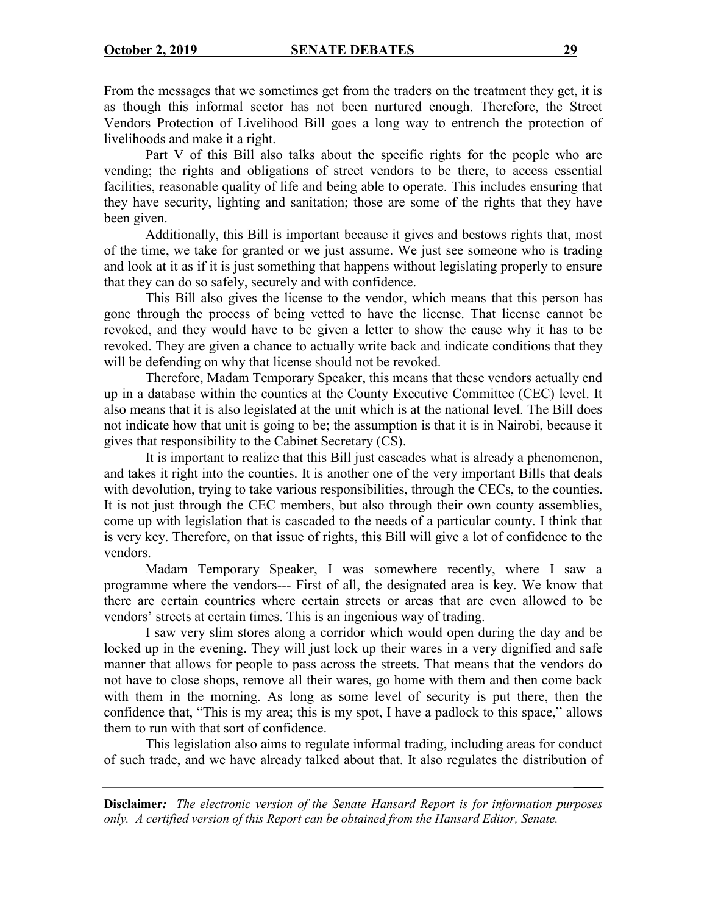From the messages that we sometimes get from the traders on the treatment they get, it is as though this informal sector has not been nurtured enough. Therefore, the Street Vendors Protection of Livelihood Bill goes a long way to entrench the protection of livelihoods and make it a right.

Part V of this Bill also talks about the specific rights for the people who are vending; the rights and obligations of street vendors to be there, to access essential facilities, reasonable quality of life and being able to operate. This includes ensuring that they have security, lighting and sanitation; those are some of the rights that they have been given.

Additionally, this Bill is important because it gives and bestows rights that, most of the time, we take for granted or we just assume. We just see someone who is trading and look at it as if it is just something that happens without legislating properly to ensure that they can do so safely, securely and with confidence.

This Bill also gives the license to the vendor, which means that this person has gone through the process of being vetted to have the license. That license cannot be revoked, and they would have to be given a letter to show the cause why it has to be revoked. They are given a chance to actually write back and indicate conditions that they will be defending on why that license should not be revoked.

Therefore, Madam Temporary Speaker, this means that these vendors actually end up in a database within the counties at the County Executive Committee (CEC) level. It also means that it is also legislated at the unit which is at the national level. The Bill does not indicate how that unit is going to be; the assumption is that it is in Nairobi, because it gives that responsibility to the Cabinet Secretary (CS).

It is important to realize that this Bill just cascades what is already a phenomenon, and takes it right into the counties. It is another one of the very important Bills that deals with devolution, trying to take various responsibilities, through the CECs, to the counties. It is not just through the CEC members, but also through their own county assemblies, come up with legislation that is cascaded to the needs of a particular county. I think that is very key. Therefore, on that issue of rights, this Bill will give a lot of confidence to the vendors.

Madam Temporary Speaker, I was somewhere recently, where I saw a programme where the vendors--- First of all, the designated area is key. We know that there are certain countries where certain streets or areas that are even allowed to be vendors' streets at certain times. This is an ingenious way of trading.

I saw very slim stores along a corridor which would open during the day and be locked up in the evening. They will just lock up their wares in a very dignified and safe manner that allows for people to pass across the streets. That means that the vendors do not have to close shops, remove all their wares, go home with them and then come back with them in the morning. As long as some level of security is put there, then the confidence that, "This is my area; this is my spot, I have a padlock to this space," allows them to run with that sort of confidence.

This legislation also aims to regulate informal trading, including areas for conduct of such trade, and we have already talked about that. It also regulates the distribution of

**Disclaimer***:* *The electronic version of the Senate Hansard Report is for information purposes only. A certified version of this Report can be obtained from the Hansard Editor, Senate.*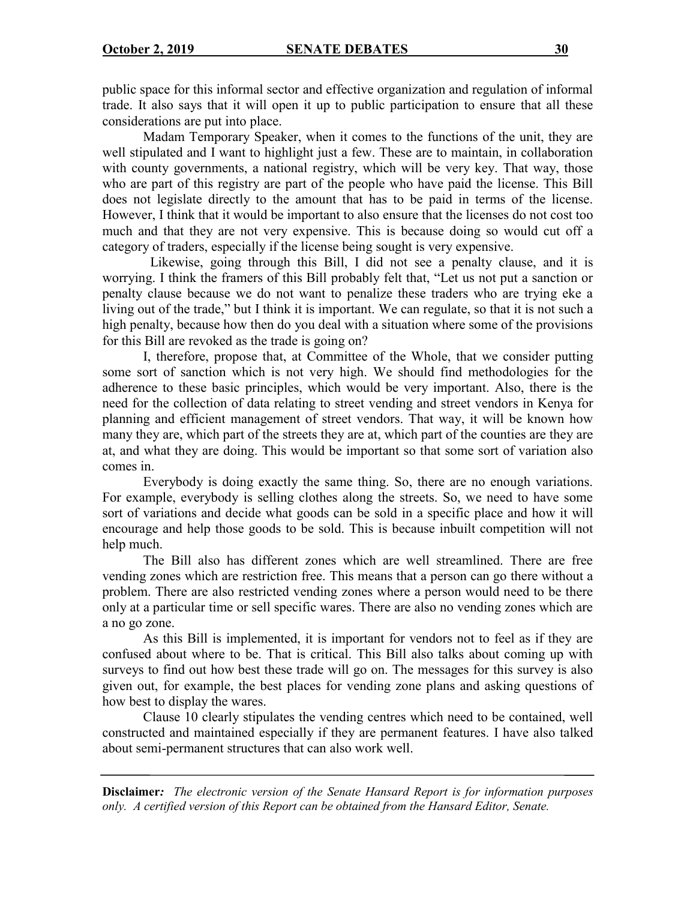public space for this informal sector and effective organization and regulation of informal trade. It also says that it will open it up to public participation to ensure that all these considerations are put into place.

Madam Temporary Speaker, when it comes to the functions of the unit, they are well stipulated and I want to highlight just a few. These are to maintain, in collaboration with county governments, a national registry, which will be very key. That way, those who are part of this registry are part of the people who have paid the license. This Bill does not legislate directly to the amount that has to be paid in terms of the license. However, I think that it would be important to also ensure that the licenses do not cost too much and that they are not very expensive. This is because doing so would cut off a category of traders, especially if the license being sought is very expensive.

Likewise, going through this Bill, I did not see a penalty clause, and it is worrying. I think the framers of this Bill probably felt that, "Let us not put a sanction or penalty clause because we do not want to penalize these traders who are trying eke a living out of the trade," but I think it is important. We can regulate, so that it is not such a high penalty, because how then do you deal with a situation where some of the provisions for this Bill are revoked as the trade is going on?

I, therefore, propose that, at Committee of the Whole, that we consider putting some sort of sanction which is not very high. We should find methodologies for the adherence to these basic principles, which would be very important. Also, there is the need for the collection of data relating to street vending and street vendors in Kenya for planning and efficient management of street vendors. That way, it will be known how many they are, which part of the streets they are at, which part of the counties are they are at, and what they are doing. This would be important so that some sort of variation also comes in.

Everybody is doing exactly the same thing. So, there are no enough variations. For example, everybody is selling clothes along the streets. So, we need to have some sort of variations and decide what goods can be sold in a specific place and how it will encourage and help those goods to be sold. This is because inbuilt competition will not help much.

The Bill also has different zones which are well streamlined. There are free vending zones which are restriction free. This means that a person can go there without a problem. There are also restricted vending zones where a person would need to be there only at a particular time or sell specific wares. There are also no vending zones which are a no go zone.

As this Bill is implemented, it is important for vendors not to feel as if they are confused about where to be. That is critical. This Bill also talks about coming up with surveys to find out how best these trade will go on. The messages for this survey is also given out, for example, the best places for vending zone plans and asking questions of how best to display the wares.

Clause 10 clearly stipulates the vending centres which need to be contained, well constructed and maintained especially if they are permanent features. I have also talked about semi-permanent structures that can also work well.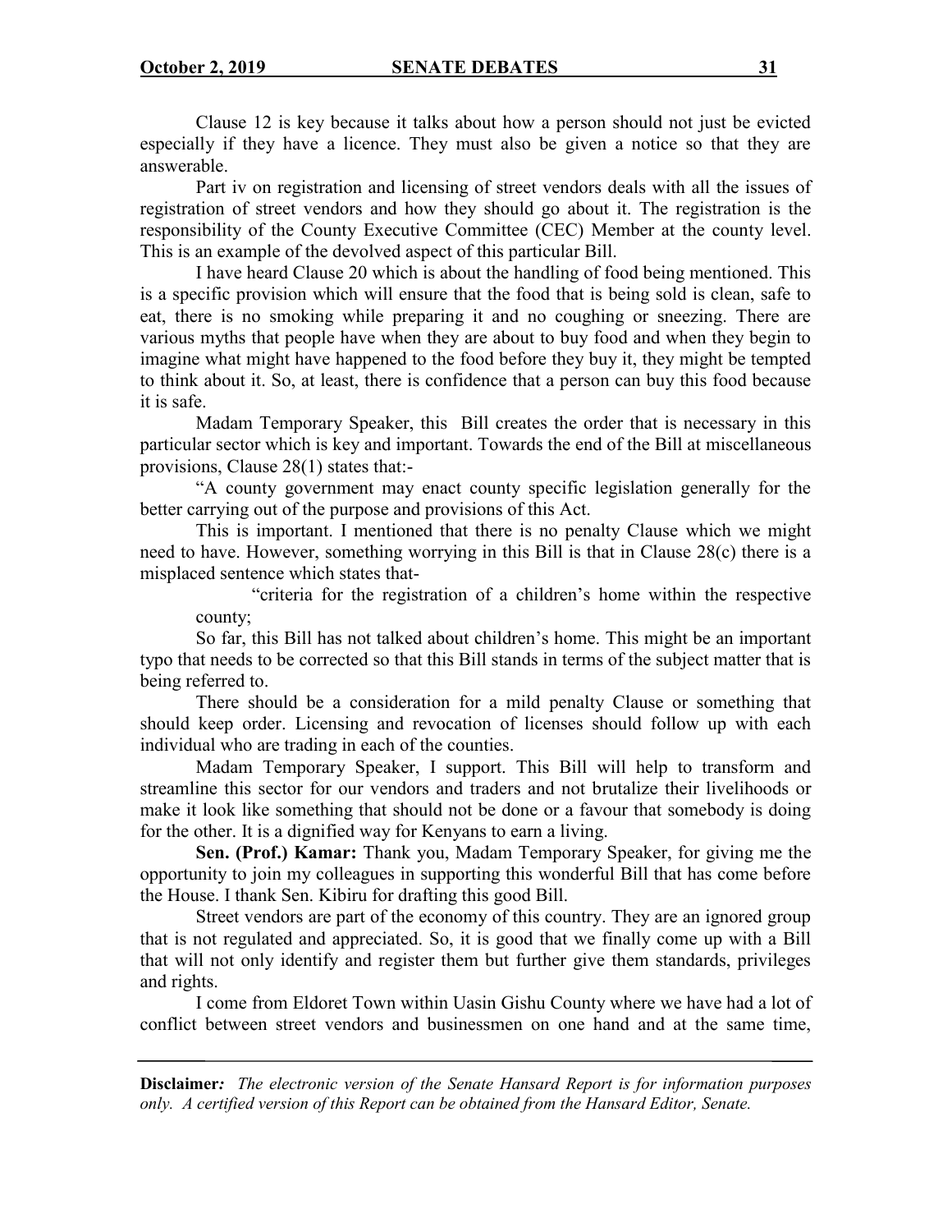Clause 12 is key because it talks about how a person should not just be evicted especially if they have a licence. They must also be given a notice so that they are answerable.

Part iv on registration and licensing of street vendors deals with all the issues of registration of street vendors and how they should go about it. The registration is the responsibility of the County Executive Committee (CEC) Member at the county level. This is an example of the devolved aspect of this particular Bill.

I have heard Clause 20 which is about the handling of food being mentioned. This is a specific provision which will ensure that the food that is being sold is clean, safe to eat, there is no smoking while preparing it and no coughing or sneezing. There are various myths that people have when they are about to buy food and when they begin to imagine what might have happened to the food before they buy it, they might be tempted to think about it. So, at least, there is confidence that a person can buy this food because it is safe.

Madam Temporary Speaker, this Bill creates the order that is necessary in this particular sector which is key and important. Towards the end of the Bill at miscellaneous provisions, Clause 28(1) states that:-

"A county government may enact county specific legislation generally for the better carrying out of the purpose and provisions of this Act.

This is important. I mentioned that there is no penalty Clause which we might need to have. However, something worrying in this Bill is that in Clause 28(c) there is a misplaced sentence which states that-

> "criteria for the registration of a children's home within the respective county;

So far, this Bill has not talked about children's home. This might be an important typo that needs to be corrected so that this Bill stands in terms of the subject matter that is being referred to.

There should be a consideration for a mild penalty Clause or something that should keep order. Licensing and revocation of licenses should follow up with each individual who are trading in each of the counties.

Madam Temporary Speaker, I support. This Bill will help to transform and streamline this sector for our vendors and traders and not brutalize their livelihoods or make it look like something that should not be done or a favour that somebody is doing for the other. It is a dignified way for Kenyans to earn a living.

**Sen. (Prof.) Kamar:** Thank you, Madam Temporary Speaker, for giving me the opportunity to join my colleagues in supporting this wonderful Bill that has come before the House. I thank Sen. Kibiru for drafting this good Bill.

Street vendors are part of the economy of this country. They are an ignored group that is not regulated and appreciated. So, it is good that we finally come up with a Bill that will not only identify and register them but further give them standards, privileges and rights.

I come from Eldoret Town within Uasin Gishu County where we have had a lot of conflict between street vendors and businessmen on one hand and at the same time,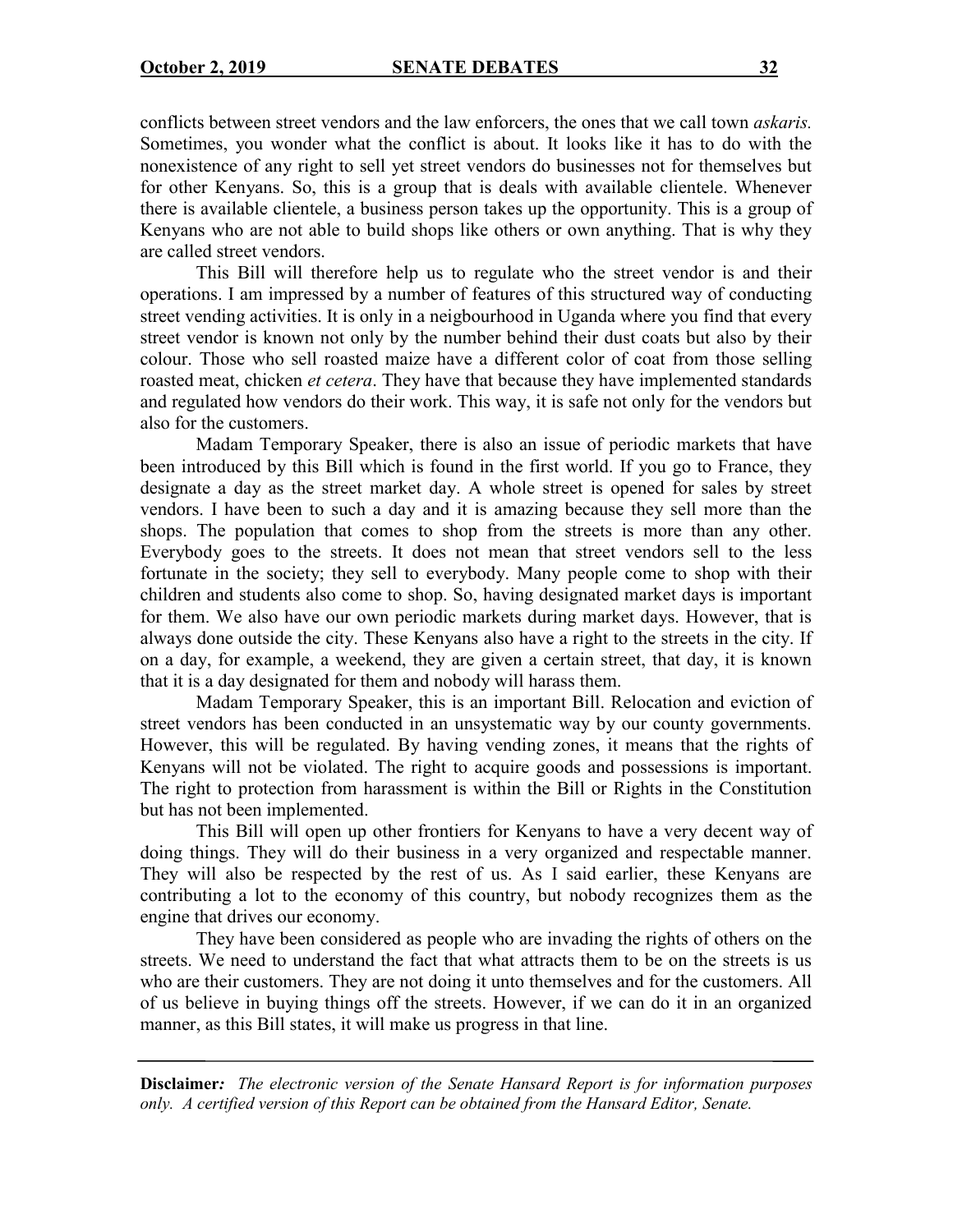conflicts between street vendors and the law enforcers, the ones that we call town *askaris.* Sometimes, you wonder what the conflict is about. It looks like it has to do with the nonexistence of any right to sell yet street vendors do businesses not for themselves but for other Kenyans. So, this is a group that is deals with available clientele. Whenever there is available clientele, a business person takes up the opportunity. This is a group of Kenyans who are not able to build shops like others or own anything. That is why they are called street vendors.

This Bill will therefore help us to regulate who the street vendor is and their operations. I am impressed by a number of features of this structured way of conducting street vending activities. It is only in a neigbourhood in Uganda where you find that every street vendor is known not only by the number behind their dust coats but also by their colour. Those who sell roasted maize have a different color of coat from those selling roasted meat, chicken *et cetera*. They have that because they have implemented standards and regulated how vendors do their work. This way, it is safe not only for the vendors but also for the customers.

Madam Temporary Speaker, there is also an issue of periodic markets that have been introduced by this Bill which is found in the first world. If you go to France, they designate a day as the street market day. A whole street is opened for sales by street vendors. I have been to such a day and it is amazing because they sell more than the shops. The population that comes to shop from the streets is more than any other. Everybody goes to the streets. It does not mean that street vendors sell to the less fortunate in the society; they sell to everybody. Many people come to shop with their children and students also come to shop. So, having designated market days is important for them. We also have our own periodic markets during market days. However, that is always done outside the city. These Kenyans also have a right to the streets in the city. If on a day, for example, a weekend, they are given a certain street, that day, it is known that it is a day designated for them and nobody will harass them.

Madam Temporary Speaker, this is an important Bill. Relocation and eviction of street vendors has been conducted in an unsystematic way by our county governments. However, this will be regulated. By having vending zones, it means that the rights of Kenyans will not be violated. The right to acquire goods and possessions is important. The right to protection from harassment is within the Bill or Rights in the Constitution but has not been implemented.

This Bill will open up other frontiers for Kenyans to have a very decent way of doing things. They will do their business in a very organized and respectable manner. They will also be respected by the rest of us. As I said earlier, these Kenyans are contributing a lot to the economy of this country, but nobody recognizes them as the engine that drives our economy.

They have been considered as people who are invading the rights of others on the streets. We need to understand the fact that what attracts them to be on the streets is us who are their customers. They are not doing it unto themselves and for the customers. All of us believe in buying things off the streets. However, if we can do it in an organized manner, as this Bill states, it will make us progress in that line.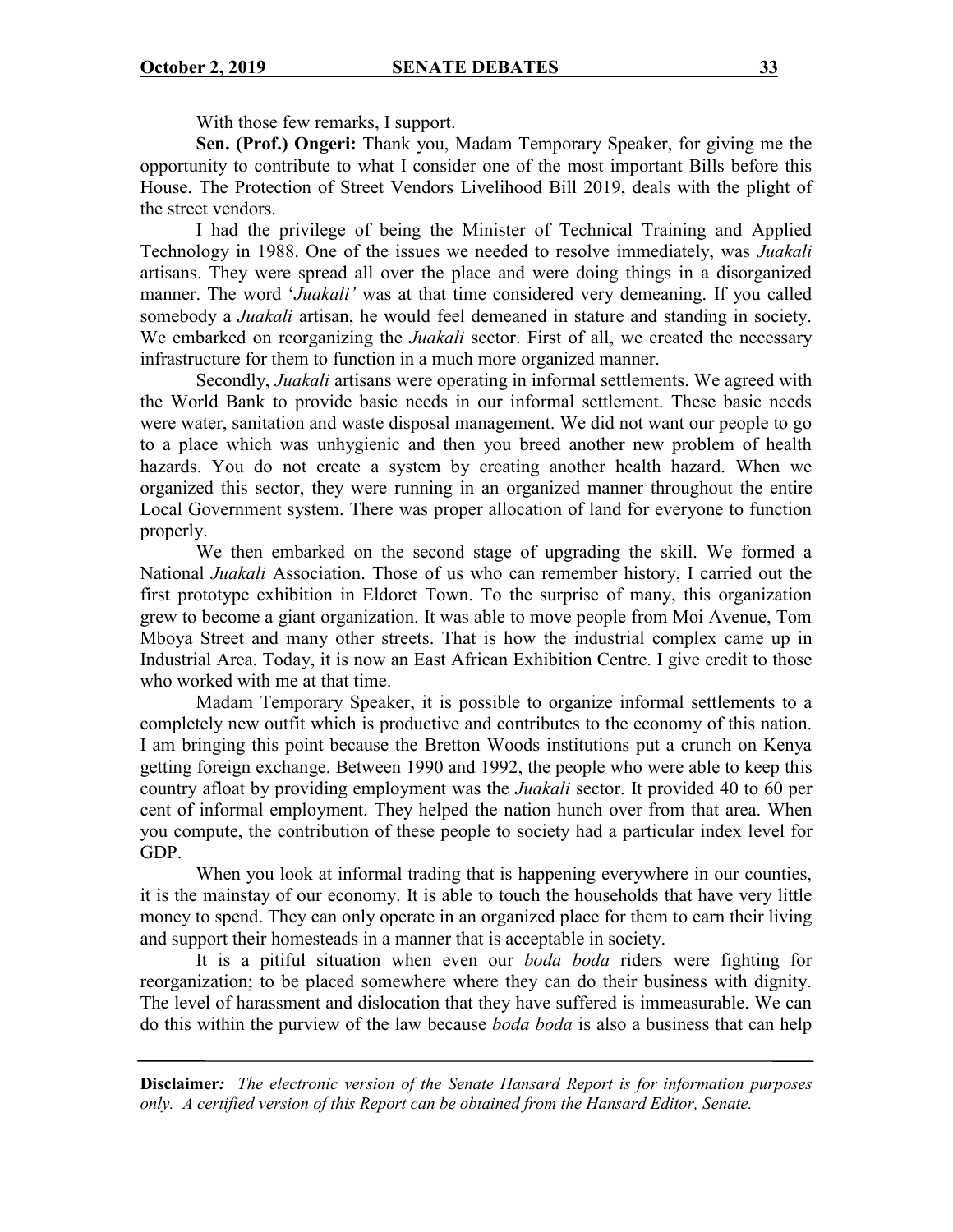With those few remarks, I support.

**Sen. (Prof.) Ongeri:** Thank you, Madam Temporary Speaker, for giving me the opportunity to contribute to what I consider one of the most important Bills before this House. The Protection of Street Vendors Livelihood Bill 2019, deals with the plight of the street vendors.

I had the privilege of being the Minister of Technical Training and Applied Technology in 1988. One of the issues we needed to resolve immediately, was *Juakali* artisans. They were spread all over the place and were doing things in a disorganized manner. The word '*Juakali'* was at that time considered very demeaning. If you called somebody a *Juakali* artisan, he would feel demeaned in stature and standing in society. We embarked on reorganizing the *Juakali* sector. First of all, we created the necessary infrastructure for them to function in a much more organized manner.

Secondly, *Juakali* artisans were operating in informal settlements. We agreed with the World Bank to provide basic needs in our informal settlement. These basic needs were water, sanitation and waste disposal management. We did not want our people to go to a place which was unhygienic and then you breed another new problem of health hazards. You do not create a system by creating another health hazard. When we organized this sector, they were running in an organized manner throughout the entire Local Government system. There was proper allocation of land for everyone to function properly.

We then embarked on the second stage of upgrading the skill. We formed a National *Juakali* Association. Those of us who can remember history, I carried out the first prototype exhibition in Eldoret Town. To the surprise of many, this organization grew to become a giant organization. It was able to move people from Moi Avenue, Tom Mboya Street and many other streets. That is how the industrial complex came up in Industrial Area. Today, it is now an East African Exhibition Centre. I give credit to those who worked with me at that time.

Madam Temporary Speaker, it is possible to organize informal settlements to a completely new outfit which is productive and contributes to the economy of this nation. I am bringing this point because the Bretton Woods institutions put a crunch on Kenya getting foreign exchange. Between 1990 and 1992, the people who were able to keep this country afloat by providing employment was the *Juakali* sector. It provided 40 to 60 per cent of informal employment. They helped the nation hunch over from that area. When you compute, the contribution of these people to society had a particular index level for GDP.

When you look at informal trading that is happening everywhere in our counties, it is the mainstay of our economy. It is able to touch the households that have very little money to spend. They can only operate in an organized place for them to earn their living and support their homesteads in a manner that is acceptable in society.

It is a pitiful situation when even our *boda boda* riders were fighting for reorganization; to be placed somewhere where they can do their business with dignity. The level of harassment and dislocation that they have suffered is immeasurable. We can do this within the purview of the law because *boda boda* is also a business that can help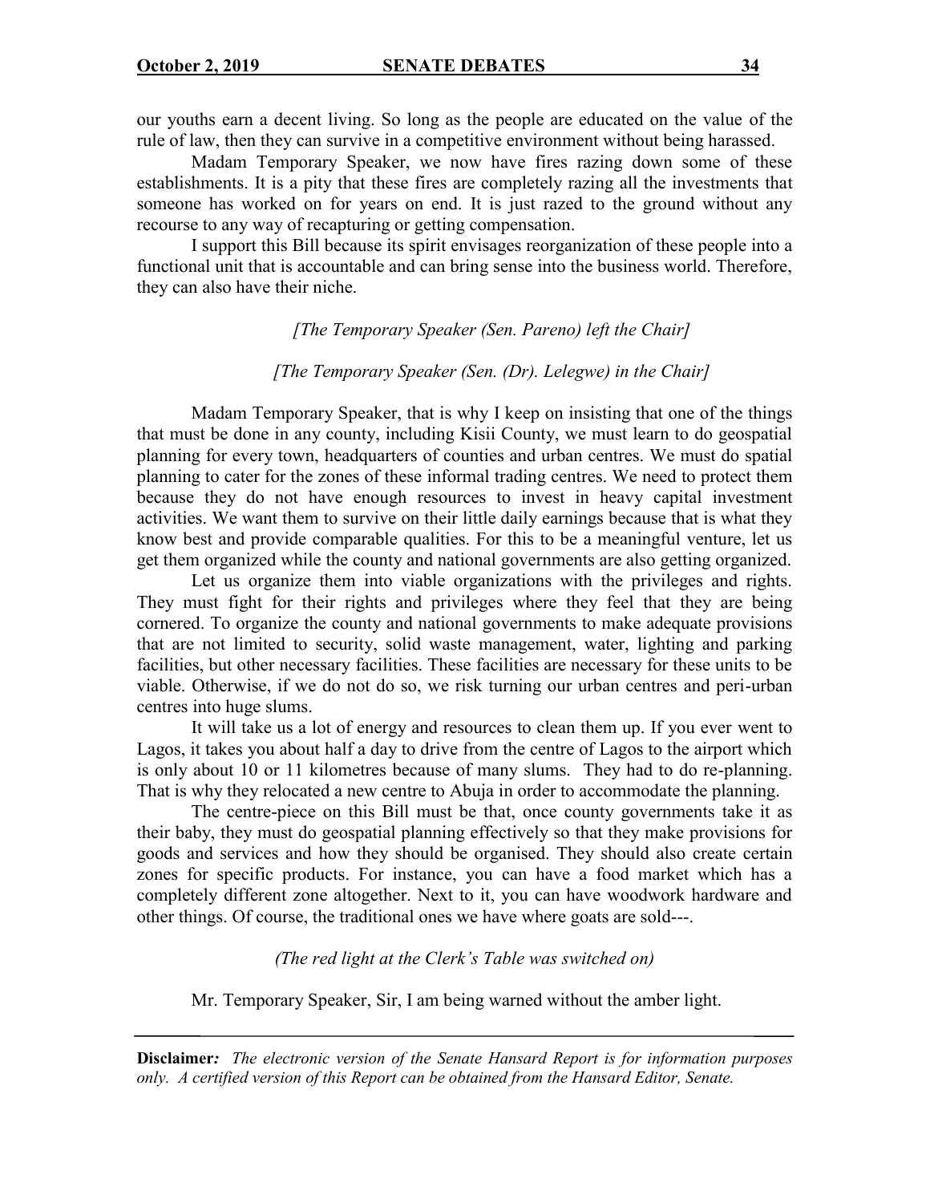our youths earn a decent living. So long as the people are educated on the value of the rule of law, then they can survive in a competitive environment without being harassed.

Madam Temporary Speaker, we now have fires razing down some of these establishments. It is a pity that these fires are completely razing all the investments that someone has worked on for years on end. It is just razed to the ground without any recourse to any way of recapturing or getting compensation.

I support this Bill because its spirit envisages reorganization of these people into a functional unit that is accountable and can bring sense into the business world. Therefore, they can also have their niche.

*[The Temporary Speaker (Sen. Pareno) left the Chair]*

*[The Temporary Speaker (Sen. (Dr). Lelegwe) in the Chair]*

Madam Temporary Speaker, that is why I keep on insisting that one of the things that must be done in any county, including Kisii County, we must learn to do geospatial planning for every town, headquarters of counties and urban centres. We must do spatial planning to cater for the zones of these informal trading centres. We need to protect them because they do not have enough resources to invest in heavy capital investment activities. We want them to survive on their little daily earnings because that is what they know best and provide comparable qualities. For this to be a meaningful venture, let us get them organized while the county and national governments are also getting organized.

Let us organize them into viable organizations with the privileges and rights. They must fight for their rights and privileges where they feel that they are being cornered. To organize the county and national governments to make adequate provisions that are not limited to security, solid waste management, water, lighting and parking facilities, but other necessary facilities. These facilities are necessary for these units to be viable. Otherwise, if we do not do so, we risk turning our urban centres and peri-urban centres into huge slums.

It will take us a lot of energy and resources to clean them up. If you ever went to Lagos, it takes you about half a day to drive from the centre of Lagos to the airport which is only about 10 or 11 kilometres because of many slums. They had to do re-planning. That is why they relocated a new centre to Abuja in order to accommodate the planning.

The centre-piece on this Bill must be that, once county governments take it as their baby, they must do geospatial planning effectively so that they make provisions for goods and services and how they should be organised. They should also create certain zones for specific products. For instance, you can have a food market which has a completely different zone altogether. Next to it, you can have woodwork hardware and other things. Of course, the traditional ones we have where goats are sold---.

*(The red light at the Clerk's Table was switched on)*

Mr. Temporary Speaker, Sir, I am being warned without the amber light.

**Disclaimer***: The electronic version of the Senate Hansard Report is for information purposes only. A certified version of this Report can be obtained from the Hansard Editor, Senate.*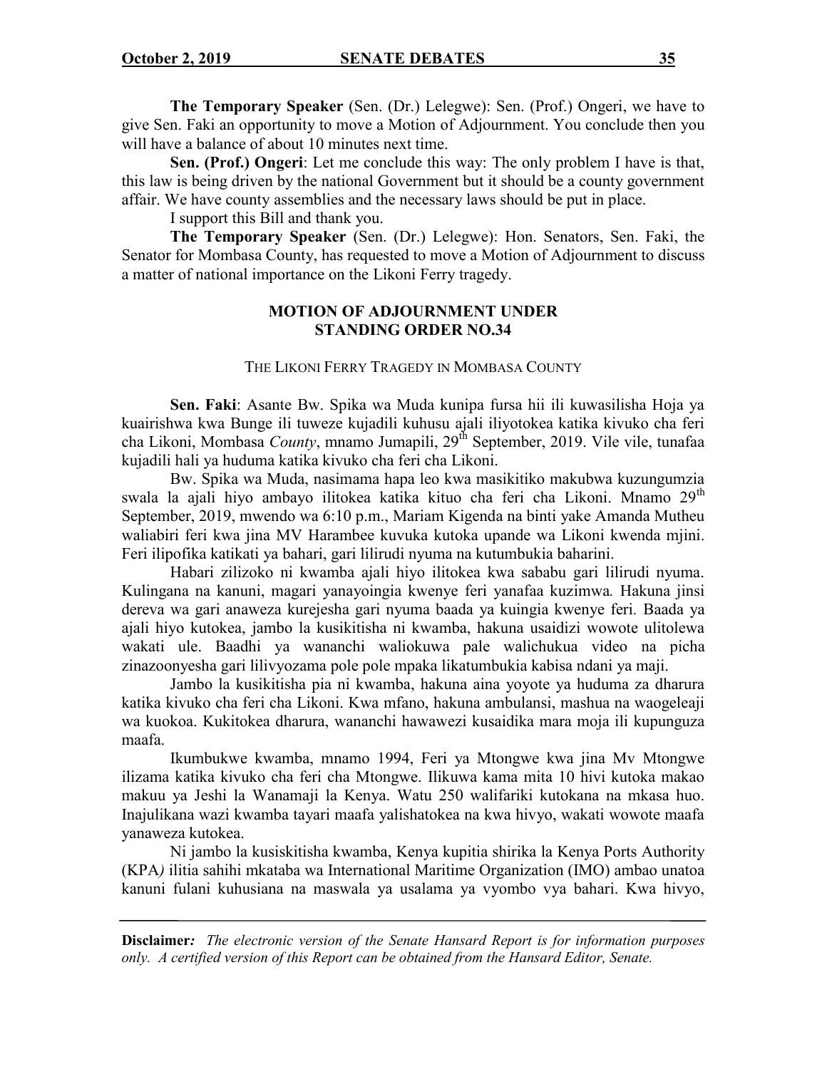**The Temporary Speaker** (Sen. (Dr.) Lelegwe): Sen. (Prof.) Ongeri, we have to give Sen. Faki an opportunity to move a Motion of Adjournment. You conclude then you will have a balance of about 10 minutes next time.

**Sen. (Prof.) Ongeri**: Let me conclude this way: The only problem I have is that, this law is being driven by the national Government but it should be a county government affair. We have county assemblies and the necessary laws should be put in place.

I support this Bill and thank you.

**The Temporary Speaker** (Sen. (Dr.) Lelegwe): Hon. Senators, Sen. Faki, the Senator for Mombasa County, has requested to move a Motion of Adjournment to discuss a matter of national importance on the Likoni Ferry tragedy.

## MOTION OF ADJOURNMENT UNDER STANDING ORDER NO.34

### THE LIKONI FERRY TRAGEDY IN MOMBASA COUNTY

**Sen. Faki**: Asante Bw. Spika wa Muda kunipa fursa hii ili kuwasilisha Hoja ya kuairishwa kwa Bunge ili tuweze kujadili kuhusu ajali iliyotokea katika kivuko cha feri cha Likoni, Mombasa *County*, mnamo Jumapili, 29th September, 2019. Vile vile, tunafaa kujadili hali ya huduma katika kivuko cha feri cha Likoni.

Bw. Spika wa Muda, nasimama hapa leo kwa masikitiko makubwa kuzungumzia swala la ajali hiyo ambayo ilitokea katika kituo cha feri cha Likoni. Mnamo 29th September, 2019, mwendo wa 6:10 p.m., Mariam Kigenda na binti yake Amanda Mutheu waliabiri feri kwa jina MV Harambee kuvuka kutoka upande wa Likoni kwenda mjini. Feri ilipofika katikati ya bahari, gari lilirudi nyuma na kutumbukia baharini.

Habari zilizoko ni kwamba ajali hiyo ilitokea kwa sababu gari lilirudi nyuma. Kulingana na kanuni, magari yanayoingia kwenye feri yanafaa kuzimwa. Hakuna jinsi dereva wa gari anaweza kurejesha gari nyuma baada ya kuingia kwenye feri. Baada ya ajali hiyo kutokea, jambo la kusikitisha ni kwamba, hakuna usaidizi wowote ulitolewa wakati ule. Baadhi ya wananchi waliokuwa pale walichukua video na picha zinazoonyesha gari lilivyozama pole pole mpaka likatumbukia kabisa ndani ya maji.

Jambo la kusikitisha pia ni kwamba, hakuna aina yoyote ya huduma za dharura katika kivuko cha feri cha Likoni. Kwa mfano, hakuna ambulansi, mashua na waogeleaji wa kuokoa. Kukitokea dharura, wananchi hawawezi kusaidika mara moja ili kupunguza maafa.

Ikumbukwe kwamba, mnamo 1994, Feri ya Mtongwe kwa jina Mv Mtongwe ilizama katika kivuko cha feri cha Mtongwe. Ilikuwa kama mita 10 hivi kutoka makao makuu ya Jeshi la Wanamaji la Kenya. Watu 250 walifariki kutokana na mkasa huo. Inajulikana wazi kwamba tayari maafa yalishatokea na kwa hivyo, wakati wowote maafa yanaweza kutokea.

Ni jambo la kusiskitisha kwamba, Kenya kupitia shirika la Kenya Ports Authority (KPA*)* ilitia sahihi mkataba wa International Maritime Organization (IMO) ambao unatoa kanuni fulani kuhusiana na maswala ya usalama ya vyombo vya bahari. Kwa hivyo,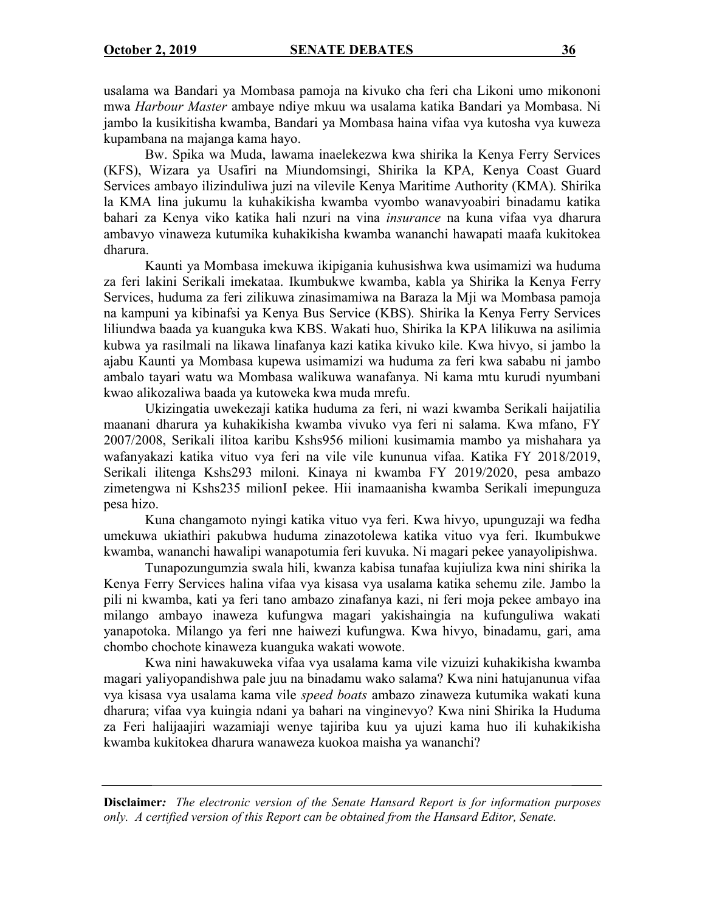usalama wa Bandari ya Mombasa pamoja na kivuko cha feri cha Likoni umo mikononi mwa *Harbour Master* ambaye ndiye mkuu wa usalama katika Bandari ya Mombasa. Ni jambo la kusikitisha kwamba, Bandari ya Mombasa haina vifaa vya kutosha vya kuweza kupambana na majanga kama hayo.

Bw. Spika wa Muda, lawama inaelekezwa kwa shirika la Kenya Ferry Services (KFS), Wizara ya Usafiri na Miundomsingi, Shirika la KPA, Kenya Coast Guard Services ambayo ilizinduliwa juzi na vilevile Kenya Maritime Authority (KMA). Shirika la KMA lina jukumu la kuhakikisha kwamba vyombo wanavyoabiri binadamu katika bahari za Kenya viko katika hali nzuri na vina *insurance* na kuna vifaa vya dharura ambavyo vinaweza kutumika kuhakikisha kwamba wananchi hawapati maafa kukitokea dharura.

Kaunti ya Mombasa imekuwa ikipigania kuhusishwa kwa usimamizi wa huduma za feri lakini Serikali imekataa. Ikumbukwe kwamba, kabla ya Shirika la Kenya Ferry Services, huduma za feri zilikuwa zinasimamiwa na Baraza la Mji wa Mombasa pamoja na kampuni ya kibinafsi ya Kenya Bus Service (KBS). Shirika la Kenya Ferry Services liliundwa baada ya kuanguka kwa KBS. Wakati huo, Shirika la KPA lilikuwa na asilimia kubwa ya rasilmali na likawa linafanya kazi katika kivuko kile. Kwa hivyo, si jambo la ajabu Kaunti ya Mombasa kupewa usimamizi wa huduma za feri kwa sababu ni jambo ambalo tayari watu wa Mombasa walikuwa wanafanya. Ni kama mtu kurudi nyumbani kwao alikozaliwa baada ya kutoweka kwa muda mrefu.

Ukizingatia uwekezaji katika huduma za feri, ni wazi kwamba Serikali haijatilia maanani dharura ya kuhakikisha kwamba vivuko vya feri ni salama. Kwa mfano, FY 2007/2008, Serikali ilitoa karibu Kshs956 milioni kusimamia mambo ya mishahara ya wafanyakazi katika vituo vya feri na vile vile kununua vifaa. Katika FY 2018/2019, Serikali ilitenga Kshs293 miloni. Kinaya ni kwamba FY 2019/2020, pesa ambazo zimetengwa ni Kshs235 milionI pekee. Hii inamaanisha kwamba Serikali imepunguza pesa hizo.

Kuna changamoto nyingi katika vituo vya feri. Kwa hivyo, upunguzaji wa fedha umekuwa ukiathiri pakubwa huduma zinazotolewa katika vituo vya feri. Ikumbukwe kwamba, wananchi hawalipi wanapotumia feri kuvuka. Ni magari pekee yanayolipishwa.

Tunapozungumzia swala hili, kwanza kabisa tunafaa kujiuliza kwa nini shirika la Kenya Ferry Services halina vifaa vya kisasa vya usalama katika sehemu zile. Jambo la pili ni kwamba, kati ya feri tano ambazo zinafanya kazi, ni feri moja pekee ambayo ina milango ambayo inaweza kufungwa magari yakishaingia na kufunguliwa wakati yanapotoka. Milango ya feri nne haiwezi kufungwa. Kwa hivyo, binadamu, gari, ama chombo chochote kinaweza kuanguka wakati wowote.

Kwa nini hawakuweka vifaa vya usalama kama vile vizuizi kuhakikisha kwamba magari yaliyopandishwa pale juu na binadamu wako salama? Kwa nini hatujanunua vifaa vya kisasa vya usalama kama vile *speed boats* ambazo zinaweza kutumika wakati kuna dharura; vifaa vya kuingia ndani ya bahari na vinginevyo? Kwa nini Shirika la Huduma za Feri halijaajiri wazamiaji wenye tajiriba kuu ya ujuzi kama huo ili kuhakikisha kwamba kukitokea dharura wanaweza kuokoa maisha ya wananchi?

**Disclaimer***:* *The electronic version of the Senate Hansard Report is for information purposes only. A certified version of this Report can be obtained from the Hansard Editor, Senate.*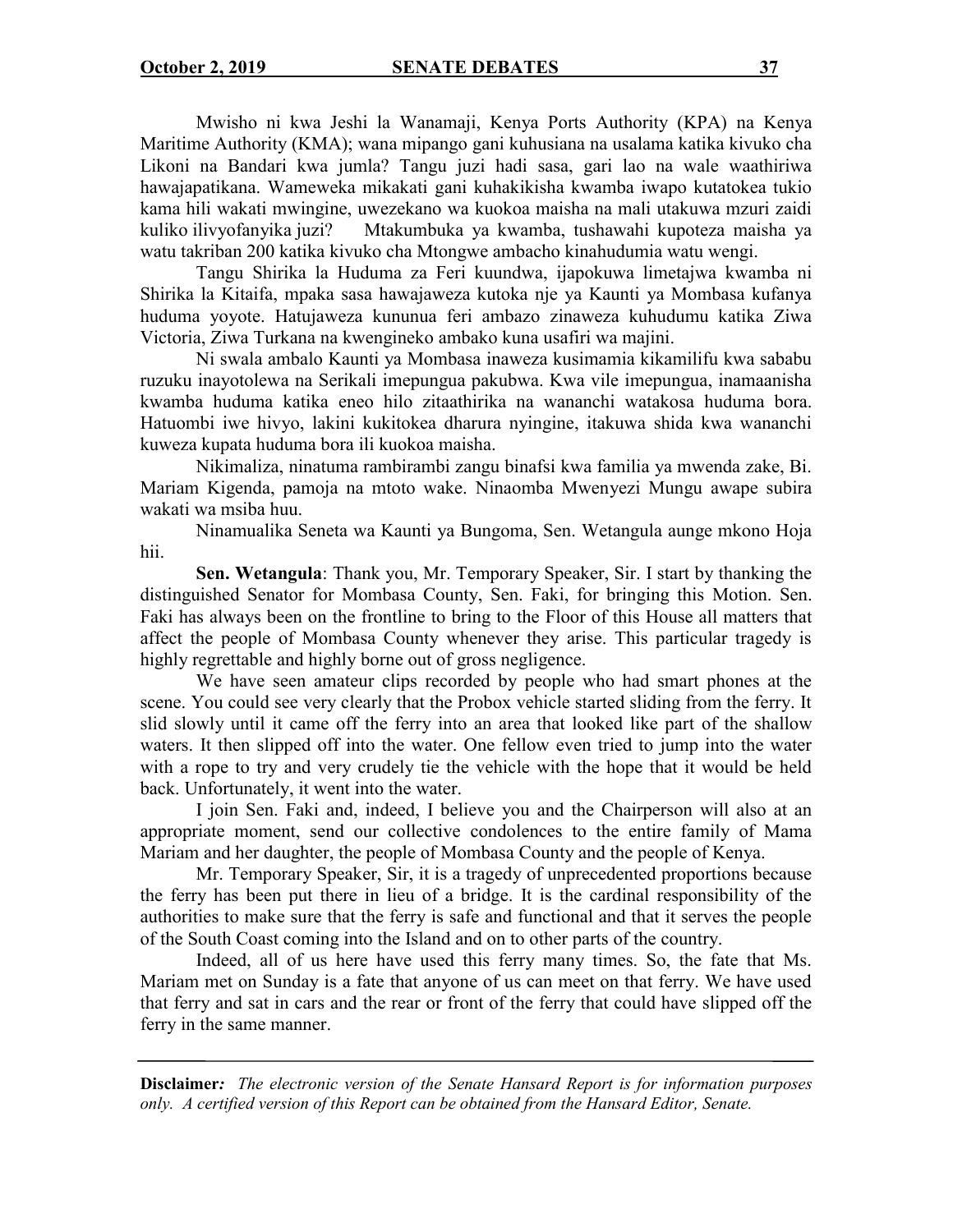Mwisho ni kwa Jeshi la Wanamaji, Kenya Ports Authority (KPA) na Kenya Maritime Authority (KMA); wana mipango gani kuhusiana na usalama katika kivuko cha Likoni na Bandari kwa jumla? Tangu juzi hadi sasa, gari lao na wale waathiriwa hawajapatikana. Wameweka mikakati gani kuhakikisha kwamba iwapo kutatokea tukio kama hili wakati mwingine, uwezekano wa kuokoa maisha na mali utakuwa mzuri zaidi kuliko ilivyofanyika juzi? Mtakumbuka ya kwamba, tushawahi kupoteza maisha ya watu takriban 200 katika kivuko cha Mtongwe ambacho kinahudumia watu wengi.

Tangu Shirika la Huduma za Feri kuundwa, ijapokuwa limetajwa kwamba ni Shirika la Kitaifa, mpaka sasa hawajaweza kutoka nje ya Kaunti ya Mombasa kufanya huduma yoyote. Hatujaweza kununua feri ambazo zinaweza kuhudumu katika Ziwa Victoria, Ziwa Turkana na kwengineko ambako kuna usafiri wa majini.

Ni swala ambalo Kaunti ya Mombasa inaweza kusimamia kikamilifu kwa sababu ruzuku inayotolewa na Serikali imepungua pakubwa. Kwa vile imepungua, inamaanisha kwamba huduma katika eneo hilo zitaathirika na wananchi watakosa huduma bora. Hatuombi iwe hivyo, lakini kukitokea dharura nyingine, itakuwa shida kwa wananchi kuweza kupata huduma bora ili kuokoa maisha.

Nikimaliza, ninatuma rambirambi zangu binafsi kwa familia ya mwenda zake, Bi. Mariam Kigenda, pamoja na mtoto wake. Ninaomba Mwenyezi Mungu awape subira wakati wa msiba huu.

Ninamualika Seneta wa Kaunti ya Bungoma, Sen. Wetangula aunge mkono Hoja hii.

**Sen. Wetangula**: Thank you, Mr. Temporary Speaker, Sir. I start by thanking the distinguished Senator for Mombasa County, Sen. Faki, for bringing this Motion. Sen. Faki has always been on the frontline to bring to the Floor of this House all matters that affect the people of Mombasa County whenever they arise. This particular tragedy is highly regrettable and highly borne out of gross negligence.

We have seen amateur clips recorded by people who had smart phones at the scene. You could see very clearly that the Probox vehicle started sliding from the ferry. It slid slowly until it came off the ferry into an area that looked like part of the shallow waters. It then slipped off into the water. One fellow even tried to jump into the water with a rope to try and very crudely tie the vehicle with the hope that it would be held back. Unfortunately, it went into the water.

I join Sen. Faki and, indeed, I believe you and the Chairperson will also at an appropriate moment, send our collective condolences to the entire family of Mama Mariam and her daughter, the people of Mombasa County and the people of Kenya.

Mr. Temporary Speaker, Sir, it is a tragedy of unprecedented proportions because the ferry has been put there in lieu of a bridge. It is the cardinal responsibility of the authorities to make sure that the ferry is safe and functional and that it serves the people of the South Coast coming into the Island and on to other parts of the country.

Indeed, all of us here have used this ferry many times. So, the fate that Ms. Mariam met on Sunday is a fate that anyone of us can meet on that ferry. We have used that ferry and sat in cars and the rear or front of the ferry that could have slipped off the ferry in the same manner.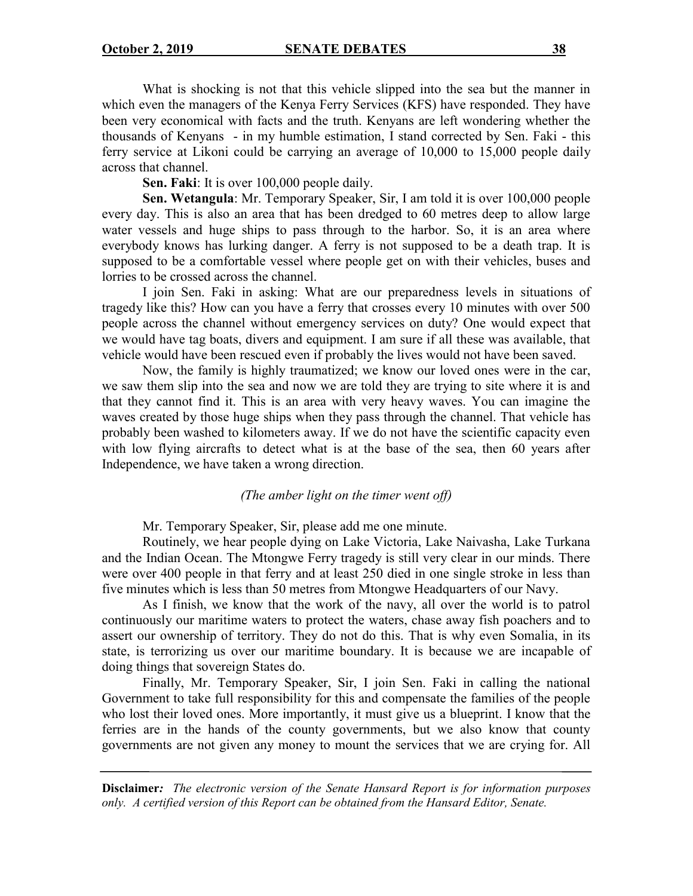What is shocking is not that this vehicle slipped into the sea but the manner in which even the managers of the Kenya Ferry Services (KFS) have responded. They have been very economical with facts and the truth. Kenyans are left wondering whether the thousands of Kenyans - in my humble estimation, I stand corrected by Sen. Faki - this ferry service at Likoni could be carrying an average of 10,000 to 15,000 people daily across that channel.

**Sen. Faki**: It is over 100,000 people daily.

**Sen. Wetangula**: Mr. Temporary Speaker, Sir, I am told it is over 100,000 people every day. This is also an area that has been dredged to 60 metres deep to allow large water vessels and huge ships to pass through to the harbor. So, it is an area where everybody knows has lurking danger. A ferry is not supposed to be a death trap. It is supposed to be a comfortable vessel where people get on with their vehicles, buses and lorries to be crossed across the channel.

I join Sen. Faki in asking: What are our preparedness levels in situations of tragedy like this? How can you have a ferry that crosses every 10 minutes with over 500 people across the channel without emergency services on duty? One would expect that we would have tag boats, divers and equipment. I am sure if all these was available, that vehicle would have been rescued even if probably the lives would not have been saved.

Now, the family is highly traumatized; we know our loved ones were in the car, we saw them slip into the sea and now we are told they are trying to site where it is and that they cannot find it. This is an area with very heavy waves. You can imagine the waves created by those huge ships when they pass through the channel. That vehicle has probably been washed to kilometers away. If we do not have the scientific capacity even with low flying aircrafts to detect what is at the base of the sea, then 60 years after Independence, we have taken a wrong direction.

*(The amber light on the timer went off)*

Mr. Temporary Speaker, Sir, please add me one minute.

Routinely, we hear people dying on Lake Victoria, Lake Naivasha, Lake Turkana and the Indian Ocean. The Mtongwe Ferry tragedy is still very clear in our minds. There were over 400 people in that ferry and at least 250 died in one single stroke in less than five minutes which is less than 50 metres from Mtongwe Headquarters of our Navy.

As I finish, we know that the work of the navy, all over the world is to patrol continuously our maritime waters to protect the waters, chase away fish poachers and to assert our ownership of territory. They do not do this. That is why even Somalia, in its state, is terrorizing us over our maritime boundary. It is because we are incapable of doing things that sovereign States do.

Finally, Mr. Temporary Speaker, Sir, I join Sen. Faki in calling the national Government to take full responsibility for this and compensate the families of the people who lost their loved ones. More importantly, it must give us a blueprint. I know that the ferries are in the hands of the county governments, but we also know that county governments are not given any money to mount the services that we are crying for. All

**Disclaimer***: The electronic version of the Senate Hansard Report is for information purposes only. A certified version of this Report can be obtained from the Hansard Editor, Senate.*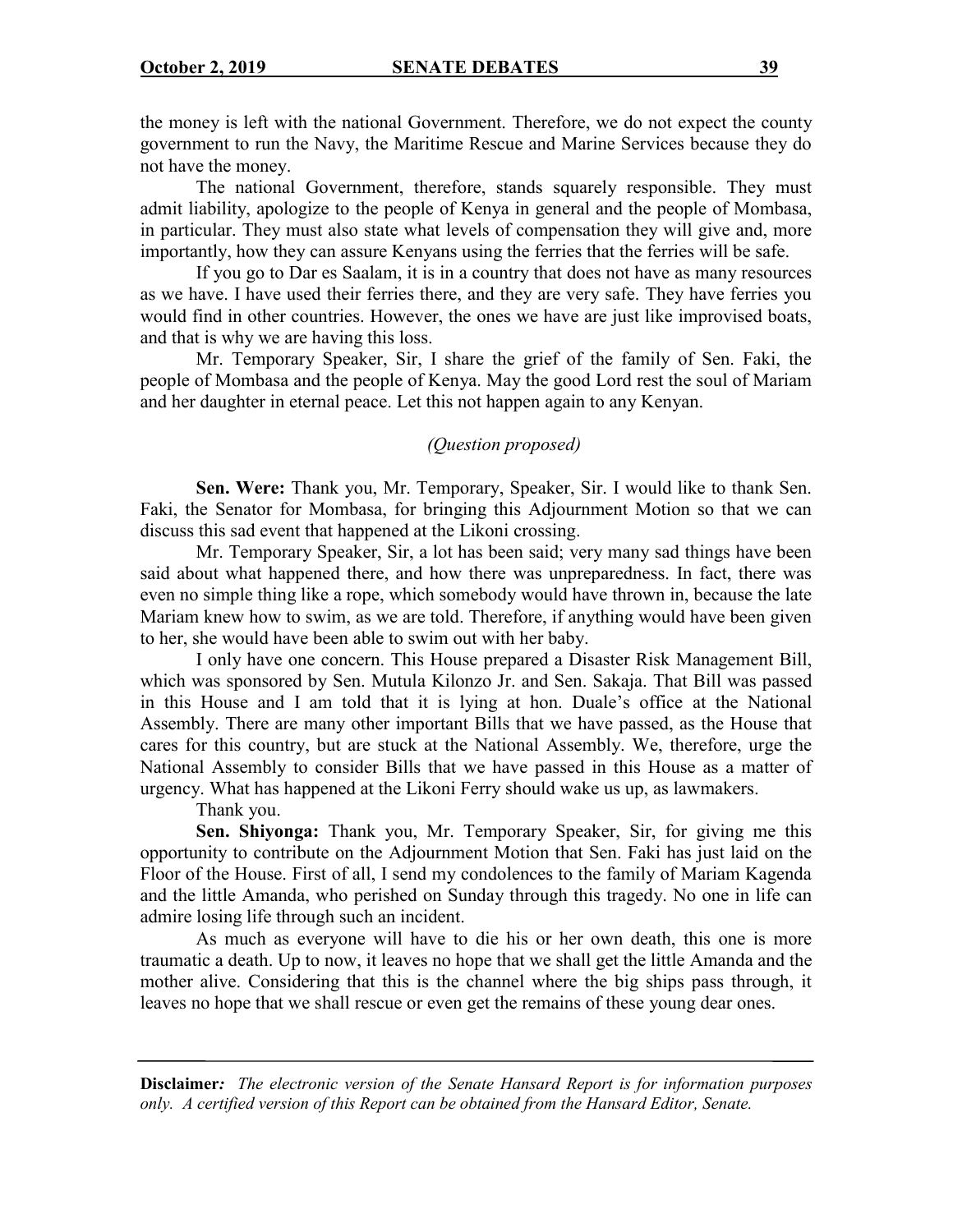the money is left with the national Government. Therefore, we do not expect the county government to run the Navy, the Maritime Rescue and Marine Services because they do not have the money.

The national Government, therefore, stands squarely responsible. They must admit liability, apologize to the people of Kenya in general and the people of Mombasa, in particular. They must also state what levels of compensation they will give and, more importantly, how they can assure Kenyans using the ferries that the ferries will be safe.

If you go to Dar es Saalam, it is in a country that does not have as many resources as we have. I have used their ferries there, and they are very safe. They have ferries you would find in other countries. However, the ones we have are just like improvised boats, and that is why we are having this loss.

Mr. Temporary Speaker, Sir, I share the grief of the family of Sen. Faki, the people of Mombasa and the people of Kenya. May the good Lord rest the soul of Mariam and her daughter in eternal peace. Let this not happen again to any Kenyan.

*(Question proposed)*

**Sen. Were:** Thank you, Mr. Temporary, Speaker, Sir. I would like to thank Sen. Faki, the Senator for Mombasa, for bringing this Adjournment Motion so that we can discuss this sad event that happened at the Likoni crossing.

Mr. Temporary Speaker, Sir, a lot has been said; very many sad things have been said about what happened there, and how there was unpreparedness. In fact, there was even no simple thing like a rope, which somebody would have thrown in, because the late Mariam knew how to swim, as we are told. Therefore, if anything would have been given to her, she would have been able to swim out with her baby.

I only have one concern. This House prepared a Disaster Risk Management Bill, which was sponsored by Sen. Mutula Kilonzo Jr. and Sen. Sakaja. That Bill was passed in this House and I am told that it is lying at hon. Duale's office at the National Assembly. There are many other important Bills that we have passed, as the House that cares for this country, but are stuck at the National Assembly. We, therefore, urge the National Assembly to consider Bills that we have passed in this House as a matter of urgency. What has happened at the Likoni Ferry should wake us up, as lawmakers.

Thank you.

**Sen. Shiyonga:** Thank you, Mr. Temporary Speaker, Sir, for giving me this opportunity to contribute on the Adjournment Motion that Sen. Faki has just laid on the Floor of the House. First of all, I send my condolences to the family of Mariam Kagenda and the little Amanda, who perished on Sunday through this tragedy. No one in life can admire losing life through such an incident.

As much as everyone will have to die his or her own death, this one is more traumatic a death. Up to now, it leaves no hope that we shall get the little Amanda and the mother alive. Considering that this is the channel where the big ships pass through, it leaves no hope that we shall rescue or even get the remains of these young dear ones.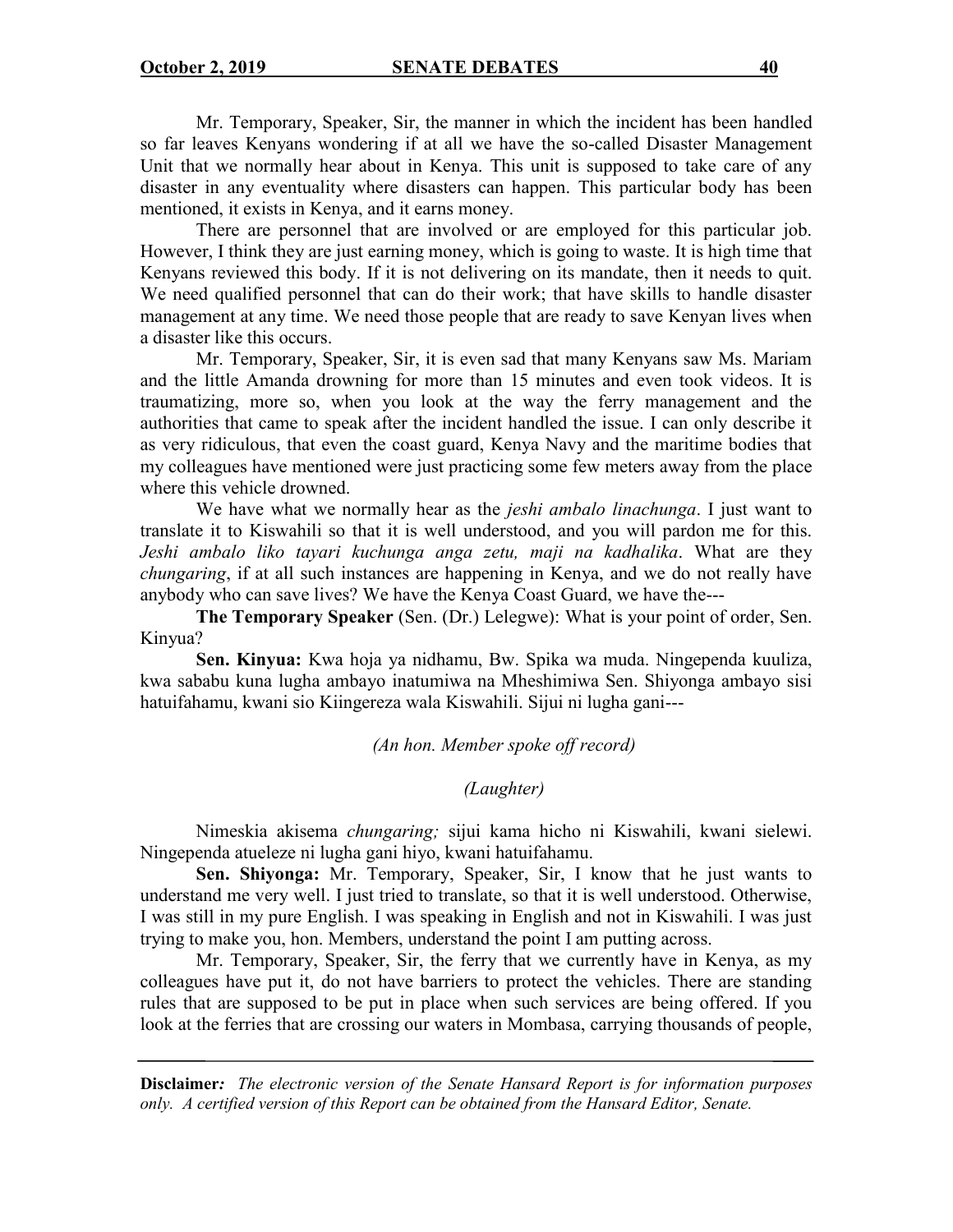Mr. Temporary, Speaker, Sir, the manner in which the incident has been handled so far leaves Kenyans wondering if at all we have the so-called Disaster Management Unit that we normally hear about in Kenya. This unit is supposed to take care of any disaster in any eventuality where disasters can happen. This particular body has been mentioned, it exists in Kenya, and it earns money.

There are personnel that are involved or are employed for this particular job. However, I think they are just earning money, which is going to waste. It is high time that Kenyans reviewed this body. If it is not delivering on its mandate, then it needs to quit. We need qualified personnel that can do their work; that have skills to handle disaster management at any time. We need those people that are ready to save Kenyan lives when a disaster like this occurs.

Mr. Temporary, Speaker, Sir, it is even sad that many Kenyans saw Ms. Mariam and the little Amanda drowning for more than 15 minutes and even took videos. It is traumatizing, more so, when you look at the way the ferry management and the authorities that came to speak after the incident handled the issue. I can only describe it as very ridiculous, that even the coast guard, Kenya Navy and the maritime bodies that my colleagues have mentioned were just practicing some few meters away from the place where this vehicle drowned.

We have what we normally hear as the *jeshi ambalo linachunga*. I just want to translate it to Kiswahili so that it is well understood, and you will pardon me for this. *Jeshi ambalo liko tayari kuchunga anga zetu, maji na kadhalika*. What are they *chungaring*, if at all such instances are happening in Kenya, and we do not really have anybody who can save lives? We have the Kenya Coast Guard, we have the---

**The Temporary Speaker** (Sen. (Dr.) Lelegwe): What is your point of order, Sen. Kinyua?

**Sen. Kinyua:** Kwa hoja ya nidhamu, Bw. Spika wa muda. Ningependa kuuliza, kwa sababu kuna lugha ambayo inatumiwa na Mheshimiwa Sen. Shiyonga ambayo sisi hatuifahamu, kwani sio Kiingereza wala Kiswahili. Sijui ni lugha gani---

*(An hon. Member spoke off record)*

*(Laughter)*

Nimeskia akisema *chungaring;* sijui kama hicho ni Kiswahili, kwani sielewi. Ningependa atueleze ni lugha gani hiyo, kwani hatuifahamu.

**Sen. Shiyonga:** Mr. Temporary, Speaker, Sir, I know that he just wants to understand me very well. I just tried to translate, so that it is well understood. Otherwise, I was still in my pure English. I was speaking in English and not in Kiswahili. I was just trying to make you, hon. Members, understand the point I am putting across.

Mr. Temporary, Speaker, Sir, the ferry that we currently have in Kenya, as my colleagues have put it, do not have barriers to protect the vehicles. There are standing rules that are supposed to be put in place when such services are being offered. If you look at the ferries that are crossing our waters in Mombasa, carrying thousands of people,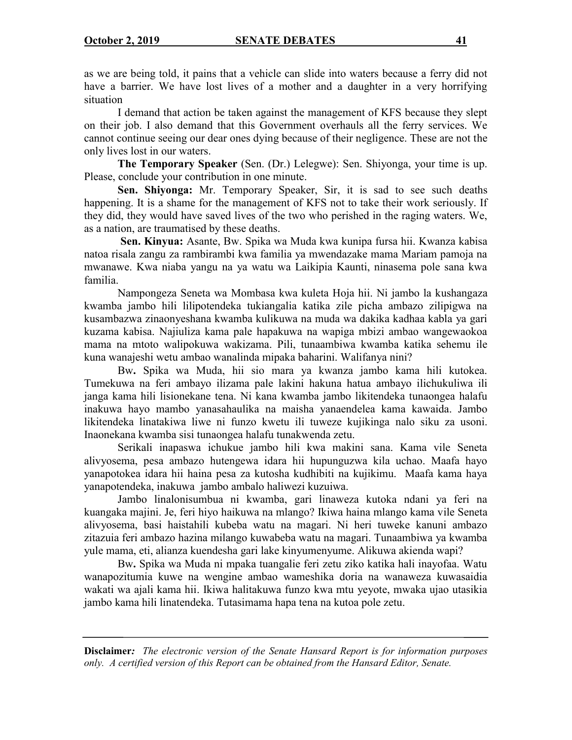as we are being told, it pains that a vehicle can slide into waters because a ferry did not have a barrier. We have lost lives of a mother and a daughter in a very horrifying situation

I demand that action be taken against the management of KFS because they slept on their job. I also demand that this Government overhauls all the ferry services. We cannot continue seeing our dear ones dying because of their negligence. These are not the only lives lost in our waters.

**The Temporary Speaker** (Sen. (Dr.) Lelegwe): Sen. Shiyonga, your time is up. Please, conclude your contribution in one minute.

**Sen. Shiyonga:** Mr. Temporary Speaker, Sir, it is sad to see such deaths happening. It is a shame for the management of KFS not to take their work seriously. If they did, they would have saved lives of the two who perished in the raging waters. We, as a nation, are traumatised by these deaths.

**Sen. Kinyua:** Asante, Bw. Spika wa Muda kwa kunipa fursa hii. Kwanza kabisa natoa risala zangu za rambirambi kwa familia ya mwendazake mama Mariam pamoja na mwanawe. Kwa niaba yangu na ya watu wa Laikipia Kaunti, ninasema pole sana kwa familia.

Nampongeza Seneta wa Mombasa kwa kuleta Hoja hii. Ni jambo la kushangaza kwamba jambo hili lilipotendeka tukiangalia katika zile picha ambazo zilipigwa na kusambazwa zinaonyeshana kwamba kulikuwa na muda wa dakika kadhaa kabla ya gari kuzama kabisa. Najiuliza kama pale hapakuwa na wapiga mbizi ambao wangewaokoa mama na mtoto walipokuwa wakizama. Pili, tunaambiwa kwamba katika sehemu ile kuna wanajeshi wetu ambao wanalinda mipaka baharini. Walifanya nini?

Bw**.** Spika wa Muda, hii sio mara ya kwanza jambo kama hili kutokea. Tumekuwa na feri ambayo ilizama pale lakini hakuna hatua ambayo ilichukuliwa ili janga kama hili lisionekane tena. Ni kana kwamba jambo likitendeka tunaongea halafu inakuwa hayo mambo yanasahaulika na maisha yanaendelea kama kawaida. Jambo likitendeka linatakiwa liwe ni funzo kwetu ili tuweze kujikinga nalo siku za usoni. Inaonekana kwamba sisi tunaongea halafu tunakwenda zetu.

Serikali inapaswa ichukue jambo hili kwa makini sana. Kama vile Seneta alivyosema, pesa ambazo hutengewa idara hii hupunguzwa kila uchao. Maafa hayo yanapotokea idara hii haina pesa za kutosha kudhibiti na kujikimu. Maafa kama haya yanapotendeka, inakuwa jambo ambalo haliwezi kuzuiwa.

Jambo linalonisumbua ni kwamba, gari linaweza kutoka ndani ya feri na kuangaka majini. Je, feri hiyo haikuwa na mlango? Ikiwa haina mlango kama vile Seneta alivyosema, basi haistahili kubeba watu na magari. Ni heri tuweke kanuni ambazo zitazuia feri ambazo hazina milango kuwabeba watu na magari. Tunaambiwa ya kwamba yule mama, eti, alianza kuendesha gari lake kinyumenyume. Alikuwa akienda wapi?

Bw**.** Spika wa Muda ni mpaka tuangalie feri zetu ziko katika hali inayofaa. Watu wanapozitumia kuwe na wengine ambao wameshika doria na wanaweza kuwasaidia wakati wa ajali kama hii. Ikiwa halitakuwa funzo kwa mtu yeyote, mwaka ujao utasikia jambo kama hili linatendeka. Tutasimama hapa tena na kutoa pole zetu.

**Disclaimer***: The electronic version of the Senate Hansard Report is for information purposes only. A certified version of this Report can be obtained from the Hansard Editor, Senate.*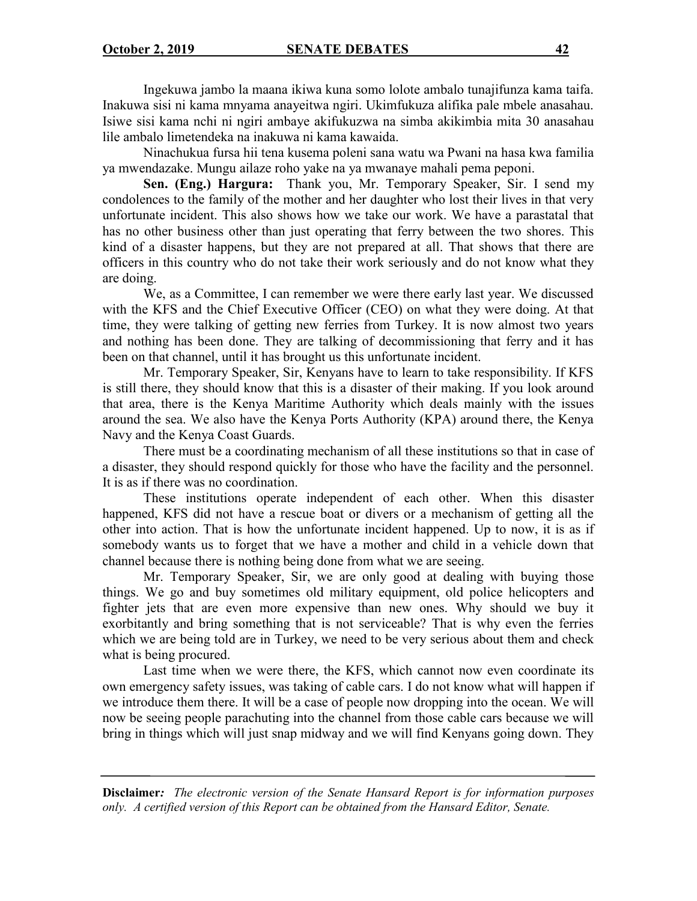Ingekuwa jambo la maana ikiwa kuna somo lolote ambalo tunajifunza kama taifa. Inakuwa sisi ni kama mnyama anayeitwa ngiri. Ukimfukuza alifika pale mbele anasahau. Isiwe sisi kama nchi ni ngiri ambaye akifukuzwa na simba akikimbia mita 30 anasahau lile ambalo limetendeka na inakuwa ni kama kawaida.

Ninachukua fursa hii tena kusema poleni sana watu wa Pwani na hasa kwa familia ya mwendazake. Mungu ailaze roho yake na ya mwanaye mahali pema peponi.

**Sen. (Eng.) Hargura:** Thank you, Mr. Temporary Speaker, Sir. I send my condolences to the family of the mother and her daughter who lost their lives in that very unfortunate incident. This also shows how we take our work. We have a parastatal that has no other business other than just operating that ferry between the two shores. This kind of a disaster happens, but they are not prepared at all. That shows that there are officers in this country who do not take their work seriously and do not know what they are doing.

We, as a Committee, I can remember we were there early last year. We discussed with the KFS and the Chief Executive Officer (CEO) on what they were doing. At that time, they were talking of getting new ferries from Turkey. It is now almost two years and nothing has been done. They are talking of decommissioning that ferry and it has been on that channel, until it has brought us this unfortunate incident.

Mr. Temporary Speaker, Sir, Kenyans have to learn to take responsibility. If KFS is still there, they should know that this is a disaster of their making. If you look around that area, there is the Kenya Maritime Authority which deals mainly with the issues around the sea. We also have the Kenya Ports Authority (KPA) around there, the Kenya Navy and the Kenya Coast Guards.

There must be a coordinating mechanism of all these institutions so that in case of a disaster, they should respond quickly for those who have the facility and the personnel. It is as if there was no coordination.

These institutions operate independent of each other. When this disaster happened, KFS did not have a rescue boat or divers or a mechanism of getting all the other into action. That is how the unfortunate incident happened. Up to now, it is as if somebody wants us to forget that we have a mother and child in a vehicle down that channel because there is nothing being done from what we are seeing.

Mr. Temporary Speaker, Sir, we are only good at dealing with buying those things. We go and buy sometimes old military equipment, old police helicopters and fighter jets that are even more expensive than new ones. Why should we buy it exorbitantly and bring something that is not serviceable? That is why even the ferries which we are being told are in Turkey, we need to be very serious about them and check what is being procured.

Last time when we were there, the KFS, which cannot now even coordinate its own emergency safety issues, was taking of cable cars. I do not know what will happen if we introduce them there. It will be a case of people now dropping into the ocean. We will now be seeing people parachuting into the channel from those cable cars because we will bring in things which will just snap midway and we will find Kenyans going down. They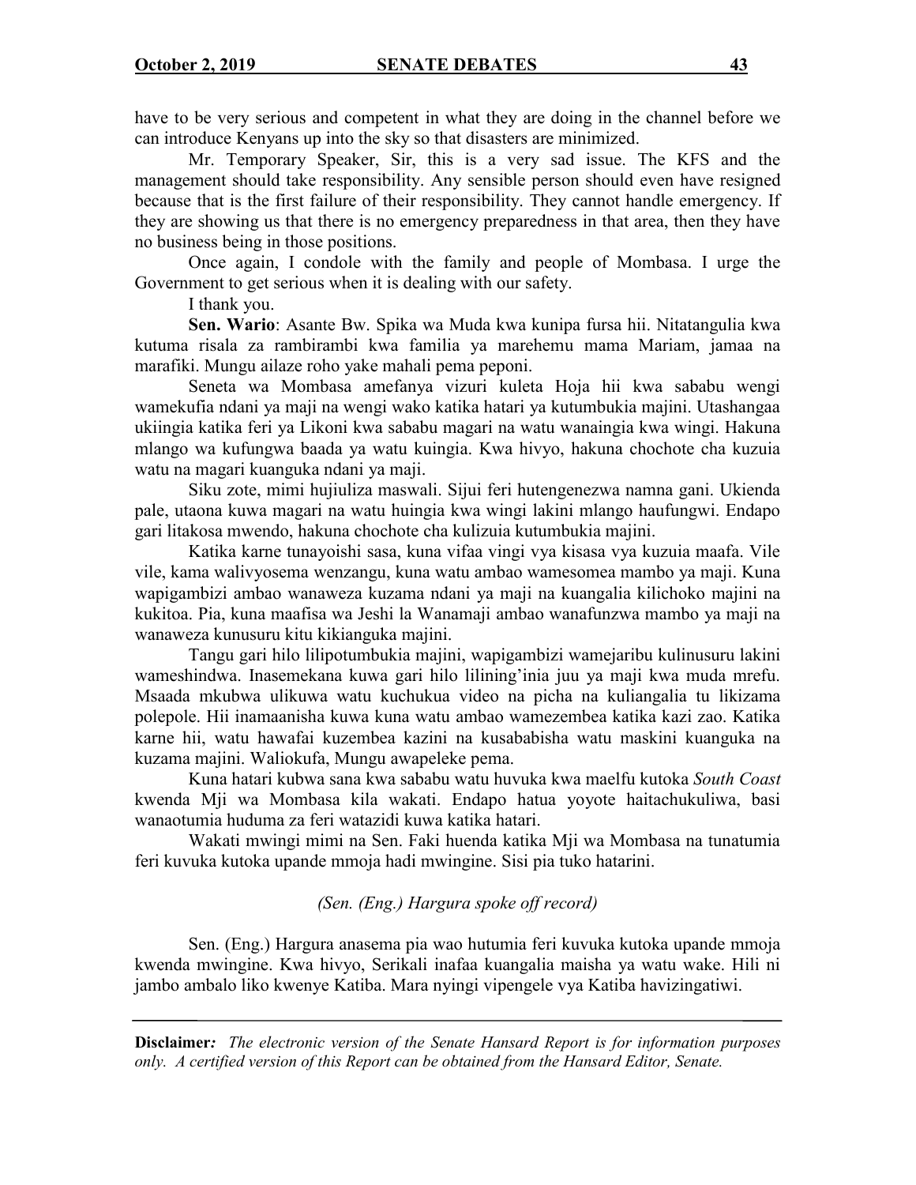have to be very serious and competent in what they are doing in the channel before we can introduce Kenyans up into the sky so that disasters are minimized.

Mr. Temporary Speaker, Sir, this is a very sad issue. The KFS and the management should take responsibility. Any sensible person should even have resigned because that is the first failure of their responsibility. They cannot handle emergency. If they are showing us that there is no emergency preparedness in that area, then they have no business being in those positions.

Once again, I condole with the family and people of Mombasa. I urge the Government to get serious when it is dealing with our safety.

I thank you.

**Sen. Wario**: Asante Bw. Spika wa Muda kwa kunipa fursa hii. Nitatangulia kwa kutuma risala za rambirambi kwa familia ya marehemu mama Mariam, jamaa na marafiki. Mungu ailaze roho yake mahali pema peponi.

Seneta wa Mombasa amefanya vizuri kuleta Hoja hii kwa sababu wengi wamekufia ndani ya maji na wengi wako katika hatari ya kutumbukia majini. Utashangaa ukiingia katika feri ya Likoni kwa sababu magari na watu wanaingia kwa wingi. Hakuna mlango wa kufungwa baada ya watu kuingia. Kwa hivyo, hakuna chochote cha kuzuia watu na magari kuanguka ndani ya maji.

Siku zote, mimi hujiuliza maswali. Sijui feri hutengenezwa namna gani. Ukienda pale, utaona kuwa magari na watu huingia kwa wingi lakini mlango haufungwi. Endapo gari litakosa mwendo, hakuna chochote cha kulizuia kutumbukia majini.

Katika karne tunayoishi sasa, kuna vifaa vingi vya kisasa vya kuzuia maafa. Vile vile, kama walivyosema wenzangu, kuna watu ambao wamesomea mambo ya maji. Kuna wapigambizi ambao wanaweza kuzama ndani ya maji na kuangalia kilichoko majini na kukitoa. Pia, kuna maafisa wa Jeshi la Wanamaji ambao wanafunzwa mambo ya maji na wanaweza kunusuru kitu kikianguka majini.

Tangu gari hilo lilipotumbukia majini, wapigambizi wamejaribu kulinusuru lakini wameshindwa. Inasemekana kuwa gari hilo lilining'inia juu ya maji kwa muda mrefu. Msaada mkubwa ulikuwa watu kuchukua video na picha na kuliangalia tu likizama polepole. Hii inamaanisha kuwa kuna watu ambao wamezembea katika kazi zao. Katika karne hii, watu hawafai kuzembea kazini na kusababisha watu maskini kuanguka na kuzama majini. Waliokufa, Mungu awapeleke pema.

Kuna hatari kubwa sana kwa sababu watu huvuka kwa maelfu kutoka *South Coast* kwenda Mji wa Mombasa kila wakati. Endapo hatua yoyote haitachukuliwa, basi wanaotumia huduma za feri watazidi kuwa katika hatari.

Wakati mwingi mimi na Sen. Faki huenda katika Mji wa Mombasa na tunatumia feri kuvuka kutoka upande mmoja hadi mwingine. Sisi pia tuko hatarini.

*(Sen. (Eng.) Hargura spoke off record)*

Sen. (Eng.) Hargura anasema pia wao hutumia feri kuvuka kutoka upande mmoja kwenda mwingine. Kwa hivyo, Serikali inafaa kuangalia maisha ya watu wake. Hili ni jambo ambalo liko kwenye Katiba. Mara nyingi vipengele vya Katiba havizingatiwi.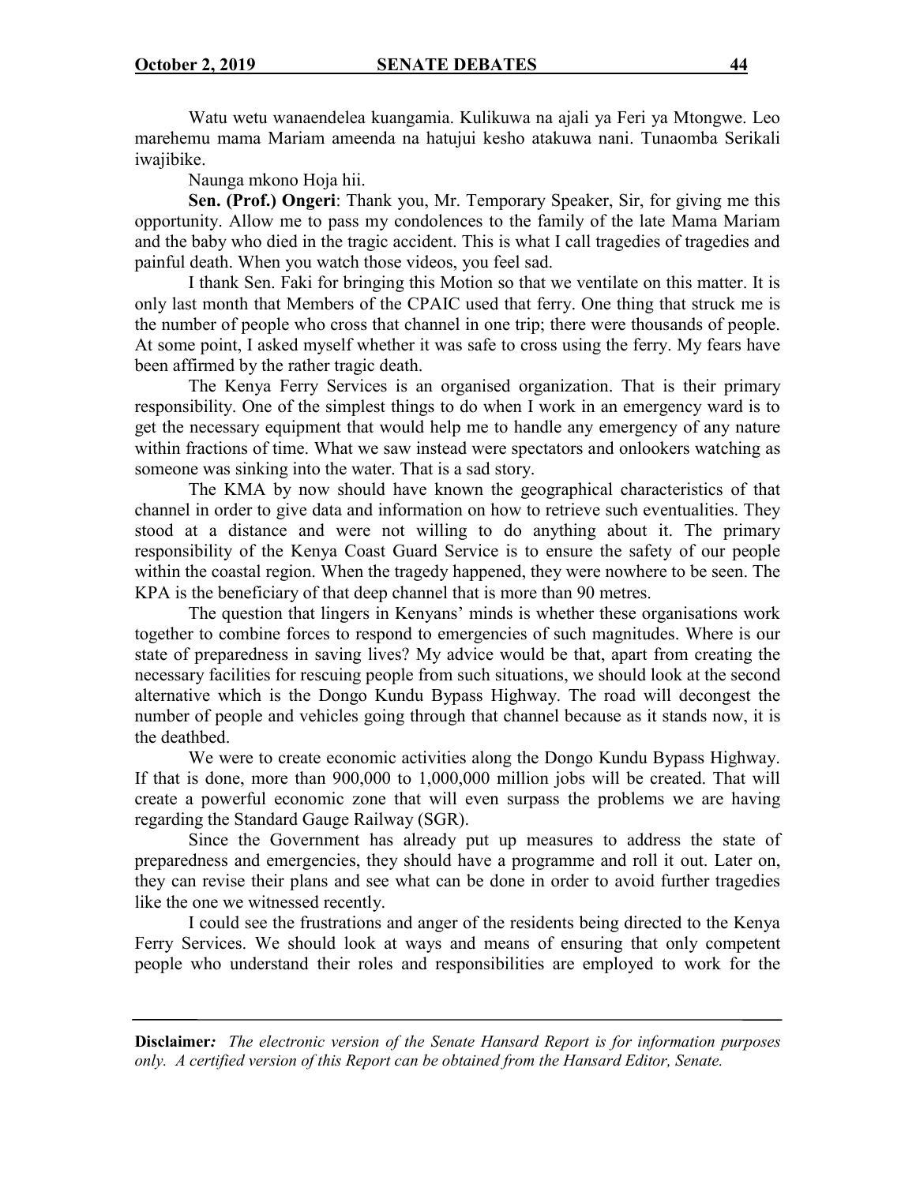Watu wetu wanaendelea kuangamia. Kulikuwa na ajali ya Feri ya Mtongwe. Leo marehemu mama Mariam ameenda na hatujui kesho atakuwa nani. Tunaomba Serikali iwajibike.

Naunga mkono Hoja hii.

**Sen. (Prof.) Ongeri**: Thank you, Mr. Temporary Speaker, Sir, for giving me this opportunity. Allow me to pass my condolences to the family of the late Mama Mariam and the baby who died in the tragic accident. This is what I call tragedies of tragedies and painful death. When you watch those videos, you feel sad.

I thank Sen. Faki for bringing this Motion so that we ventilate on this matter. It is only last month that Members of the CPAIC used that ferry. One thing that struck me is the number of people who cross that channel in one trip; there were thousands of people. At some point, I asked myself whether it was safe to cross using the ferry. My fears have been affirmed by the rather tragic death.

The Kenya Ferry Services is an organised organization. That is their primary responsibility. One of the simplest things to do when I work in an emergency ward is to get the necessary equipment that would help me to handle any emergency of any nature within fractions of time. What we saw instead were spectators and onlookers watching as someone was sinking into the water. That is a sad story.

The KMA by now should have known the geographical characteristics of that channel in order to give data and information on how to retrieve such eventualities. They stood at a distance and were not willing to do anything about it. The primary responsibility of the Kenya Coast Guard Service is to ensure the safety of our people within the coastal region. When the tragedy happened, they were nowhere to be seen. The KPA is the beneficiary of that deep channel that is more than 90 metres.

The question that lingers in Kenyans' minds is whether these organisations work together to combine forces to respond to emergencies of such magnitudes. Where is our state of preparedness in saving lives? My advice would be that, apart from creating the necessary facilities for rescuing people from such situations, we should look at the second alternative which is the Dongo Kundu Bypass Highway. The road will decongest the number of people and vehicles going through that channel because as it stands now, it is the deathbed.

We were to create economic activities along the Dongo Kundu Bypass Highway. If that is done, more than 900,000 to 1,000,000 million jobs will be created. That will create a powerful economic zone that will even surpass the problems we are having regarding the Standard Gauge Railway (SGR).

Since the Government has already put up measures to address the state of preparedness and emergencies, they should have a programme and roll it out. Later on, they can revise their plans and see what can be done in order to avoid further tragedies like the one we witnessed recently.

I could see the frustrations and anger of the residents being directed to the Kenya Ferry Services. We should look at ways and means of ensuring that only competent people who understand their roles and responsibilities are employed to work for the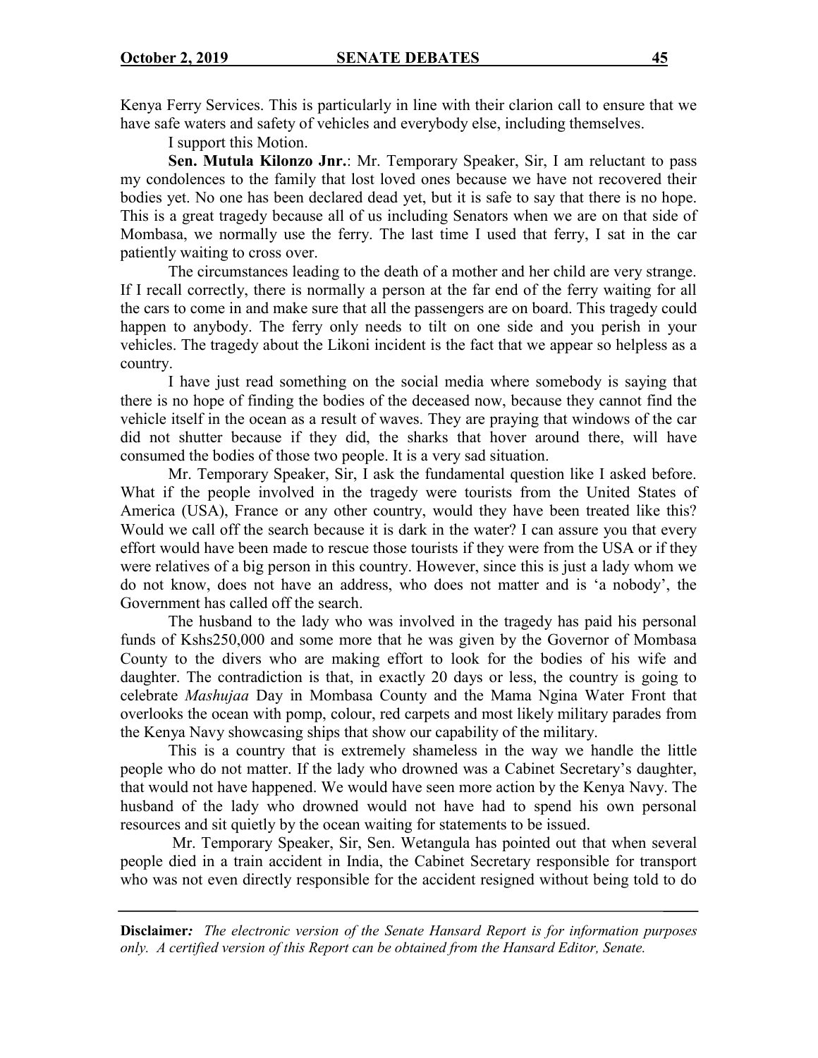Kenya Ferry Services. This is particularly in line with their clarion call to ensure that we have safe waters and safety of vehicles and everybody else, including themselves.

I support this Motion.

**Sen. Mutula Kilonzo Jnr.**: Mr. Temporary Speaker, Sir, I am reluctant to pass my condolences to the family that lost loved ones because we have not recovered their bodies yet. No one has been declared dead yet, but it is safe to say that there is no hope. This is a great tragedy because all of us including Senators when we are on that side of Mombasa, we normally use the ferry. The last time I used that ferry, I sat in the car patiently waiting to cross over.

The circumstances leading to the death of a mother and her child are very strange. If I recall correctly, there is normally a person at the far end of the ferry waiting for all the cars to come in and make sure that all the passengers are on board. This tragedy could happen to anybody. The ferry only needs to tilt on one side and you perish in your vehicles. The tragedy about the Likoni incident is the fact that we appear so helpless as a country.

I have just read something on the social media where somebody is saying that there is no hope of finding the bodies of the deceased now, because they cannot find the vehicle itself in the ocean as a result of waves. They are praying that windows of the car did not shutter because if they did, the sharks that hover around there, will have consumed the bodies of those two people. It is a very sad situation.

Mr. Temporary Speaker, Sir, I ask the fundamental question like I asked before. What if the people involved in the tragedy were tourists from the United States of America (USA), France or any other country, would they have been treated like this? Would we call off the search because it is dark in the water? I can assure you that every effort would have been made to rescue those tourists if they were from the USA or if they were relatives of a big person in this country. However, since this is just a lady whom we do not know, does not have an address, who does not matter and is 'a nobody', the Government has called off the search.

The husband to the lady who was involved in the tragedy has paid his personal funds of Kshs250,000 and some more that he was given by the Governor of Mombasa County to the divers who are making effort to look for the bodies of his wife and daughter. The contradiction is that, in exactly 20 days or less, the country is going to celebrate *Mashujaa* Day in Mombasa County and the Mama Ngina Water Front that overlooks the ocean with pomp, colour, red carpets and most likely military parades from the Kenya Navy showcasing ships that show our capability of the military.

This is a country that is extremely shameless in the way we handle the little people who do not matter. If the lady who drowned was a Cabinet Secretary's daughter, that would not have happened. We would have seen more action by the Kenya Navy. The husband of the lady who drowned would not have had to spend his own personal resources and sit quietly by the ocean waiting for statements to be issued.

Mr. Temporary Speaker, Sir, Sen. Wetangula has pointed out that when several people died in a train accident in India, the Cabinet Secretary responsible for transport who was not even directly responsible for the accident resigned without being told to do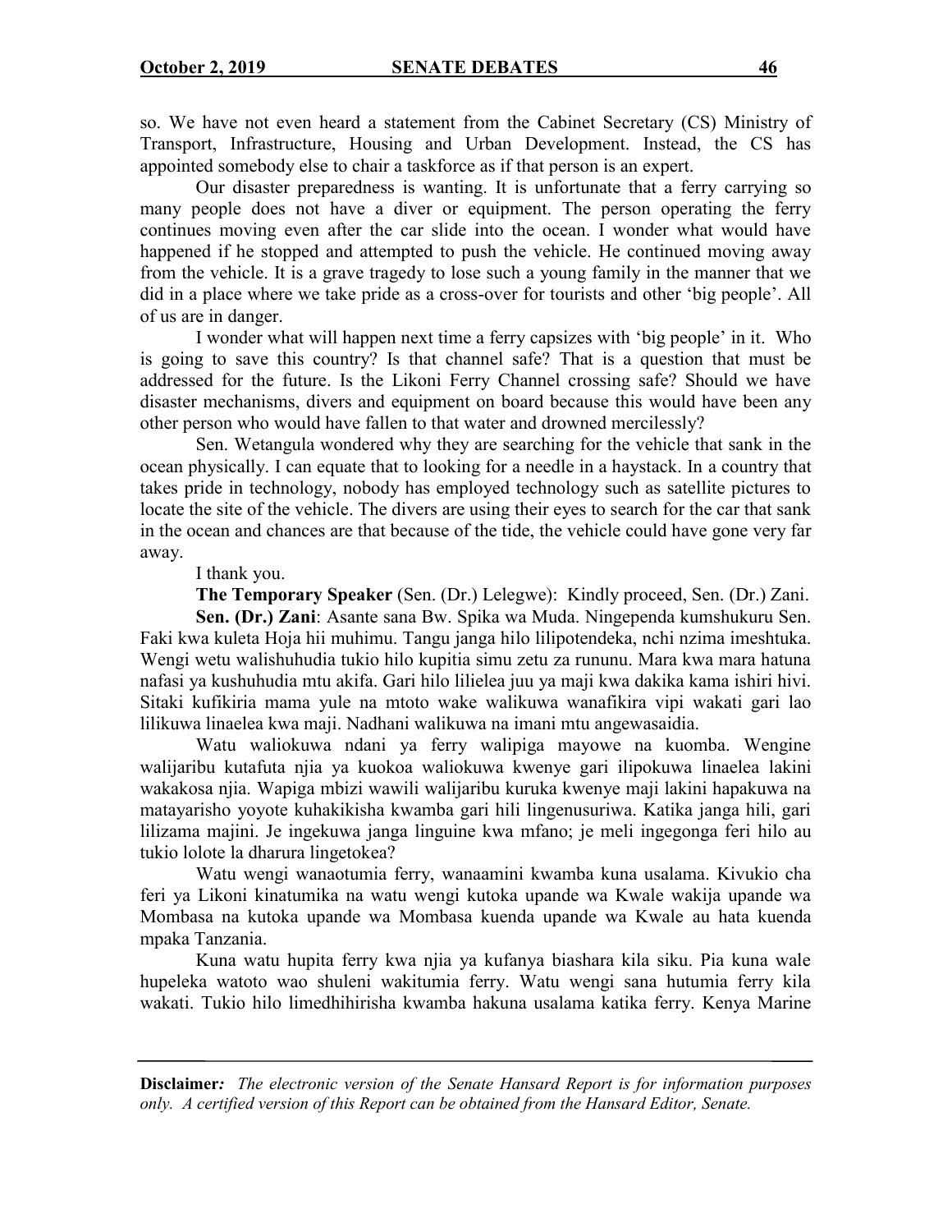so. We have not even heard a statement from the Cabinet Secretary (CS) Ministry of Transport, Infrastructure, Housing and Urban Development. Instead, the CS has appointed somebody else to chair a taskforce as if that person is an expert.

Our disaster preparedness is wanting. It is unfortunate that a ferry carrying so many people does not have a diver or equipment. The person operating the ferry continues moving even after the car slide into the ocean. I wonder what would have happened if he stopped and attempted to push the vehicle. He continued moving away from the vehicle. It is a grave tragedy to lose such a young family in the manner that we did in a place where we take pride as a cross-over for tourists and other 'big people'. All of us are in danger.

I wonder what will happen next time a ferry capsizes with 'big people' in it. Who is going to save this country? Is that channel safe? That is a question that must be addressed for the future. Is the Likoni Ferry Channel crossing safe? Should we have disaster mechanisms, divers and equipment on board because this would have been any other person who would have fallen to that water and drowned mercilessly?

Sen. Wetangula wondered why they are searching for the vehicle that sank in the ocean physically. I can equate that to looking for a needle in a haystack. In a country that takes pride in technology, nobody has employed technology such as satellite pictures to locate the site of the vehicle. The divers are using their eyes to search for the car that sank in the ocean and chances are that because of the tide, the vehicle could have gone very far away.

I thank you.

**The Temporary Speaker** (Sen. (Dr.) Lelegwe): Kindly proceed, Sen. (Dr.) Zani.

**Sen. (Dr.) Zani**: Asante sana Bw. Spika wa Muda. Ningependa kumshukuru Sen. Faki kwa kuleta Hoja hii muhimu. Tangu janga hilo lilipotendeka, nchi nzima imeshtuka. Wengi wetu walishuhudia tukio hilo kupitia simu zetu za rununu. Mara kwa mara hatuna nafasi ya kushuhudia mtu akifa. Gari hilo lilielea juu ya maji kwa dakika kama ishiri hivi. Sitaki kufikiria mama yule na mtoto wake walikuwa wanafikira vipi wakati gari lao lilikuwa linaelea kwa maji. Nadhani walikuwa na imani mtu angewasaidia.

Watu waliokuwa ndani ya ferry walipiga mayowe na kuomba. Wengine walijaribu kutafuta njia ya kuokoa waliokuwa kwenye gari ilipokuwa linaelea lakini wakakosa njia. Wapiga mbizi wawili walijaribu kuruka kwenye maji lakini hapakuwa na matayarisho yoyote kuhakikisha kwamba gari hili lingenusuriwa. Katika janga hili, gari lilizama majini. Je ingekuwa janga linguine kwa mfano; je meli ingegonga feri hilo au tukio lolote la dharura lingetokea?

Watu wengi wanaotumia ferry, wanaamini kwamba kuna usalama. Kivukio cha feri ya Likoni kinatumika na watu wengi kutoka upande wa Kwale wakija upande wa Mombasa na kutoka upande wa Mombasa kuenda upande wa Kwale au hata kuenda mpaka Tanzania.

Kuna watu hupita ferry kwa njia ya kufanya biashara kila siku. Pia kuna wale hupeleka watoto wao shuleni wakitumia ferry. Watu wengi sana hutumia ferry kila wakati. Tukio hilo limedhihirisha kwamba hakuna usalama katika ferry. Kenya Marine

**Disclaimer***: The electronic version of the Senate Hansard Report is for information purposes only. A certified version of this Report can be obtained from the Hansard Editor, Senate.*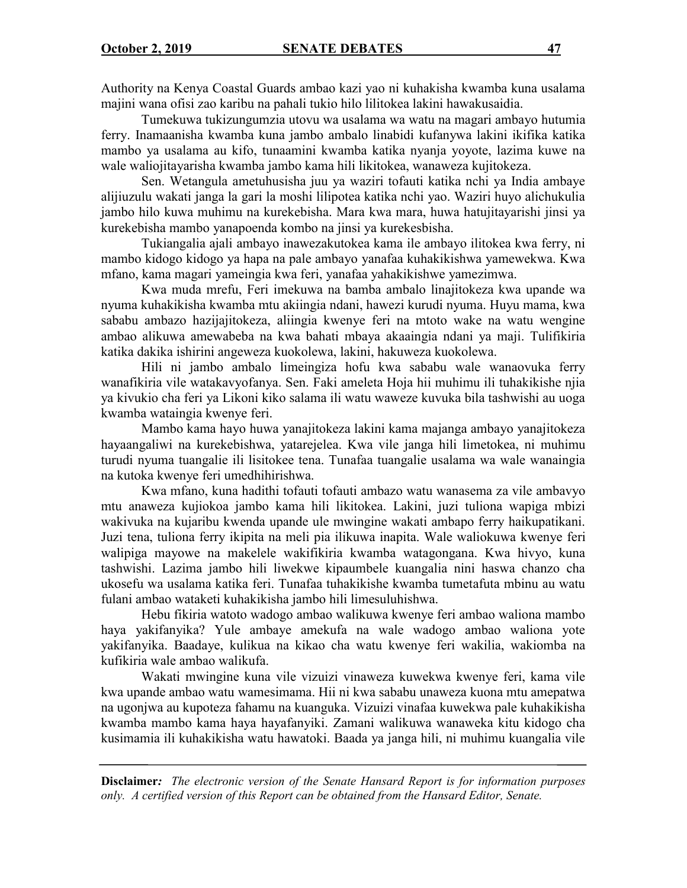Authority na Kenya Coastal Guards ambao kazi yao ni kuhakisha kwamba kuna usalama majini wana ofisi zao karibu na pahali tukio hilo lilitokea lakini hawakusaidia.

Tumekuwa tukizungumzia utovu wa usalama wa watu na magari ambayo hutumia ferry. Inamaanisha kwamba kuna jambo ambalo linabidi kufanywa lakini ikifika katika mambo ya usalama au kifo, tunaamini kwamba katika nyanja yoyote, lazima kuwe na wale waliojitayarisha kwamba jambo kama hili likitokea, wanaweza kujitokeza.

Sen. Wetangula ametuhusisha juu ya waziri tofauti katika nchi ya India ambaye alijiuzulu wakati janga la gari la moshi lilipotea katika nchi yao. Waziri huyo alichukulia jambo hilo kuwa muhimu na kurekebisha. Mara kwa mara, huwa hatujitayarishi jinsi ya kurekebisha mambo yanapoenda kombo na jinsi ya kurekesbisha.

Tukiangalia ajali ambayo inawezakutokea kama ile ambayo ilitokea kwa ferry, ni mambo kidogo kidogo ya hapa na pale ambayo yanafaa kuhakikishwa yamewekwa. Kwa mfano, kama magari yameingia kwa feri, yanafaa yahakikishwe yamezimwa.

Kwa muda mrefu, Feri imekuwa na bamba ambalo linajitokeza kwa upande wa nyuma kuhakikisha kwamba mtu akiingia ndani, hawezi kurudi nyuma. Huyu mama, kwa sababu ambazo hazijajitokeza, aliingia kwenye feri na mtoto wake na watu wengine ambao alikuwa amewabeba na kwa bahati mbaya akaaingia ndani ya maji. Tulifikiria katika dakika ishirini angeweza kuokolewa, lakini, hakuweza kuokolewa.

Hili ni jambo ambalo limeingiza hofu kwa sababu wale wanaovuka ferry wanafikiria vile watakavyofanya. Sen. Faki ameleta Hoja hii muhimu ili tuhakikishe njia ya kivukio cha feri ya Likoni kiko salama ili watu waweze kuvuka bila tashwishi au uoga kwamba wataingia kwenye feri.

Mambo kama hayo huwa yanajitokeza lakini kama majanga ambayo yanajitokeza hayaangaliwi na kurekebishwa, yatarejelea. Kwa vile janga hili limetokea, ni muhimu turudi nyuma tuangalie ili lisitokee tena. Tunafaa tuangalie usalama wa wale wanaingia na kutoka kwenye feri umedhihirishwa.

Kwa mfano, kuna hadithi tofauti tofauti ambazo watu wanasema za vile ambavyo mtu anaweza kujiokoa jambo kama hili likitokea. Lakini, juzi tuliona wapiga mbizi wakivuka na kujaribu kwenda upande ule mwingine wakati ambapo ferry haikupatikani. Juzi tena, tuliona ferry ikipita na meli pia ilikuwa inapita. Wale waliokuwa kwenye feri walipiga mayowe na makelele wakifikiria kwamba watagongana. Kwa hivyo, kuna tashwishi. Lazima jambo hili liwekwe kipaumbele kuangalia nini haswa chanzo cha ukosefu wa usalama katika feri. Tunafaa tuhakikishe kwamba tumetafuta mbinu au watu fulani ambao wataketi kuhakikisha jambo hili limesuluhishwa.

Hebu fikiria watoto wadogo ambao walikuwa kwenye feri ambao waliona mambo haya yakifanyika? Yule ambaye amekufa na wale wadogo ambao waliona yote yakifanyika. Baadaye, kulikua na kikao cha watu kwenye feri wakilia, wakiomba na kufikiria wale ambao walikufa.

Wakati mwingine kuna vile vizuizi vinaweza kuwekwa kwenye feri, kama vile kwa upande ambao watu wamesimama. Hii ni kwa sababu unaweza kuona mtu amepatwa na ugonjwa au kupoteza fahamu na kuanguka. Vizuizi vinafaa kuwekwa pale kuhakikisha kwamba mambo kama haya hayafanyiki. Zamani walikuwa wanaweka kitu kidogo cha kusimamia ili kuhakikisha watu hawatoki. Baada ya janga hili, ni muhimu kuangalia vile

**Disclaimer***: The electronic version of the Senate Hansard Report is for information purposes only. A certified version of this Report can be obtained from the Hansard Editor, Senate.*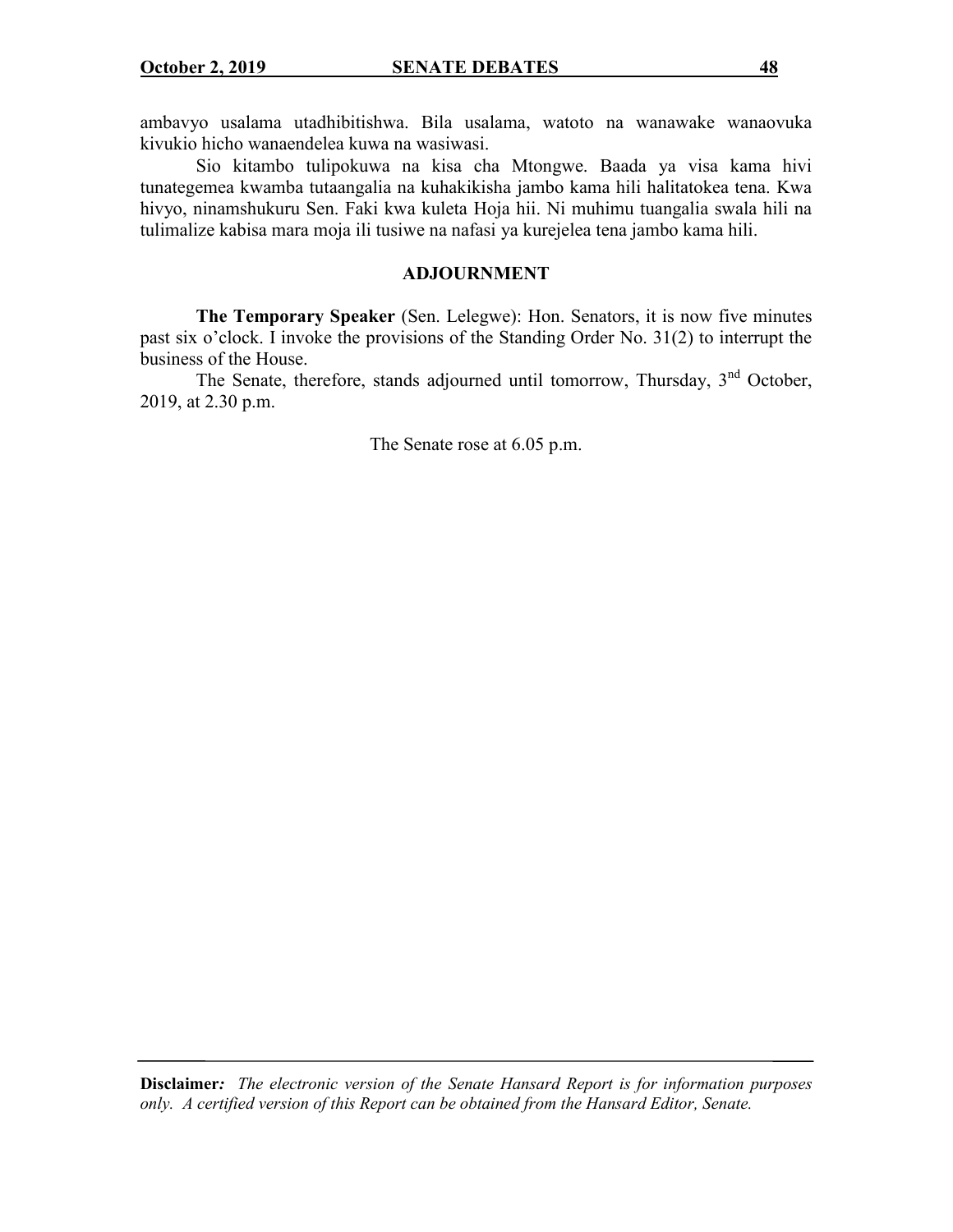ambavyo usalama utadhibitishwa. Bila usalama, watoto na wanawake wanaovuka kivukio hicho wanaendelea kuwa na wasiwasi.

Sio kitambo tulipokuwa na kisa cha Mtongwe. Baada ya visa kama hivi tunategemea kwamba tutaangalia na kuhakikisha jambo kama hili halitatokea tena. Kwa hivyo, ninamshukuru Sen. Faki kwa kuleta Hoja hii. Ni muhimu tuangalia swala hili na tulimalize kabisa mara moja ili tusiwe na nafasi ya kurejelea tena jambo kama hili.

## ADJOURNMENT

**The Temporary Speaker** (Sen. Lelegwe): Hon. Senators, it is now five minutes past six o'clock. I invoke the provisions of the Standing Order No. 31(2) to interrupt the business of the House.

The Senate, therefore, stands adjourned until tomorrow, Thursday, 3rd October, 2019, at 2.30 p.m.

The Senate rose at 6.05 p.m.

**Disclaimer***: The electronic version of the Senate Hansard Report is for information purposes only. A certified version of this Report can be obtained from the Hansard Editor, Senate.*